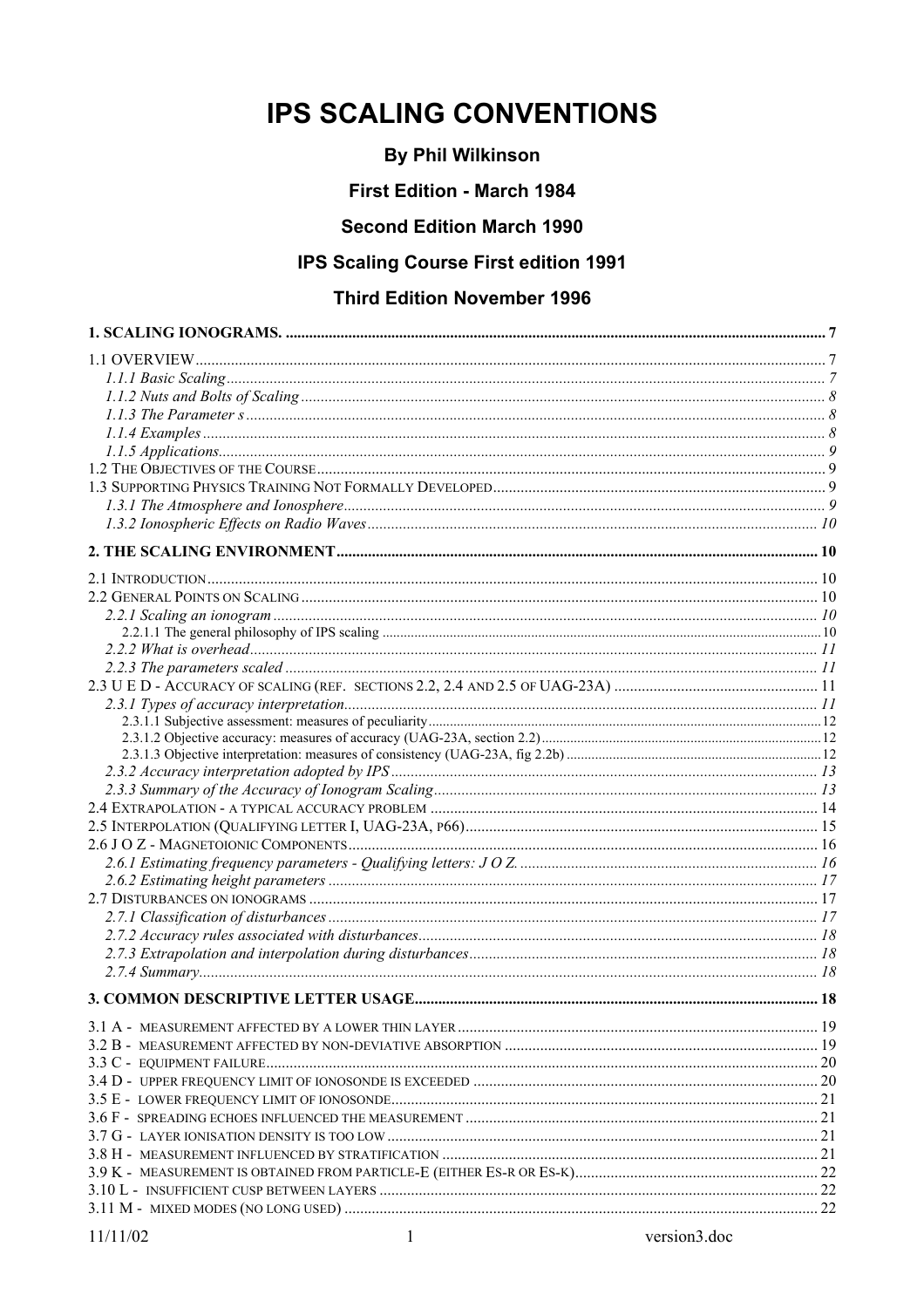# IPS SCALING CONVENTIONS

**By Phil Wilkinson**

**First Edition - March 1984**

**Second Edition March 1990**

**IPS Scaling Course First edition 1991**

**Third Edition November 1996**

**1. SCALING IONOGRAMS. ........................................................ 7**

1.1 OVERVIEW ........................................................ 7
- *1.1.1 Basic Scaling ........................................................ 7*
- *1.1.2 Nuts and Bolts of Scaling ........................................................ 8*
- *1.1.3 The Parameter s ........................................................ 8*
- *1.1.4 Examples ........................................................ 8*
- *1.1.5 Applications ........................................................ 9*

1.2 THE OBJECTIVES OF THE COURSE ........................................................ 9

1.3 SUPPORTING PHYSICS TRAINING NOT FORMALLY DEVELOPED ........................................................ 9
- *1.3.1 The Atmosphere and Ionosphere ........................................................ 9*
- *1.3.2 Ionospheric Effects on Radio Waves ........................................................ 10*

**2. THE SCALING ENVIRONMENT ........................................................ 10**

2.1 INTRODUCTION ........................................................ 10

2.2 GENERAL POINTS ON SCALING ........................................................ 10
- *2.2.1 Scaling an ionogram ........................................................ 10*
  - 2.2.1.1 The general philosophy of IPS scaling ........................................................ 10
- *2.2.2 What is overhead ........................................................ 11*
- *2.2.3 The parameters scaled ........................................................ 11*

2.3 U E D - ACCURACY OF SCALING (REF. SECTIONS 2.2, 2.4 AND 2.5 OF UAG-23A) ........................................................ 11
- *2.3.1 Types of accuracy interpretation ........................................................ 11*
  - 2.3.1.1 Subjective assessment: measures of peculiarity ........................................................ 12
  - 2.3.1.2 Objective accuracy: measures of accuracy (UAG-23A, section 2.2) ........................................................ 12
  - 2.3.1.3 Objective interpretation: measures of consistency (UAG-23A, fig 2.2b) ........................................................ 12
- *2.3.2 Accuracy interpretation adopted by IPS ........................................................ 13*
- *2.3.3 Summary of the Accuracy of Ionogram Scaling ........................................................ 13*

2.4 EXTRAPOLATION - A TYPICAL ACCURACY PROBLEM ........................................................ 14

2.5 INTERPOLATION (QUALIFYING LETTER I, UAG-23A, P66) ........................................................ 15

2.6 J O Z - MAGNETOIONIC COMPONENTS ........................................................ 16
- *2.6.1 Estimating frequency parameters - Qualifying letters: J O Z. ........................................................ 16*
- *2.6.2 Estimating height parameters ........................................................ 17*

2.7 DISTURBANCES ON IONOGRAMS ........................................................ 17
- *2.7.1 Classification of disturbances ........................................................ 17*
- *2.7.2 Accuracy rules associated with disturbances ........................................................ 18*
- *2.7.3 Extrapolation and interpolation during disturbances ........................................................ 18*
- *2.7.4 Summary ........................................................ 18*

**3. COMMON DESCRIPTIVE LETTER USAGE ........................................................ 18**

3.1 A - MEASUREMENT AFFECTED BY A LOWER THIN LAYER ........................................................ 19

3.2 B - MEASUREMENT AFFECTED BY NON-DEVIATIVE ABSORPTION ........................................................ 19

3.3 C - EQUIPMENT FAILURE ........................................................ 20

3.4 D - UPPER FREQUENCY LIMIT OF IONOSONDE IS EXCEEDED ........................................................ 20

3.5 E - LOWER FREQUENCY LIMIT OF IONOSONDE ........................................................ 21

3.6 F - SPREADING ECHOES INFLUENCED THE MEASUREMENT ........................................................ 21

3.7 G - LAYER IONISATION DENSITY IS TOO LOW ........................................................ 21

3.8 H - MEASUREMENT INFLUENCED BY STRATIFICATION ........................................................ 21

3.9 K - MEASUREMENT IS OBTAINED FROM PARTICLE-E (EITHER ES-R OR ES-K) ........................................................ 22

3.10 L - INSUFFICIENT CUSP BETWEEN LAYERS ........................................................ 22

3.11 M - MIXED MODES (NO LONG USED) ........................................................ 22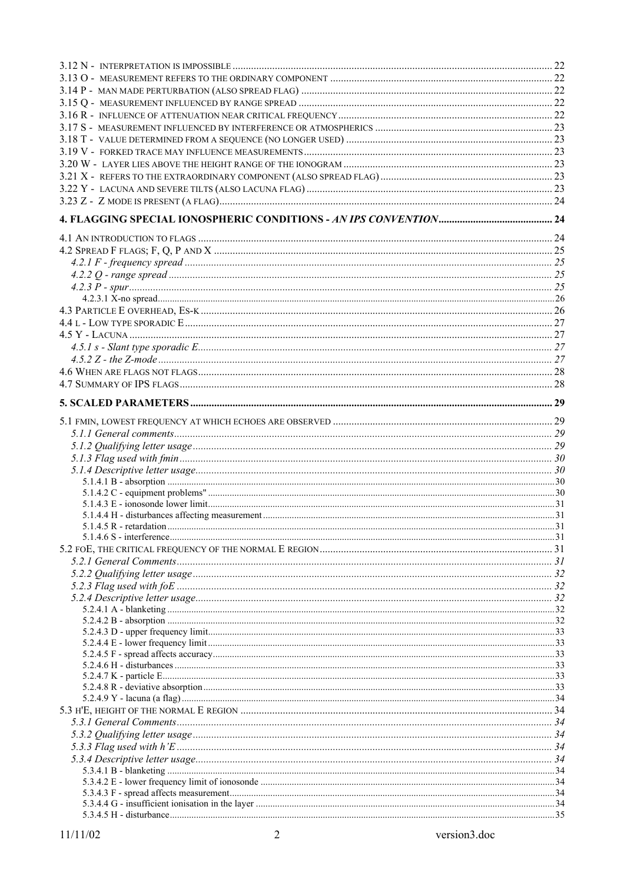3.12 N - INTERPRETATION IS IMPOSSIBLE ........ 22
3.13 O - MEASUREMENT REFERS TO THE ORDINARY COMPONENT ........ 22
3.14 P - MAN MADE PERTURBATION (ALSO SPREAD FLAG) ........ 22
3.15 Q - MEASUREMENT INFLUENCED BY RANGE SPREAD ........ 22
3.16 R - INFLUENCE OF ATTENUATION NEAR CRITICAL FREQUENCY ........ 22
3.17 S - MEASUREMENT INFLUENCED BY INTERFERENCE OR ATMOSPHERICS ........ 23
3.18 T - VALUE DETERMINED FROM A SEQUENCE (NO LONGER USED) ........ 23
3.19 V - FORKED TRACE MAY INFLUENCE MEASUREMENTS ........ 23
3.20 W - LAYER LIES ABOVE THE HEIGHT RANGE OF THE IONOGRAM ........ 23
3.21 X - REFERS TO THE EXTRAORDINARY COMPONENT (ALSO SPREAD FLAG) ........ 23
3.22 Y - LACUNA AND SEVERE TILTS (ALSO LACUNA FLAG) ........ 23
3.23 Z - Z MODE IS PRESENT (A FLAG) ........ 24

**4. FLAGGING SPECIAL IONOSPHERIC CONDITIONS - *AN IPS CONVENTION* ........ 24**

4.1 AN INTRODUCTION TO FLAGS ........ 24
4.2 SPREAD F FLAGS; F, Q, P AND X ........ 25
*4.2.1 F - frequency spread ........ 25*
*4.2.2 Q - range spread ........ 25*
*4.2.3 P - spur ........ 25*
4.2.3.1 X-no spread ........ 26
4.3 PARTICLE E OVERHEAD, ES-K ........ 26
4.4 L - LOW TYPE SPORADIC E ........ 27
4.5 Y - LACUNA ........ 27
*4.5.1 s - Slant type sporadic E ........ 27*
*4.5.2 Z - the Z-mode ........ 27*
4.6 WHEN ARE FLAGS NOT FLAGS ........ 28
4.7 SUMMARY OF IPS FLAGS ........ 28

**5. SCALED PARAMETERS ........ 29**

5.1 FMIN, LOWEST FREQUENCY AT WHICH ECHOES ARE OBSERVED ........ 29
*5.1.1 General comments ........ 29*
*5.1.2 Qualifying letter usage ........ 29*
*5.1.3 Flag used with fmin ........ 30*
*5.1.4 Descriptive letter usage ........ 30*
5.1.4.1 B - absorption ........ 30
5.1.4.2 C - equipment problems" ........ 30
5.1.4.3 E - ionosonde lower limit ........ 31
5.1.4.4 H - disturbances affecting measurement ........ 31
5.1.4.5 R - retardation ........ 31
5.1.4.6 S - interference ........ 31
5.2 FOE, THE CRITICAL FREQUENCY OF THE NORMAL E REGION ........ 31
*5.2.1 General Comments ........ 31*
*5.2.2 Qualifying letter usage ........ 32*
*5.2.3 Flag used with foE ........ 32*
*5.2.4 Descriptive letter usage ........ 32*
5.2.4.1 A - blanketing ........ 32
5.2.4.2 B - absorption ........ 32
5.2.4.3 D - upper frequency limit ........ 33
5.2.4.4 E - lower frequency limit ........ 33
5.2.4.5 F - spread affects accuracy ........ 33
5.2.4.6 H - disturbances ........ 33
5.2.4.7 K - particle E ........ 33
5.2.4.8 R - deviative absorption ........ 33
5.2.4.9 Y - lacuna (a flag) ........ 34
5.3 H'E, HEIGHT OF THE NORMAL E REGION ........ 34
*5.3.1 General Comments ........ 34*
*5.3.2 Qualifying letter usage ........ 34*
*5.3.3 Flag used with h'E ........ 34*
*5.3.4 Descriptive letter usage ........ 34*
5.3.4.1 B - blanketing ........ 34
5.3.4.2 E - lower frequency limit of ionosonde ........ 34
5.3.4.3 F - spread affects measurement ........ 34
5.3.4.4 G - insufficient ionisation in the layer ........ 34
5.3.4.5 H - disturbance ........ 35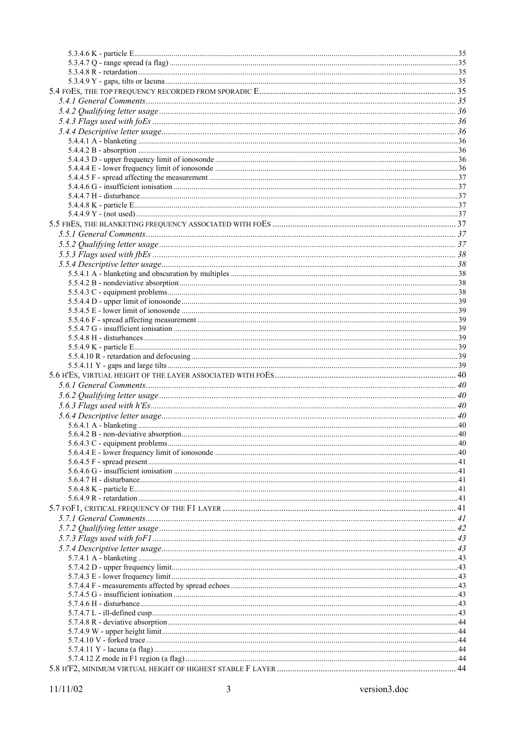5.3.4.6 K - particle E ... 35
5.3.4.7 Q - range spread (a flag) ... 35
5.3.4.8 R - retardation ... 35
5.3.4.9 Y - gaps, tilts or lacuna ... 35

5.4 FOES, THE TOP FREQUENCY RECORDED FROM SPORADIC E ... 35

*5.4.1 General Comments* ... 35

*5.4.2 Qualifying letter usage* ... 36

*5.4.3 Flags used with foEs* ... 36

*5.4.4 Descriptive letter usage* ... 36

5.4.4.1 A - blanketing ... 36
5.4.4.2 B - absorption ... 36
5.4.4.3 D - upper frequency limit of ionosonde ... 36
5.4.4.4 E - lower frequency limit of ionosonde ... 36
5.4.4.5 F - spread affecting the measurement ... 37
5.4.4.6 G - insufficient ionisation ... 37
5.4.4.7 H - disturbance ... 37
5.4.4.8 K - particle E ... 37
5.4.4.9 Y - (not used) ... 37

5.5 FBES, THE BLANKETING FREQUENCY ASSOCIATED WITH FOES ... 37

*5.5.1 General Comments* ... 37

*5.5.2 Qualifying letter usage* ... 37

*5.5.3 Flags used with fbEs* ... 38

*5.5.4 Descriptive letter usage* ... 38

5.5.4.1 A - blanketing and obscuration by multiples ... 38
5.5.4.2 B - nondeviative absorption ... 38
5.5.4.3 C - equipment problems ... 38
5.5.4.4 D - upper limit of ionosonde ... 39
5.5.4.5 E - lower limit of ionosonde ... 39
5.5.4.6 F - spread affecting measurement ... 39
5.5.4.7 G - insufficient ionisation ... 39
5.5.4.8 H - disturbances ... 39
5.5.4.9 K - particle E ... 39
5.5.4.10 R - retardation and defocusing ... 39
5.5.4.11 Y - gaps and large tilts ... 39

5.6 H'ES, VIRTUAL HEIGHT OF THE LAYER ASSOCIATED WITH FOES ... 40

*5.6.1 General Comments* ... 40

*5.6.2 Qualifying letter usage* ... 40

*5.6.3 Flags used with h'Es* ... 40

*5.6.4 Descriptive letter usage* ... 40

5.6.4.1 A - blanketing ... 40
5.6.4.2 B - non-deviative absorption ... 40
5.6.4.3 C - equipment problems ... 40
5.6.4.4 E - lower frequency limit of ionosonde ... 40
5.6.4.5 F - spread present ... 41
5.6.4.6 G - insufficient ionisation ... 41
5.6.4.7 H - disturbance ... 41
5.6.4.8 K - particle E ... 41
5.6.4.9 R - retardation ... 41

5.7 FOF1, CRITICAL FREQUENCY OF THE F1 LAYER ... 41

*5.7.1 General Comments* ... 41

*5.7.2 Qualifying letter usage* ... 42

*5.7.3 Flags used with foF1* ... 43

*5.7.4 Descriptive letter usage* ... 43

5.7.4.1 A - blanketing ... 43
5.7.4.2 D - upper frequency limit ... 43
5.7.4.3 E - lower frequency limit ... 43
5.7.4.4 F - measurements affected by spread echoes ... 43
5.7.4.5 G - insufficient ionisation ... 43
5.7.4.6 H - disturbance ... 43
5.7.4.7 L - ill-defined cusp ... 43
5.7.4.8 R - deviative absorption ... 44
5.7.4.9 W - upper height limit ... 44
5.7.4.10 V - forked trace ... 44
5.7.4.11 Y - lacuna (a flag) ... 44
5.7.4.12 Z mode in F1 region (a flag) ... 44

5.8 H'F2, MINIMUM VIRTUAL HEIGHT OF HIGHEST STABLE F LAYER ... 44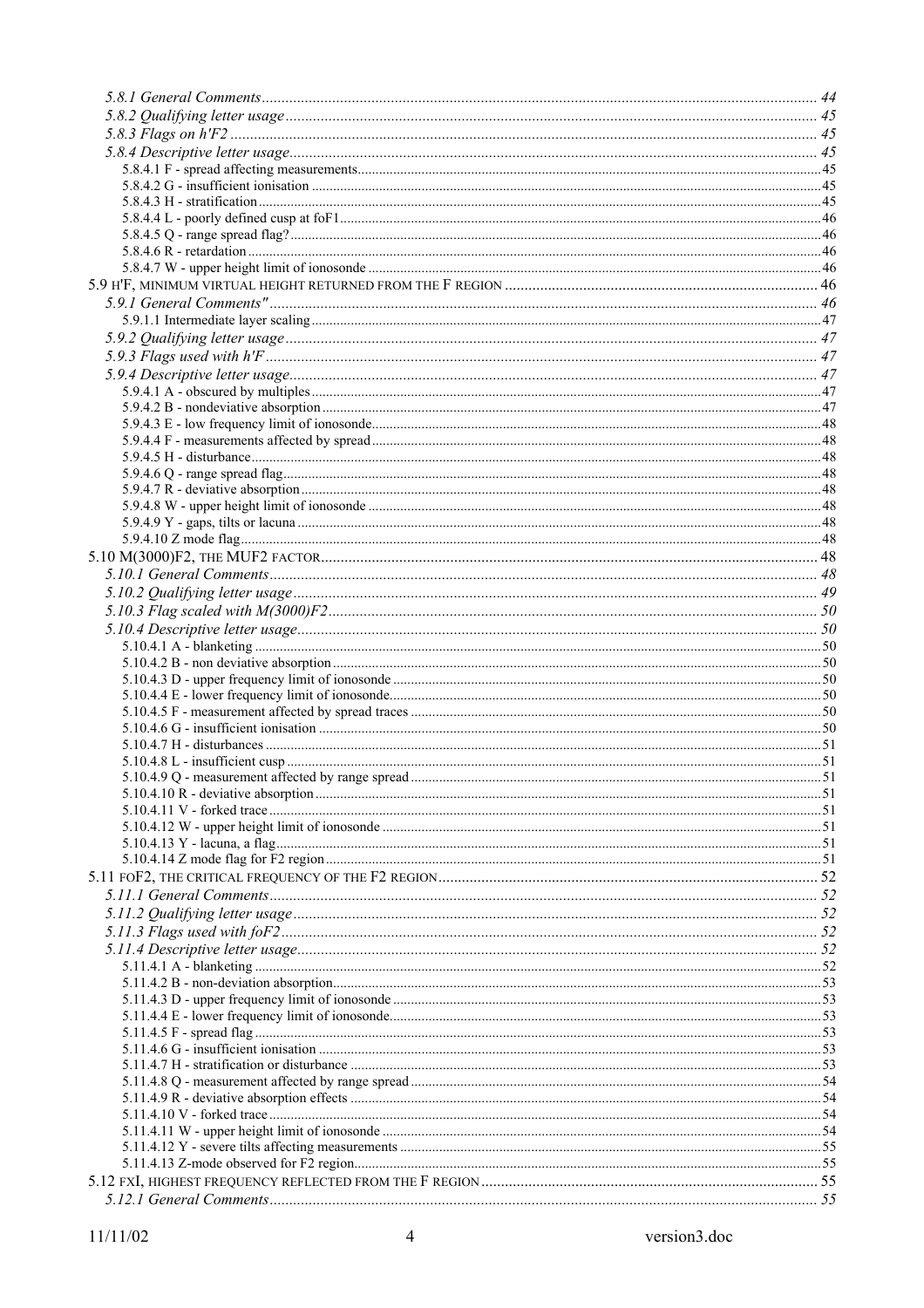5.8.1 General Comments ........................................................................................................................ 44
5.8.2 Qualifying letter usage ..................................................................................................................... 45
5.8.3 Flags on h'F2 ................................................................................................................................... 45
5.8.4 Descriptive letter usage ................................................................................................................... 45
5.8.4.1 F - spread affecting measurements .................................................................................................45
5.8.4.2 G - insufficient ionisation ...............................................................................................................45
5.8.4.3 H - stratification .............................................................................................................................45
5.8.4.4 L - poorly defined cusp at foF1 ......................................................................................................46
5.8.4.5 Q - range spread flag? ....................................................................................................................46
5.8.4.6 R - retardation ................................................................................................................................46
5.8.4.7 W - upper height limit of ionosonde ..............................................................................................46
5.9 H'F, MINIMUM VIRTUAL HEIGHT RETURNED FROM THE F REGION ............................................................... 46
5.9.1 General Comments" ........................................................................................................................ 46
5.9.1.1 Intermediate layer scaling ...............................................................................................................47
5.9.2 Qualifying letter usage ..................................................................................................................... 47
5.9.3 Flags used with h'F .......................................................................................................................... 47
5.9.4 Descriptive letter usage ................................................................................................................... 47
5.9.4.1 A - obscured by multiples ..............................................................................................................47
5.9.4.2 B - nondeviative absorption ...........................................................................................................47
5.9.4.3 E - low frequency limit of ionosonde .............................................................................................48
5.9.4.4 F - measurements affected by spread ..............................................................................................48
5.9.4.5 H - disturbance ................................................................................................................................48
5.9.4.6 Q - range spread flag .......................................................................................................................48
5.9.4.7 R - deviative absorption ..................................................................................................................48
5.9.4.8 W - upper height limit of ionosonde ...............................................................................................48
5.9.4.9 Y - gaps, tilts or lacuna ...................................................................................................................48
5.9.4.10 Z mode flag ....................................................................................................................................48
5.10 M(3000)F2, THE MUF2 FACTOR ............................................................................................................ 48
5.10.1 General Comments ........................................................................................................................ 48
5.10.2 Qualifying letter usage ................................................................................................................... 49
5.10.3 Flag scaled with M(3000)F2 ........................................................................................................... 50
5.10.4 Descriptive letter usage .................................................................................................................. 50
5.10.4.1 A - blanketing ...............................................................................................................................50
5.10.4.2 B - non deviative absorption .........................................................................................................50
5.10.4.3 D - upper frequency limit of ionosonde .........................................................................................50
5.10.4.4 E - lower frequency limit of ionosonde ..........................................................................................50
5.10.4.5 F - measurement affected by spread traces ....................................................................................50
5.10.4.6 G - insufficient ionisation .............................................................................................................50
5.10.4.7 H - disturbances .............................................................................................................................51
5.10.4.8 L - insufficient cusp .......................................................................................................................51
5.10.4.9 Q - measurement affected by range spread ....................................................................................51
5.10.4.10 R - deviative absorption ...............................................................................................................51
5.10.4.11 V - forked trace .............................................................................................................................51
5.10.4.12 W - upper height limit of ionosonde ............................................................................................51
5.10.4.13 Y - lacuna, a flag ..........................................................................................................................51
5.10.4.14 Z mode flag for F2 region ............................................................................................................51
5.11 FOF2, THE CRITICAL FREQUENCY OF THE F2 REGION .................................................................................. 52
5.11.1 General Comments ......................................................................................................................... 52
5.11.2 Qualifying letter usage ................................................................................................................... 52
5.11.3 Flags used with foF2 ...................................................................................................................... 52
5.11.4 Descriptive letter usage .................................................................................................................. 52
5.11.4.1 A - blanketing ...............................................................................................................................52
5.11.4.2 B - non-deviation absorption .........................................................................................................53
5.11.4.3 D - upper frequency limit of ionosonde .........................................................................................53
5.11.4.4 E - lower frequency limit of ionosonde ..........................................................................................53
5.11.4.5 F - spread flag ...............................................................................................................................53
5.11.4.6 G - insufficient ionisation .............................................................................................................53
5.11.4.7 H - stratification or disturbance .....................................................................................................53
5.11.4.8 Q - measurement affected by range spread ....................................................................................54
5.11.4.9 R - deviative absorption effects .....................................................................................................54
5.11.4.10 V - forked trace ...........................................................................................................................54
5.11.4.11 W - upper height limit of ionosonde ............................................................................................54
5.11.4.12 Y - severe tilts affecting measurements .......................................................................................55
5.11.4.13 Z-mode observed for F2 region ....................................................................................................55
5.12 FXI, HIGHEST FREQUENCY REFLECTED FROM THE F REGION ...................................................................... 55
5.12.1 General Comments ......................................................................................................................... 55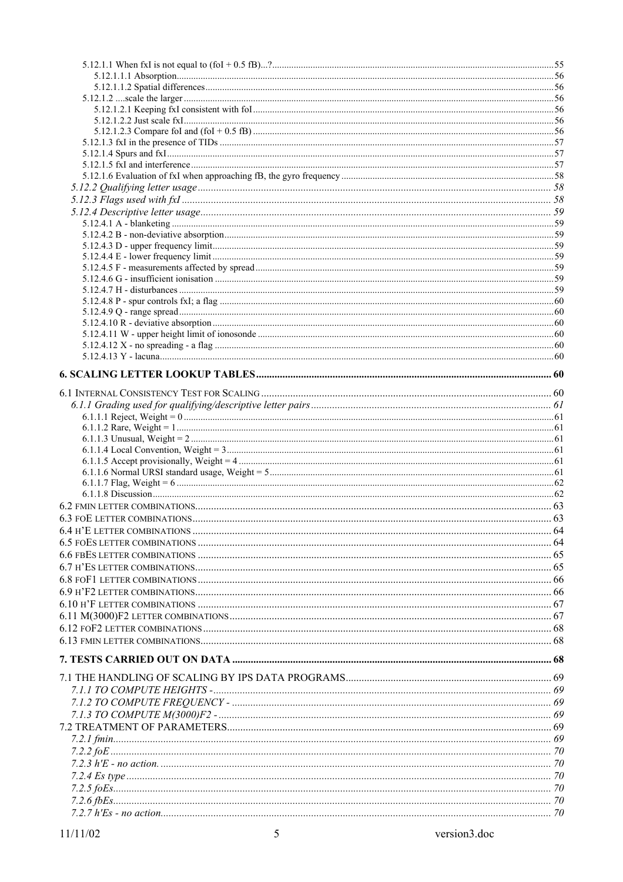5.12.1.1 When fxI is not equal to (foI + 0.5 fB)...? ..... 55
5.12.1.1.1 Absorption ..... 56
5.12.1.1.2 Spatial differences ..... 56
5.12.1.2 ....scale the larger ..... 56
5.12.1.2.1 Keeping fxI consistent with foI ..... 56
5.12.1.2.2 Just scale fxI ..... 56
5.12.1.2.3 Compare foI and (foI + 0.5 fB) ..... 56
5.12.1.3 fxI in the presence of TIDs ..... 57
5.12.1.4 Spurs and fxI ..... 57
5.12.1.5 fxI and interference ..... 57
5.12.1.6 Evaluation of fxI when approaching fB, the gyro frequency ..... 58
*5.12.2 Qualifying letter usage* ..... 58
*5.12.3 Flags used with fxI* ..... 58
*5.12.4 Descriptive letter usage* ..... 59
5.12.4.1 A - blanketing ..... 59
5.12.4.2 B - non-deviative absorption ..... 59
5.12.4.3 D - upper frequency limit ..... 59
5.12.4.4 E - lower frequency limit ..... 59
5.12.4.5 F - measurements affected by spread ..... 59
5.12.4.6 G - insufficient ionisation ..... 59
5.12.4.7 H - disturbances ..... 59
5.12.4.8 P - spur controls fxI; a flag ..... 60
5.12.4.9 Q - range spread ..... 60
5.12.4.10 R - deviative absorption ..... 60
5.12.4.11 W - upper height limit of ionosonde ..... 60
5.12.4.12 X - no spreading - a flag ..... 60
5.12.4.13 Y - lacuna ..... 60

**6. SCALING LETTER LOOKUP TABLES** ..... 60

6.1 INTERNAL CONSISTENCY TEST FOR SCALING ..... 60
*6.1.1 Grading used for qualifying/descriptive letter pairs* ..... 61
6.1.1.1 Reject, Weight = 0 ..... 61
6.1.1.2 Rare, Weight = 1 ..... 61
6.1.1.3 Unusual, Weight = 2 ..... 61
6.1.1.4 Local Convention, Weight = 3 ..... 61
6.1.1.5 Accept provisionally, Weight = 4 ..... 61
6.1.1.6 Normal URSI standard usage, Weight = 5 ..... 61
6.1.1.7 Flag, Weight = 6 ..... 62
6.1.1.8 Discussion ..... 62
6.2 FMIN LETTER COMBINATIONS ..... 63
6.3 FOE LETTER COMBINATIONS ..... 63
6.4 H'E LETTER COMBINATIONS ..... 64
6.5 FOES LETTER COMBINATIONS ..... 64
6.6 FBES LETTER COMBINATIONS ..... 65
6.7 H'ES LETTER COMBINATIONS ..... 65
6.8 FOF1 LETTER COMBINATIONS ..... 66
6.9 H'F2 LETTER COMBINATIONS ..... 66
6.10 H'F LETTER COMBINATIONS ..... 67
6.11 M(3000)F2 LETTER COMBINATIONS ..... 67
6.12 FOF2 LETTER COMBINATIONS ..... 68
6.13 FMIN LETTER COMBINATIONS ..... 68

**7. TESTS CARRIED OUT ON DATA** ..... 68

7.1 THE HANDLING OF SCALING BY IPS DATA PROGRAMS ..... 69
*7.1.1 TO COMPUTE HEIGHTS -* ..... 69
*7.1.2 TO COMPUTE FREQUENCY -* ..... 69
*7.1.3 TO COMPUTE M(3000)F2 -* ..... 69
7.2 TREATMENT OF PARAMETERS ..... 69
*7.2.1 fmin* ..... 69
*7.2.2 foE* ..... 70
*7.2.3 h'E - no action.* ..... 70
*7.2.4 Es type* ..... 70
*7.2.5 foEs* ..... 70
*7.2.6 fbEs* ..... 70
*7.2.7 h'Es - no action.* ..... 70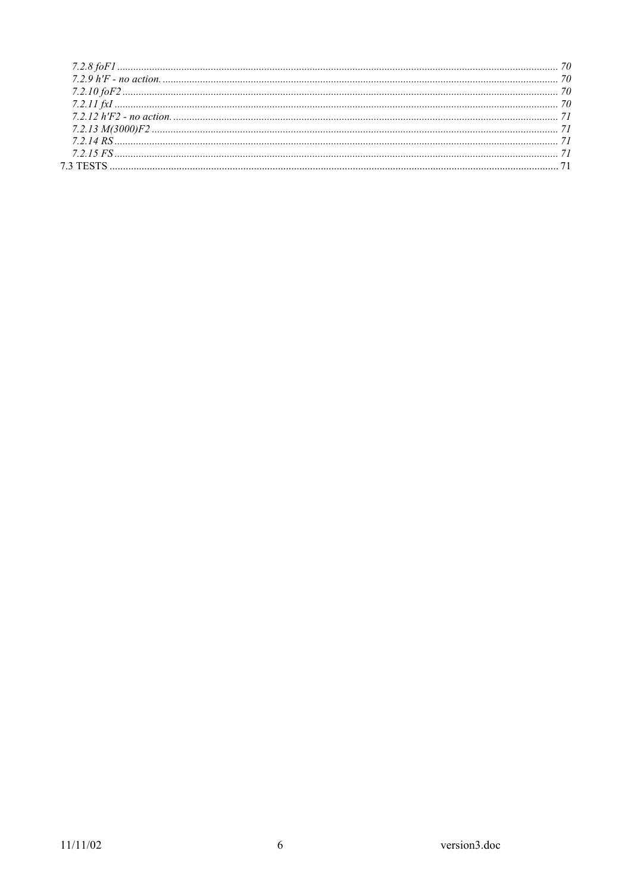*7.2.8 foF1 .......... 70*
*7.2.9 h'F - no action. .......... 70*
*7.2.10 foF2 .......... 70*
*7.2.11 fxI .......... 70*
*7.2.12 h'F2 - no action. .......... 71*
*7.2.13 M(3000)F2 .......... 71*
*7.2.14 RS .......... 71*
*7.2.15 FS .......... 71*
7.3 TESTS .......... 71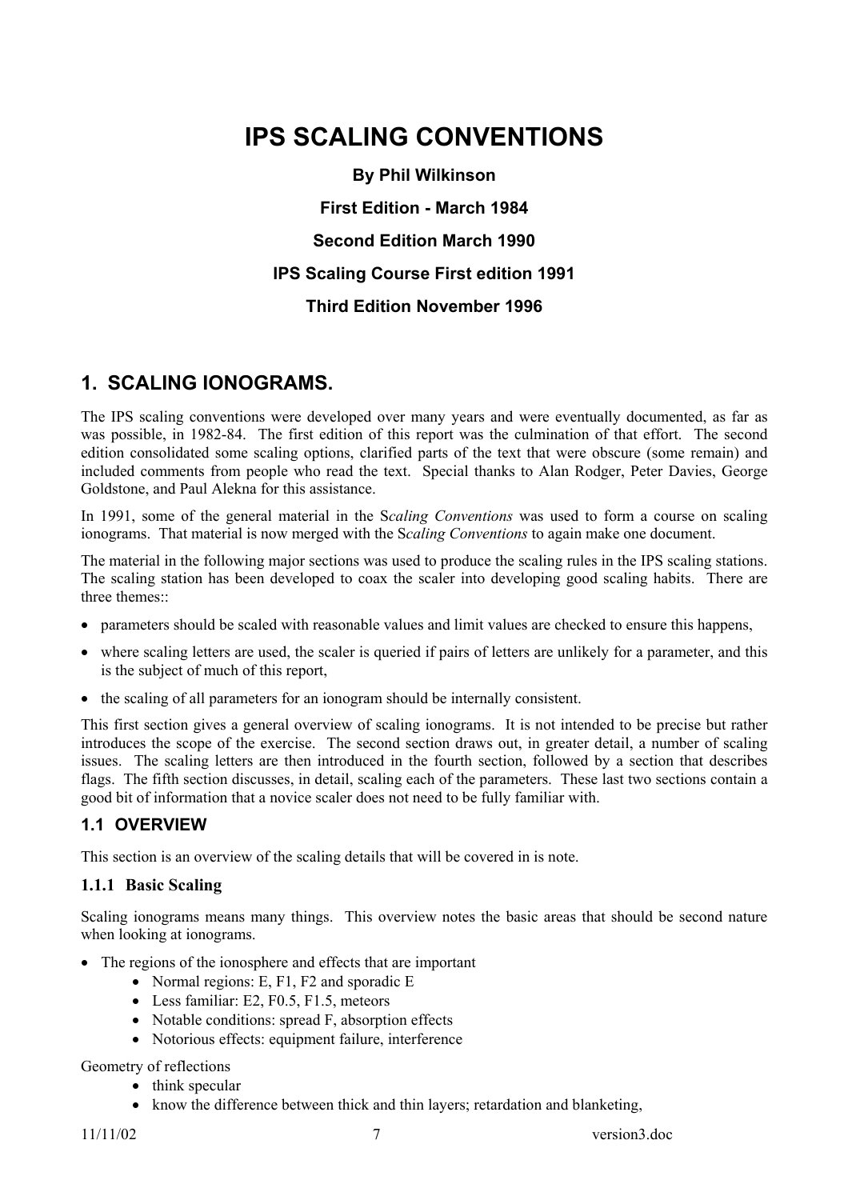# IPS SCALING CONVENTIONS

**By Phil Wilkinson**

**First Edition - March 1984**

**Second Edition March 1990**

**IPS Scaling Course First edition 1991**

**Third Edition November 1996**

## 1. SCALING IONOGRAMS.

The IPS scaling conventions were developed over many years and were eventually documented, as far as was possible, in 1982-84. The first edition of this report was the culmination of that effort. The second edition consolidated some scaling options, clarified parts of the text that were obscure (some remain) and included comments from people who read the text. Special thanks to Alan Rodger, Peter Davies, George Goldstone, and Paul Alekna for this assistance.

In 1991, some of the general material in the S*caling Conventions* was used to form a course on scaling ionograms. That material is now merged with the S*caling Conventions* to again make one document.

The material in the following major sections was used to produce the scaling rules in the IPS scaling stations. The scaling station has been developed to coax the scaler into developing good scaling habits. There are three themes::

- parameters should be scaled with reasonable values and limit values are checked to ensure this happens,
- where scaling letters are used, the scaler is queried if pairs of letters are unlikely for a parameter, and this is the subject of much of this report,
- the scaling of all parameters for an ionogram should be internally consistent.

This first section gives a general overview of scaling ionograms. It is not intended to be precise but rather introduces the scope of the exercise. The second section draws out, in greater detail, a number of scaling issues. The scaling letters are then introduced in the fourth section, followed by a section that describes flags. The fifth section discusses, in detail, scaling each of the parameters. These last two sections contain a good bit of information that a novice scaler does not need to be fully familiar with.

### 1.1 OVERVIEW

This section is an overview of the scaling details that will be covered in is note.

#### 1.1.1 Basic Scaling

Scaling ionograms means many things. This overview notes the basic areas that should be second nature when looking at ionograms.

- The regions of the ionosphere and effects that are important
    - Normal regions: E, F1, F2 and sporadic E
    - Less familiar: E2, F0.5, F1.5, meteors
    - Notable conditions: spread F, absorption effects
    - Notorious effects: equipment failure, interference

Geometry of reflections

- think specular
- know the difference between thick and thin layers; retardation and blanketing,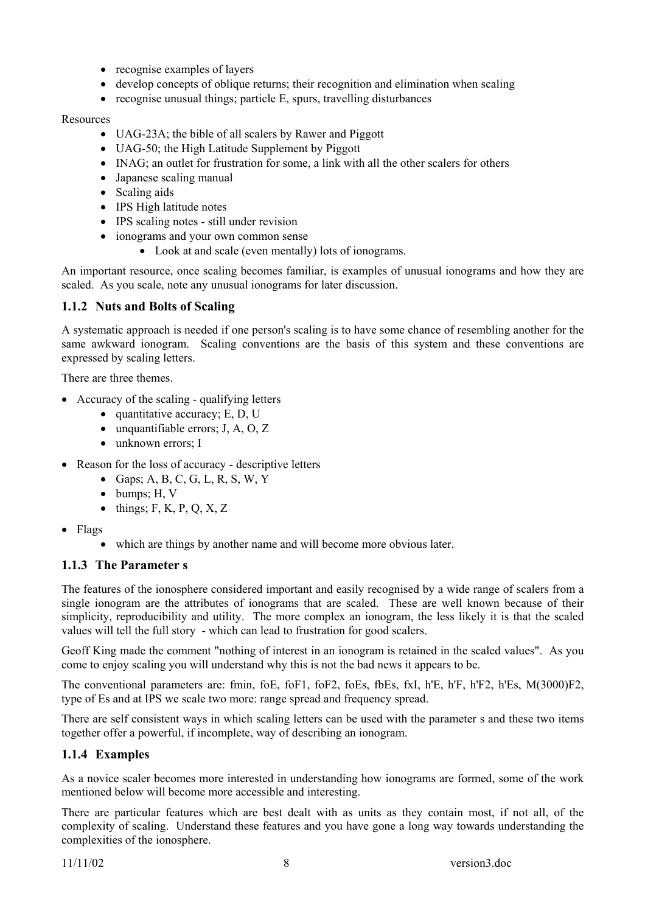- recognise examples of layers
- develop concepts of oblique returns; their recognition and elimination when scaling
- recognise unusual things; particle E, spurs, travelling disturbances

Resources

- UAG-23A; the bible of all scalers by Rawer and Piggott
- UAG-50; the High Latitude Supplement by Piggott
- INAG; an outlet for frustration for some, a link with all the other scalers for others
- Japanese scaling manual
- Scaling aids
- IPS High latitude notes
- IPS scaling notes - still under revision
- ionograms and your own common sense
    - Look at and scale (even mentally) lots of ionograms.

An important resource, once scaling becomes familiar, is examples of unusual ionograms and how they are scaled. As you scale, note any unusual ionograms for later discussion.

### 1.1.2 Nuts and Bolts of Scaling

A systematic approach is needed if one person's scaling is to have some chance of resembling another for the same awkward ionogram. Scaling conventions are the basis of this system and these conventions are expressed by scaling letters.

There are three themes.

- Accuracy of the scaling - qualifying letters
    - quantitative accuracy; E, D, U
    - unquantifiable errors; J, A, O, Z
    - unknown errors; I
- Reason for the loss of accuracy - descriptive letters
    - Gaps; A, B, C, G, L, R, S, W, Y
    - bumps; H, V
    - things; F, K, P, Q, X, Z
- Flags
    - which are things by another name and will become more obvious later.

### 1.1.3 The Parameter s

The features of the ionosphere considered important and easily recognised by a wide range of scalers from a single ionogram are the attributes of ionograms that are scaled. These are well known because of their simplicity, reproducibility and utility. The more complex an ionogram, the less likely it is that the scaled values will tell the full story - which can lead to frustration for good scalers.

Geoff King made the comment "nothing of interest in an ionogram is retained in the scaled values". As you come to enjoy scaling you will understand why this is not the bad news it appears to be.

The conventional parameters are: fmin, foE, foF1, foF2, foEs, fbEs, fxI, h'E, h'F, h'F2, h'Es, M(3000)F2, type of Es and at IPS we scale two more: range spread and frequency spread.

There are self consistent ways in which scaling letters can be used with the parameter s and these two items together offer a powerful, if incomplete, way of describing an ionogram.

### 1.1.4 Examples

As a novice scaler becomes more interested in understanding how ionograms are formed, some of the work mentioned below will become more accessible and interesting.

There are particular features which are best dealt with as units as they contain most, if not all, of the complexity of scaling. Understand these features and you have gone a long way towards understanding the complexities of the ionosphere.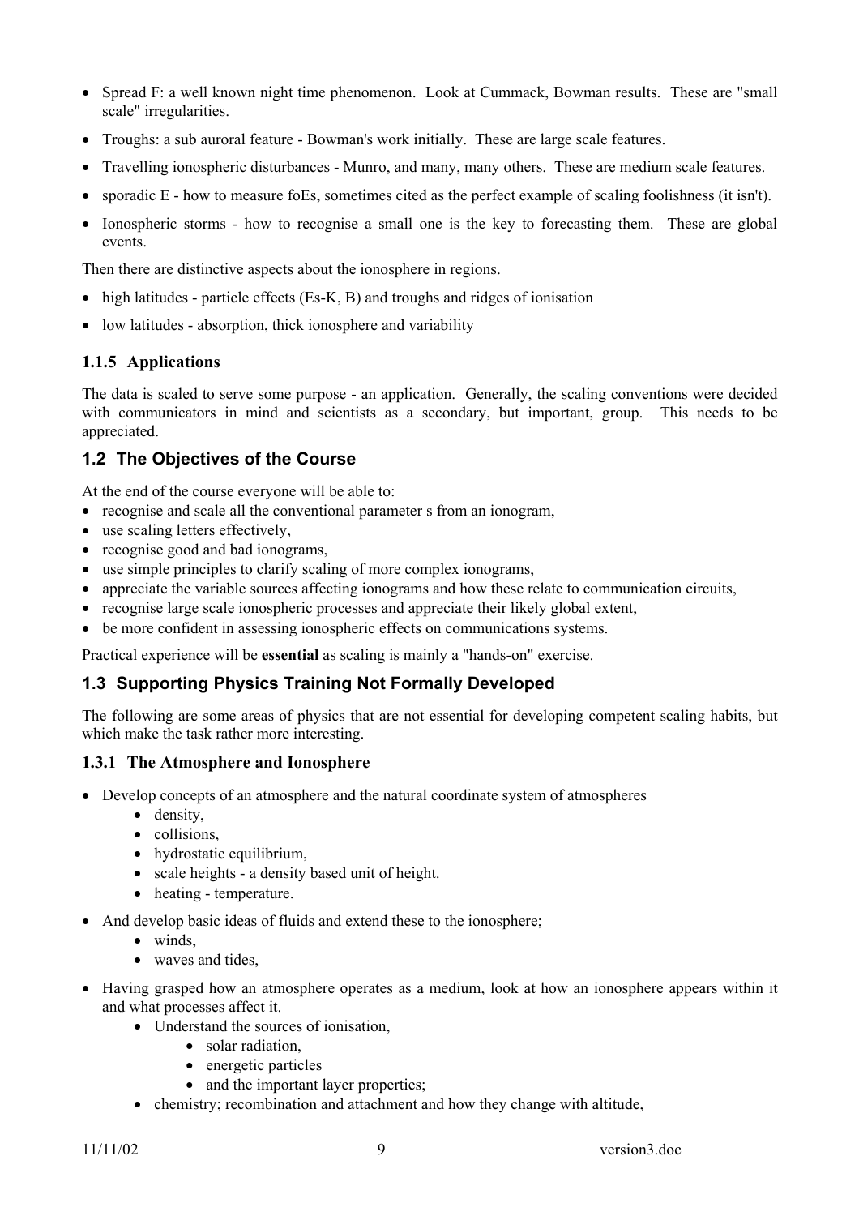- Spread F: a well known night time phenomenon. Look at Cummack, Bowman results. These are "small scale" irregularities.
- Troughs: a sub auroral feature - Bowman's work initially. These are large scale features.
- Travelling ionospheric disturbances - Munro, and many, many others. These are medium scale features.
- sporadic E - how to measure foEs, sometimes cited as the perfect example of scaling foolishness (it isn't).
- Ionospheric storms - how to recognise a small one is the key to forecasting them. These are global events.

Then there are distinctive aspects about the ionosphere in regions.

- high latitudes - particle effects (Es-K, B) and troughs and ridges of ionisation
- low latitudes - absorption, thick ionosphere and variability

### 1.1.5 Applications

The data is scaled to serve some purpose - an application. Generally, the scaling conventions were decided with communicators in mind and scientists as a secondary, but important, group. This needs to be appreciated.

## 1.2 The Objectives of the Course

At the end of the course everyone will be able to:

- recognise and scale all the conventional parameter s from an ionogram,
- use scaling letters effectively,
- recognise good and bad ionograms,
- use simple principles to clarify scaling of more complex ionograms,
- appreciate the variable sources affecting ionograms and how these relate to communication circuits,
- recognise large scale ionospheric processes and appreciate their likely global extent,
- be more confident in assessing ionospheric effects on communications systems.

Practical experience will be **essential** as scaling is mainly a "hands-on" exercise.

## 1.3 Supporting Physics Training Not Formally Developed

The following are some areas of physics that are not essential for developing competent scaling habits, but which make the task rather more interesting.

### 1.3.1 The Atmosphere and Ionosphere

- Develop concepts of an atmosphere and the natural coordinate system of atmospheres
    - density,
    - collisions,
    - hydrostatic equilibrium,
    - scale heights - a density based unit of height.
    - heating - temperature.
- And develop basic ideas of fluids and extend these to the ionosphere;
    - winds,
    - waves and tides,
- Having grasped how an atmosphere operates as a medium, look at how an ionosphere appears within it and what processes affect it.
    - Understand the sources of ionisation,
        - solar radiation,
        - energetic particles
        - and the important layer properties;
    - chemistry; recombination and attachment and how they change with altitude,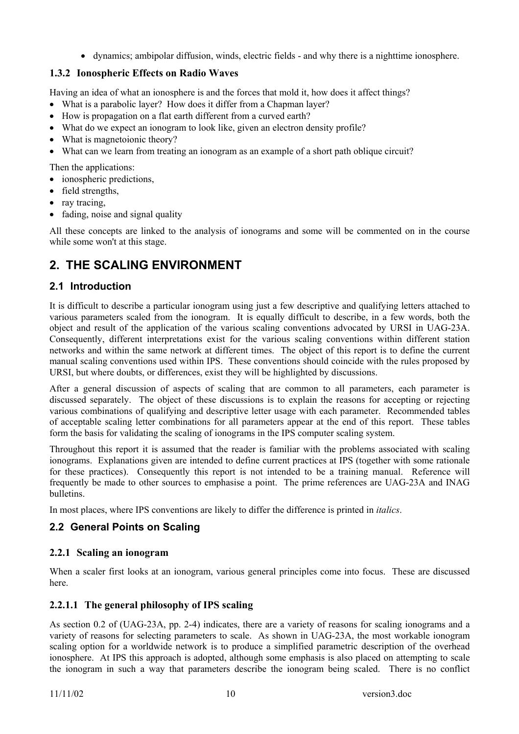- dynamics; ambipolar diffusion, winds, electric fields - and why there is a nighttime ionosphere.

### 1.3.2 Ionospheric Effects on Radio Waves

Having an idea of what an ionosphere is and the forces that mold it, how does it affect things?

- What is a parabolic layer? How does it differ from a Chapman layer?
- How is propagation on a flat earth different from a curved earth?
- What do we expect an ionogram to look like, given an electron density profile?
- What is magnetoionic theory?
- What can we learn from treating an ionogram as an example of a short path oblique circuit?

Then the applications:

- ionospheric predictions,
- field strengths,
- ray tracing,
- fading, noise and signal quality

All these concepts are linked to the analysis of ionograms and some will be commented on in the course while some won't at this stage.

# 2. THE SCALING ENVIRONMENT

## 2.1 Introduction

It is difficult to describe a particular ionogram using just a few descriptive and qualifying letters attached to various parameters scaled from the ionogram. It is equally difficult to describe, in a few words, both the object and result of the application of the various scaling conventions advocated by URSI in UAG-23A. Consequently, different interpretations exist for the various scaling conventions within different station networks and within the same network at different times. The object of this report is to define the current manual scaling conventions used within IPS. These conventions should coincide with the rules proposed by URSI, but where doubts, or differences, exist they will be highlighted by discussions.

After a general discussion of aspects of scaling that are common to all parameters, each parameter is discussed separately. The object of these discussions is to explain the reasons for accepting or rejecting various combinations of qualifying and descriptive letter usage with each parameter. Recommended tables of acceptable scaling letter combinations for all parameters appear at the end of this report. These tables form the basis for validating the scaling of ionograms in the IPS computer scaling system.

Throughout this report it is assumed that the reader is familiar with the problems associated with scaling ionograms. Explanations given are intended to define current practices at IPS (together with some rationale for these practices). Consequently this report is not intended to be a training manual. Reference will frequently be made to other sources to emphasise a point. The prime references are UAG-23A and INAG bulletins.

In most places, where IPS conventions are likely to differ the difference is printed in *italics*.

## 2.2 General Points on Scaling

### 2.2.1 Scaling an ionogram

When a scaler first looks at an ionogram, various general principles come into focus. These are discussed here.

#### 2.2.1.1 The general philosophy of IPS scaling

As section 0.2 of (UAG-23A, pp. 2-4) indicates, there are a variety of reasons for scaling ionograms and a variety of reasons for selecting parameters to scale. As shown in UAG-23A, the most workable ionogram scaling option for a worldwide network is to produce a simplified parametric description of the overhead ionosphere. At IPS this approach is adopted, although some emphasis is also placed on attempting to scale the ionogram in such a way that parameters describe the ionogram being scaled. There is no conflict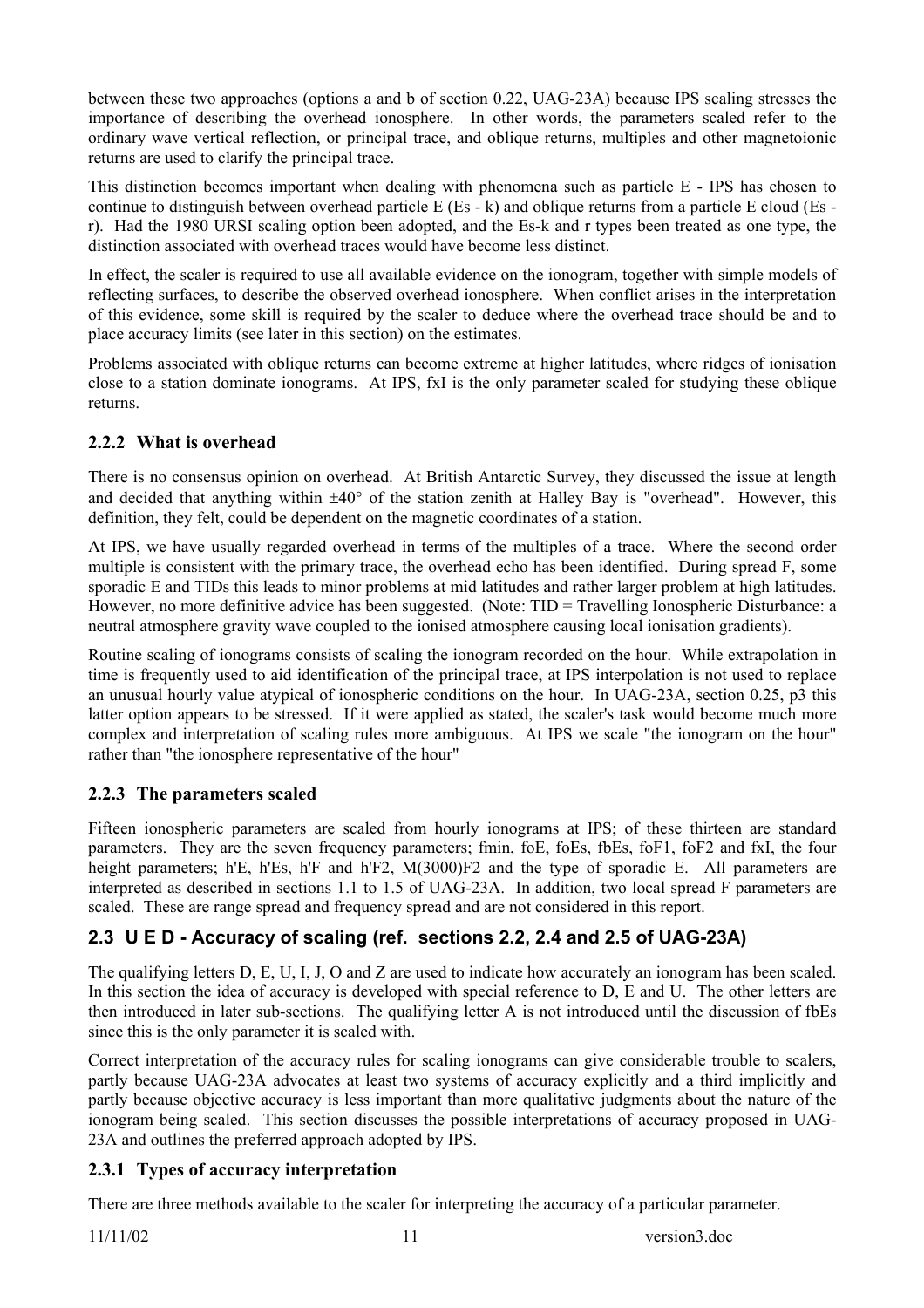between these two approaches (options a and b of section 0.22, UAG-23A) because IPS scaling stresses the importance of describing the overhead ionosphere. In other words, the parameters scaled refer to the ordinary wave vertical reflection, or principal trace, and oblique returns, multiples and other magnetoionic returns are used to clarify the principal trace.

This distinction becomes important when dealing with phenomena such as particle E - IPS has chosen to continue to distinguish between overhead particle E (Es - k) and oblique returns from a particle E cloud (Es - r). Had the 1980 URSI scaling option been adopted, and the Es-k and r types been treated as one type, the distinction associated with overhead traces would have become less distinct.

In effect, the scaler is required to use all available evidence on the ionogram, together with simple models of reflecting surfaces, to describe the observed overhead ionosphere. When conflict arises in the interpretation of this evidence, some skill is required by the scaler to deduce where the overhead trace should be and to place accuracy limits (see later in this section) on the estimates.

Problems associated with oblique returns can become extreme at higher latitudes, where ridges of ionisation close to a station dominate ionograms. At IPS, fxI is the only parameter scaled for studying these oblique returns.

### 2.2.2 What is overhead

There is no consensus opinion on overhead. At British Antarctic Survey, they discussed the issue at length and decided that anything within ±40° of the station zenith at Halley Bay is "overhead". However, this definition, they felt, could be dependent on the magnetic coordinates of a station.

At IPS, we have usually regarded overhead in terms of the multiples of a trace. Where the second order multiple is consistent with the primary trace, the overhead echo has been identified. During spread F, some sporadic E and TIDs this leads to minor problems at mid latitudes and rather larger problem at high latitudes. However, no more definitive advice has been suggested. (Note: TID = Travelling Ionospheric Disturbance: a neutral atmosphere gravity wave coupled to the ionised atmosphere causing local ionisation gradients).

Routine scaling of ionograms consists of scaling the ionogram recorded on the hour. While extrapolation in time is frequently used to aid identification of the principal trace, at IPS interpolation is not used to replace an unusual hourly value atypical of ionospheric conditions on the hour. In UAG-23A, section 0.25, p3 this latter option appears to be stressed. If it were applied as stated, the scaler's task would become much more complex and interpretation of scaling rules more ambiguous. At IPS we scale "the ionogram on the hour" rather than "the ionosphere representative of the hour"

### 2.2.3 The parameters scaled

Fifteen ionospheric parameters are scaled from hourly ionograms at IPS; of these thirteen are standard parameters. They are the seven frequency parameters; fmin, foE, foEs, fbEs, foF1, foF2 and fxI, the four height parameters; h'E, h'Es, h'F and h'F2, M(3000)F2 and the type of sporadic E. All parameters are interpreted as described in sections 1.1 to 1.5 of UAG-23A. In addition, two local spread F parameters are scaled. These are range spread and frequency spread and are not considered in this report.

## 2.3 U E D - Accuracy of scaling (ref. sections 2.2, 2.4 and 2.5 of UAG-23A)

The qualifying letters D, E, U, I, J, O and Z are used to indicate how accurately an ionogram has been scaled. In this section the idea of accuracy is developed with special reference to D, E and U. The other letters are then introduced in later sub-sections. The qualifying letter A is not introduced until the discussion of fbEs since this is the only parameter it is scaled with.

Correct interpretation of the accuracy rules for scaling ionograms can give considerable trouble to scalers, partly because UAG-23A advocates at least two systems of accuracy explicitly and a third implicitly and partly because objective accuracy is less important than more qualitative judgments about the nature of the ionogram being scaled. This section discusses the possible interpretations of accuracy proposed in UAG-23A and outlines the preferred approach adopted by IPS.

### 2.3.1 Types of accuracy interpretation

There are three methods available to the scaler for interpreting the accuracy of a particular parameter.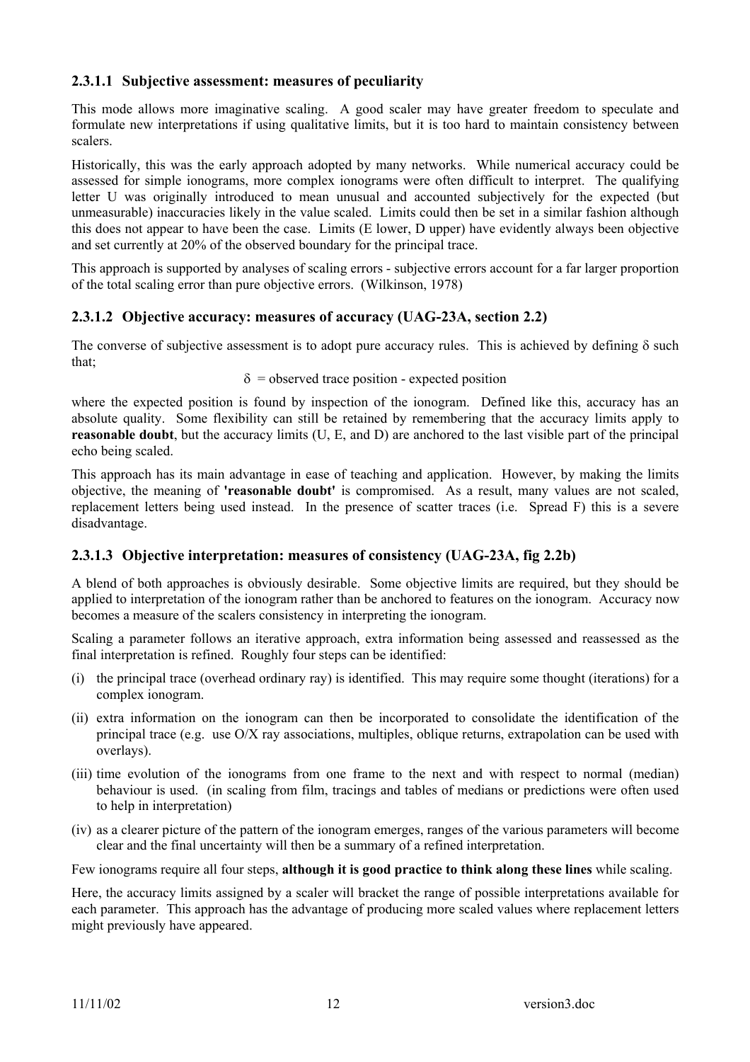### 2.3.1.1 Subjective assessment: measures of peculiarity

This mode allows more imaginative scaling. A good scaler may have greater freedom to speculate and formulate new interpretations if using qualitative limits, but it is too hard to maintain consistency between scalers.

Historically, this was the early approach adopted by many networks. While numerical accuracy could be assessed for simple ionograms, more complex ionograms were often difficult to interpret. The qualifying letter U was originally introduced to mean unusual and accounted subjectively for the expected (but unmeasurable) inaccuracies likely in the value scaled. Limits could then be set in a similar fashion although this does not appear to have been the case. Limits (E lower, D upper) have evidently always been objective and set currently at 20% of the observed boundary for the principal trace.

This approach is supported by analyses of scaling errors - subjective errors account for a far larger proportion of the total scaling error than pure objective errors. (Wilkinson, 1978)

### 2.3.1.2 Objective accuracy: measures of accuracy (UAG-23A, section 2.2)

The converse of subjective assessment is to adopt pure accuracy rules. This is achieved by defining $\delta$ such that;

$$\delta = \text{observed trace position - expected position}$$

where the expected position is found by inspection of the ionogram. Defined like this, accuracy has an absolute quality. Some flexibility can still be retained by remembering that the accuracy limits apply to **reasonable doubt**, but the accuracy limits (U, E, and D) are anchored to the last visible part of the principal echo being scaled.

This approach has its main advantage in ease of teaching and application. However, by making the limits objective, the meaning of **'reasonable doubt'** is compromised. As a result, many values are not scaled, replacement letters being used instead. In the presence of scatter traces (i.e. Spread F) this is a severe disadvantage.

### 2.3.1.3 Objective interpretation: measures of consistency (UAG-23A, fig 2.2b)

A blend of both approaches is obviously desirable. Some objective limits are required, but they should be applied to interpretation of the ionogram rather than be anchored to features on the ionogram. Accuracy now becomes a measure of the scalers consistency in interpreting the ionogram.

Scaling a parameter follows an iterative approach, extra information being assessed and reassessed as the final interpretation is refined. Roughly four steps can be identified:

(i) the principal trace (overhead ordinary ray) is identified. This may require some thought (iterations) for a complex ionogram.

(ii) extra information on the ionogram can then be incorporated to consolidate the identification of the principal trace (e.g. use O/X ray associations, multiples, oblique returns, extrapolation can be used with overlays).

(iii) time evolution of the ionograms from one frame to the next and with respect to normal (median) behaviour is used. (in scaling from film, tracings and tables of medians or predictions were often used to help in interpretation)

(iv) as a clearer picture of the pattern of the ionogram emerges, ranges of the various parameters will become clear and the final uncertainty will then be a summary of a refined interpretation.

Few ionograms require all four steps, **although it is good practice to think along these lines** while scaling.

Here, the accuracy limits assigned by a scaler will bracket the range of possible interpretations available for each parameter. This approach has the advantage of producing more scaled values where replacement letters might previously have appeared.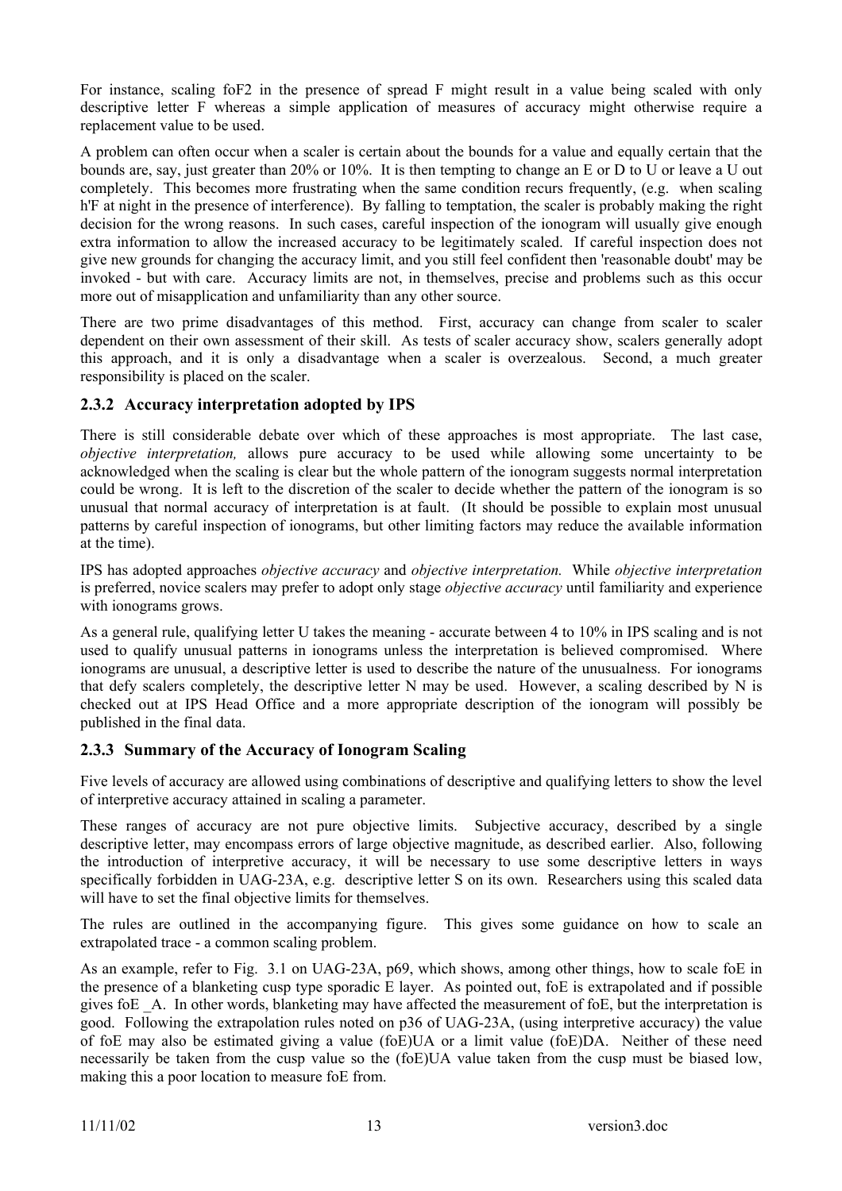For instance, scaling foF2 in the presence of spread F might result in a value being scaled with only descriptive letter F whereas a simple application of measures of accuracy might otherwise require a replacement value to be used.

A problem can often occur when a scaler is certain about the bounds for a value and equally certain that the bounds are, say, just greater than 20% or 10%. It is then tempting to change an E or D to U or leave a U out completely. This becomes more frustrating when the same condition recurs frequently, (e.g. when scaling h'F at night in the presence of interference). By falling to temptation, the scaler is probably making the right decision for the wrong reasons. In such cases, careful inspection of the ionogram will usually give enough extra information to allow the increased accuracy to be legitimately scaled. If careful inspection does not give new grounds for changing the accuracy limit, and you still feel confident then 'reasonable doubt' may be invoked - but with care. Accuracy limits are not, in themselves, precise and problems such as this occur more out of misapplication and unfamiliarity than any other source.

There are two prime disadvantages of this method. First, accuracy can change from scaler to scaler dependent on their own assessment of their skill. As tests of scaler accuracy show, scalers generally adopt this approach, and it is only a disadvantage when a scaler is overzealous. Second, a much greater responsibility is placed on the scaler.

### 2.3.2 Accuracy interpretation adopted by IPS

There is still considerable debate over which of these approaches is most appropriate. The last case, *objective interpretation,* allows pure accuracy to be used while allowing some uncertainty to be acknowledged when the scaling is clear but the whole pattern of the ionogram suggests normal interpretation could be wrong. It is left to the discretion of the scaler to decide whether the pattern of the ionogram is so unusual that normal accuracy of interpretation is at fault. (It should be possible to explain most unusual patterns by careful inspection of ionograms, but other limiting factors may reduce the available information at the time).

IPS has adopted approaches *objective accuracy* and *objective interpretation.* While *objective interpretation* is preferred, novice scalers may prefer to adopt only stage *objective accuracy* until familiarity and experience with ionograms grows.

As a general rule, qualifying letter U takes the meaning - accurate between 4 to 10% in IPS scaling and is not used to qualify unusual patterns in ionograms unless the interpretation is believed compromised. Where ionograms are unusual, a descriptive letter is used to describe the nature of the unusualness. For ionograms that defy scalers completely, the descriptive letter N may be used. However, a scaling described by N is checked out at IPS Head Office and a more appropriate description of the ionogram will possibly be published in the final data.

### 2.3.3 Summary of the Accuracy of Ionogram Scaling

Five levels of accuracy are allowed using combinations of descriptive and qualifying letters to show the level of interpretive accuracy attained in scaling a parameter.

These ranges of accuracy are not pure objective limits. Subjective accuracy, described by a single descriptive letter, may encompass errors of large objective magnitude, as described earlier. Also, following the introduction of interpretive accuracy, it will be necessary to use some descriptive letters in ways specifically forbidden in UAG-23A, e.g. descriptive letter S on its own. Researchers using this scaled data will have to set the final objective limits for themselves.

The rules are outlined in the accompanying figure. This gives some guidance on how to scale an extrapolated trace - a common scaling problem.

As an example, refer to Fig. 3.1 on UAG-23A, p69, which shows, among other things, how to scale foE in the presence of a blanketing cusp type sporadic E layer. As pointed out, foE is extrapolated and if possible gives foE _A. In other words, blanketing may have affected the measurement of foE, but the interpretation is good. Following the extrapolation rules noted on p36 of UAG-23A, (using interpretive accuracy) the value of foE may also be estimated giving a value (foE)UA or a limit value (foE)DA. Neither of these need necessarily be taken from the cusp value so the (foE)UA value taken from the cusp must be biased low, making this a poor location to measure foE from.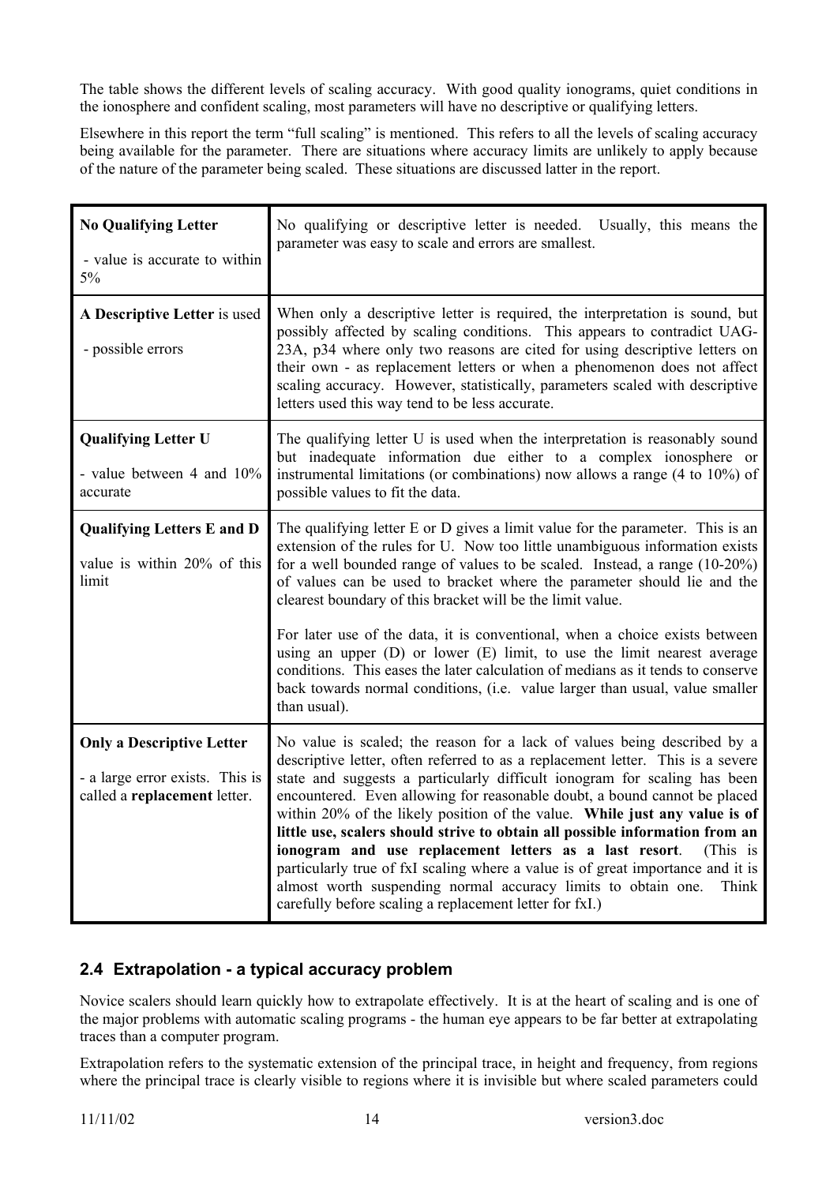The table shows the different levels of scaling accuracy. With good quality ionograms, quiet conditions in the ionosphere and confident scaling, most parameters will have no descriptive or qualifying letters.

Elsewhere in this report the term "full scaling" is mentioned. This refers to all the levels of scaling accuracy being available for the parameter. There are situations where accuracy limits are unlikely to apply because of the nature of the parameter being scaled. These situations are discussed latter in the report.

| | |
|---|---|
| **No Qualifying Letter**<br><br>- value is accurate to within 5% | No qualifying or descriptive letter is needed. Usually, this means the parameter was easy to scale and errors are smallest. |
| **A Descriptive Letter** is used<br><br>- possible errors | When only a descriptive letter is required, the interpretation is sound, but possibly affected by scaling conditions. This appears to contradict UAG-23A, p34 where only two reasons are cited for using descriptive letters on their own - as replacement letters or when a phenomenon does not affect scaling accuracy. However, statistically, parameters scaled with descriptive letters used this way tend to be less accurate. |
| **Qualifying Letter U**<br><br>- value between 4 and 10% accurate | The qualifying letter U is used when the interpretation is reasonably sound but inadequate information due either to a complex ionosphere or instrumental limitations (or combinations) now allows a range (4 to 10%) of possible values to fit the data. |
| **Qualifying Letters E and D**<br><br>value is within 20% of this limit | The qualifying letter E or D gives a limit value for the parameter. This is an extension of the rules for U. Now too little unambiguous information exists for a well bounded range of values to be scaled. Instead, a range (10-20%) of values can be used to bracket where the parameter should lie and the clearest boundary of this bracket will be the limit value.<br><br>For later use of the data, it is conventional, when a choice exists between using an upper (D) or lower (E) limit, to use the limit nearest average conditions. This eases the later calculation of medians as it tends to conserve back towards normal conditions, (i.e. value larger than usual, value smaller than usual). |
| **Only a Descriptive Letter**<br><br>- a large error exists. This is called a **replacement** letter. | No value is scaled; the reason for a lack of values being described by a descriptive letter, often referred to as a replacement letter. This is a severe state and suggests a particularly difficult ionogram for scaling has been encountered. Even allowing for reasonable doubt, a bound cannot be placed within 20% of the likely position of the value. **While just any value is of little use, scalers should strive to obtain all possible information from an ionogram and use replacement letters as a last resort**. (This is particularly true of fxI scaling where a value is of great importance and it is almost worth suspending normal accuracy limits to obtain one. Think carefully before scaling a replacement letter for fxI.) |

## 2.4 Extrapolation - a typical accuracy problem

Novice scalers should learn quickly how to extrapolate effectively. It is at the heart of scaling and is one of the major problems with automatic scaling programs - the human eye appears to be far better at extrapolating traces than a computer program.

Extrapolation refers to the systematic extension of the principal trace, in height and frequency, from regions where the principal trace is clearly visible to regions where it is invisible but where scaled parameters could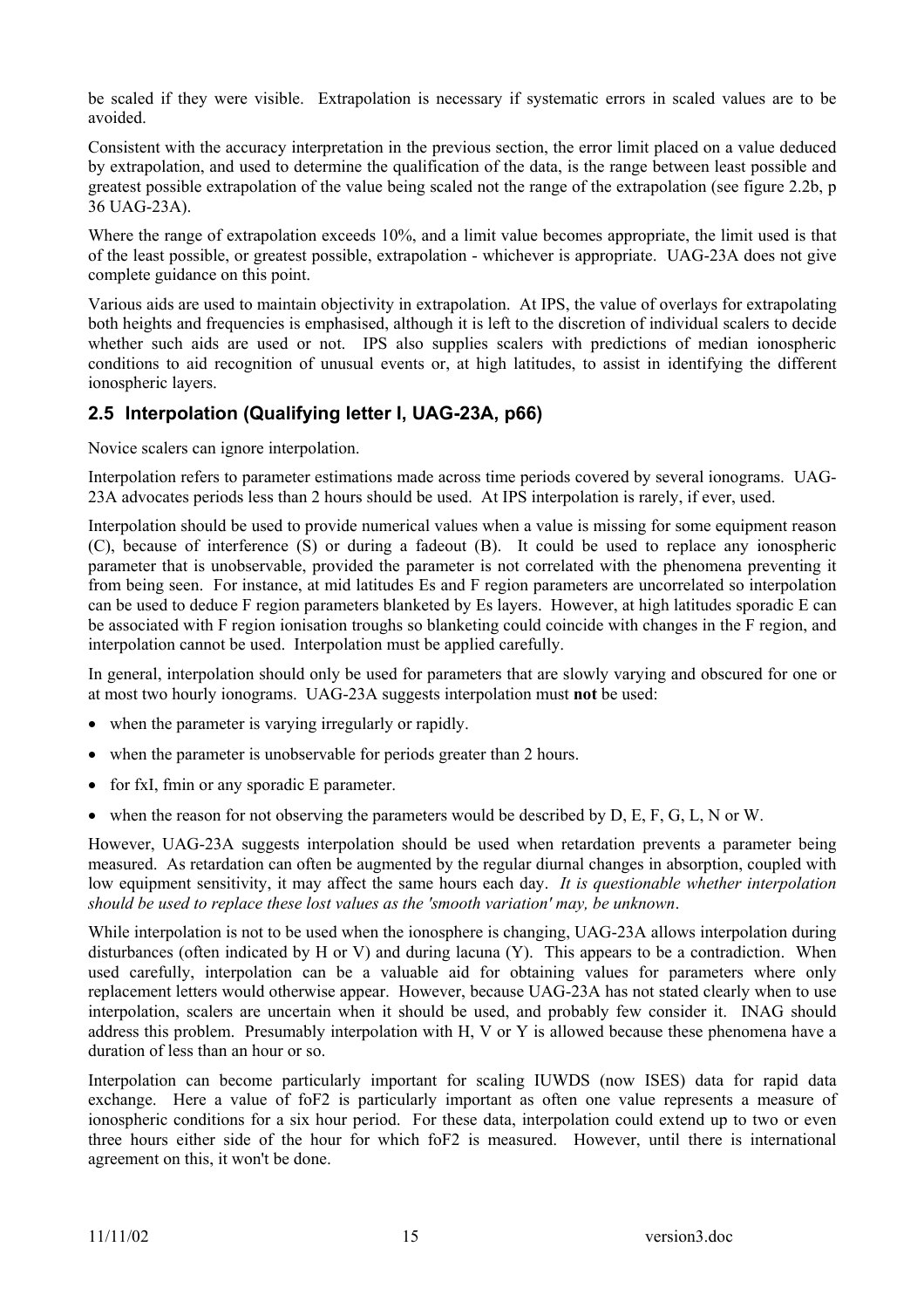be scaled if they were visible. Extrapolation is necessary if systematic errors in scaled values are to be avoided.

Consistent with the accuracy interpretation in the previous section, the error limit placed on a value deduced by extrapolation, and used to determine the qualification of the data, is the range between least possible and greatest possible extrapolation of the value being scaled not the range of the extrapolation (see figure 2.2b, p 36 UAG-23A).

Where the range of extrapolation exceeds 10%, and a limit value becomes appropriate, the limit used is that of the least possible, or greatest possible, extrapolation - whichever is appropriate. UAG-23A does not give complete guidance on this point.

Various aids are used to maintain objectivity in extrapolation. At IPS, the value of overlays for extrapolating both heights and frequencies is emphasised, although it is left to the discretion of individual scalers to decide whether such aids are used or not. IPS also supplies scalers with predictions of median ionospheric conditions to aid recognition of unusual events or, at high latitudes, to assist in identifying the different ionospheric layers.

## 2.5 Interpolation (Qualifying letter I, UAG-23A, p66)

Novice scalers can ignore interpolation.

Interpolation refers to parameter estimations made across time periods covered by several ionograms. UAG-23A advocates periods less than 2 hours should be used. At IPS interpolation is rarely, if ever, used.

Interpolation should be used to provide numerical values when a value is missing for some equipment reason (C), because of interference (S) or during a fadeout (B). It could be used to replace any ionospheric parameter that is unobservable, provided the parameter is not correlated with the phenomena preventing it from being seen. For instance, at mid latitudes Es and F region parameters are uncorrelated so interpolation can be used to deduce F region parameters blanketed by Es layers. However, at high latitudes sporadic E can be associated with F region ionisation troughs so blanketing could coincide with changes in the F region, and interpolation cannot be used. Interpolation must be applied carefully.

In general, interpolation should only be used for parameters that are slowly varying and obscured for one or at most two hourly ionograms. UAG-23A suggests interpolation must **not** be used:

- when the parameter is varying irregularly or rapidly.
- when the parameter is unobservable for periods greater than 2 hours.
- for fxI, fmin or any sporadic E parameter.
- when the reason for not observing the parameters would be described by D, E, F, G, L, N or W.

However, UAG-23A suggests interpolation should be used when retardation prevents a parameter being measured. As retardation can often be augmented by the regular diurnal changes in absorption, coupled with low equipment sensitivity, it may affect the same hours each day. *It is questionable whether interpolation should be used to replace these lost values as the 'smooth variation' may, be unknown*.

While interpolation is not to be used when the ionosphere is changing, UAG-23A allows interpolation during disturbances (often indicated by H or V) and during lacuna (Y). This appears to be a contradiction. When used carefully, interpolation can be a valuable aid for obtaining values for parameters where only replacement letters would otherwise appear. However, because UAG-23A has not stated clearly when to use interpolation, scalers are uncertain when it should be used, and probably few consider it. INAG should address this problem. Presumably interpolation with H, V or Y is allowed because these phenomena have a duration of less than an hour or so.

Interpolation can become particularly important for scaling IUWDS (now ISES) data for rapid data exchange. Here a value of foF2 is particularly important as often one value represents a measure of ionospheric conditions for a six hour period. For these data, interpolation could extend up to two or even three hours either side of the hour for which foF2 is measured. However, until there is international agreement on this, it won't be done.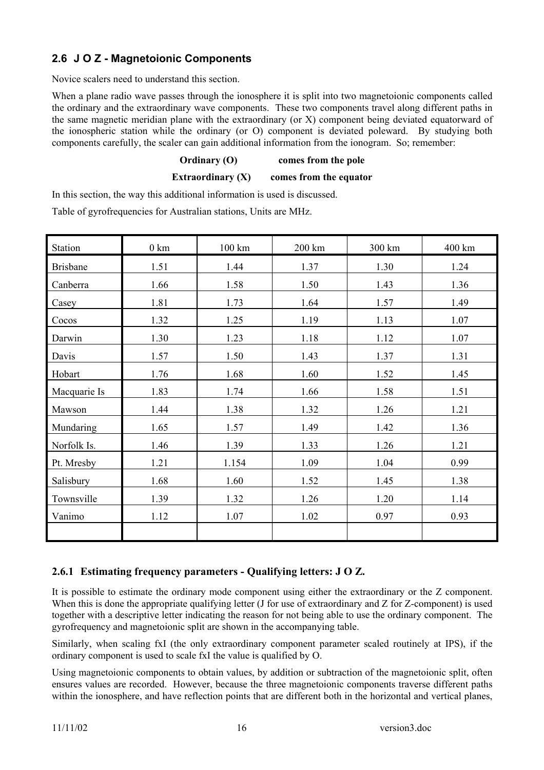## 2.6 J O Z - Magnetoionic Components

Novice scalers need to understand this section.

When a plane radio wave passes through the ionosphere it is split into two magnetoionic components called the ordinary and the extraordinary wave components. These two components travel along different paths in the same magnetic meridian plane with the extraordinary (or X) component being deviated equatorward of the ionospheric station while the ordinary (or O) component is deviated poleward. By studying both components carefully, the scaler can gain additional information from the ionogram. So; remember:

**Ordinary (O) comes from the pole**

**Extraordinary (X) comes from the equator**

In this section, the way this additional information is used is discussed.

Table of gyrofrequencies for Australian stations, Units are MHz.

| Station | 0 km | 100 km | 200 km | 300 km | 400 km |
|---|---|---|---|---|---|
| Brisbane | 1.51 | 1.44 | 1.37 | 1.30 | 1.24 |
| Canberra | 1.66 | 1.58 | 1.50 | 1.43 | 1.36 |
| Casey | 1.81 | 1.73 | 1.64 | 1.57 | 1.49 |
| Cocos | 1.32 | 1.25 | 1.19 | 1.13 | 1.07 |
| Darwin | 1.30 | 1.23 | 1.18 | 1.12 | 1.07 |
| Davis | 1.57 | 1.50 | 1.43 | 1.37 | 1.31 |
| Hobart | 1.76 | 1.68 | 1.60 | 1.52 | 1.45 |
| Macquarie Is | 1.83 | 1.74 | 1.66 | 1.58 | 1.51 |
| Mawson | 1.44 | 1.38 | 1.32 | 1.26 | 1.21 |
| Mundaring | 1.65 | 1.57 | 1.49 | 1.42 | 1.36 |
| Norfolk Is. | 1.46 | 1.39 | 1.33 | 1.26 | 1.21 |
| Pt. Mresby | 1.21 | 1.154 | 1.09 | 1.04 | 0.99 |
| Salisbury | 1.68 | 1.60 | 1.52 | 1.45 | 1.38 |
| Townsville | 1.39 | 1.32 | 1.26 | 1.20 | 1.14 |
| Vanimo | 1.12 | 1.07 | 1.02 | 0.97 | 0.93 |
| | | | | | |

### 2.6.1 Estimating frequency parameters - Qualifying letters: J O Z.

It is possible to estimate the ordinary mode component using either the extraordinary or the Z component. When this is done the appropriate qualifying letter (J for use of extraordinary and Z for Z-component) is used together with a descriptive letter indicating the reason for not being able to use the ordinary component. The gyrofrequency and magnetoionic split are shown in the accompanying table.

Similarly, when scaling fxI (the only extraordinary component parameter scaled routinely at IPS), if the ordinary component is used to scale fxI the value is qualified by O.

Using magnetoionic components to obtain values, by addition or subtraction of the magnetoionic split, often ensures values are recorded. However, because the three magnetoionic components traverse different paths within the ionosphere, and have reflection points that are different both in the horizontal and vertical planes,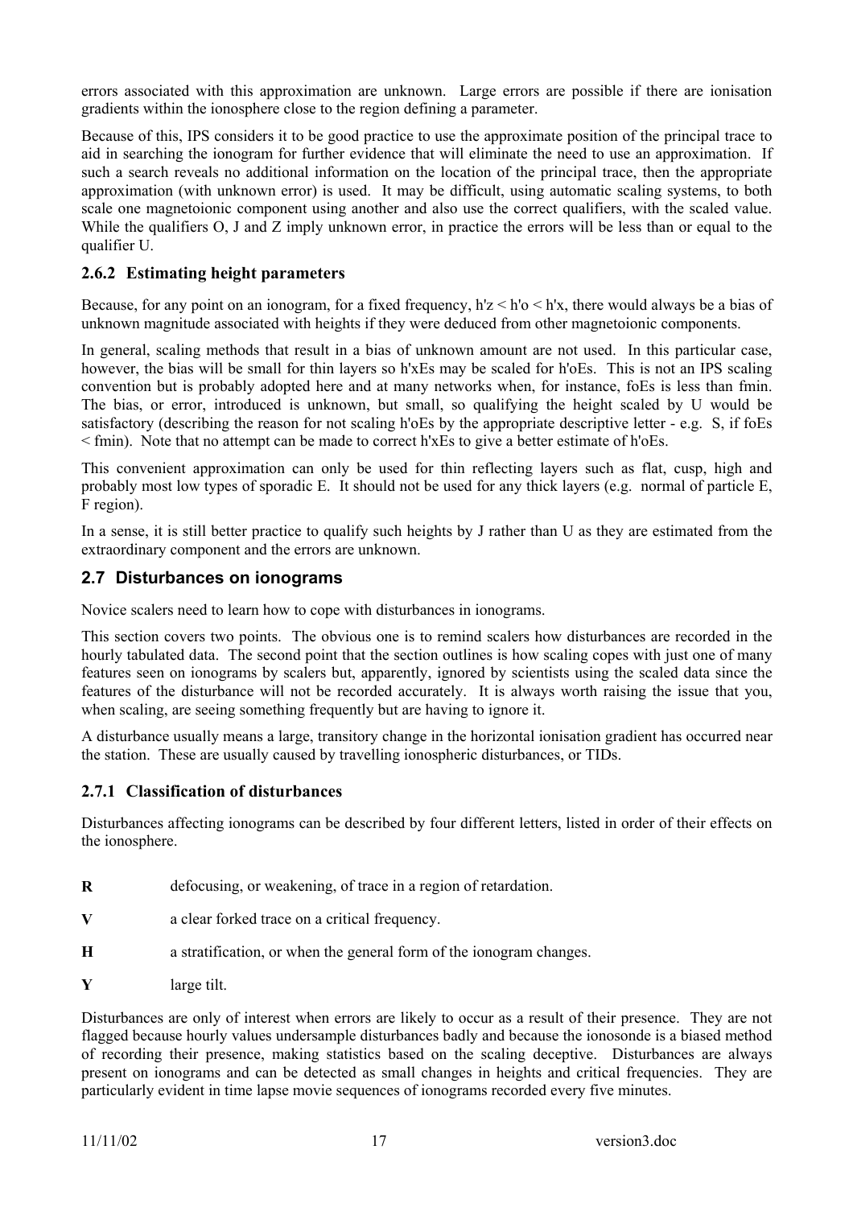errors associated with this approximation are unknown. Large errors are possible if there are ionisation gradients within the ionosphere close to the region defining a parameter.

Because of this, IPS considers it to be good practice to use the approximate position of the principal trace to aid in searching the ionogram for further evidence that will eliminate the need to use an approximation. If such a search reveals no additional information on the location of the principal trace, then the appropriate approximation (with unknown error) is used. It may be difficult, using automatic scaling systems, to both scale one magnetoionic component using another and also use the correct qualifiers, with the scaled value. While the qualifiers O, J and Z imply unknown error, in practice the errors will be less than or equal to the qualifier U.

### 2.6.2 Estimating height parameters

Because, for any point on an ionogram, for a fixed frequency, h'z < h'o < h'x, there would always be a bias of unknown magnitude associated with heights if they were deduced from other magnetoionic components.

In general, scaling methods that result in a bias of unknown amount are not used. In this particular case, however, the bias will be small for thin layers so h'xEs may be scaled for h'oEs. This is not an IPS scaling convention but is probably adopted here and at many networks when, for instance, foEs is less than fmin. The bias, or error, introduced is unknown, but small, so qualifying the height scaled by U would be satisfactory (describing the reason for not scaling h'oEs by the appropriate descriptive letter - e.g. S, if foEs < fmin). Note that no attempt can be made to correct h'xEs to give a better estimate of h'oEs.

This convenient approximation can only be used for thin reflecting layers such as flat, cusp, high and probably most low types of sporadic E. It should not be used for any thick layers (e.g. normal of particle E, F region).

In a sense, it is still better practice to qualify such heights by J rather than U as they are estimated from the extraordinary component and the errors are unknown.

## 2.7 Disturbances on ionograms

Novice scalers need to learn how to cope with disturbances in ionograms.

This section covers two points. The obvious one is to remind scalers how disturbances are recorded in the hourly tabulated data. The second point that the section outlines is how scaling copes with just one of many features seen on ionograms by scalers but, apparently, ignored by scientists using the scaled data since the features of the disturbance will not be recorded accurately. It is always worth raising the issue that you, when scaling, are seeing something frequently but are having to ignore it.

A disturbance usually means a large, transitory change in the horizontal ionisation gradient has occurred near the station. These are usually caused by travelling ionospheric disturbances, or TIDs.

### 2.7.1 Classification of disturbances

Disturbances affecting ionograms can be described by four different letters, listed in order of their effects on the ionosphere.

**R** defocusing, or weakening, of trace in a region of retardation.

**V** a clear forked trace on a critical frequency.

**H** a stratification, or when the general form of the ionogram changes.

**Y** large tilt.

Disturbances are only of interest when errors are likely to occur as a result of their presence. They are not flagged because hourly values undersample disturbances badly and because the ionosonde is a biased method of recording their presence, making statistics based on the scaling deceptive. Disturbances are always present on ionograms and can be detected as small changes in heights and critical frequencies. They are particularly evident in time lapse movie sequences of ionograms recorded every five minutes.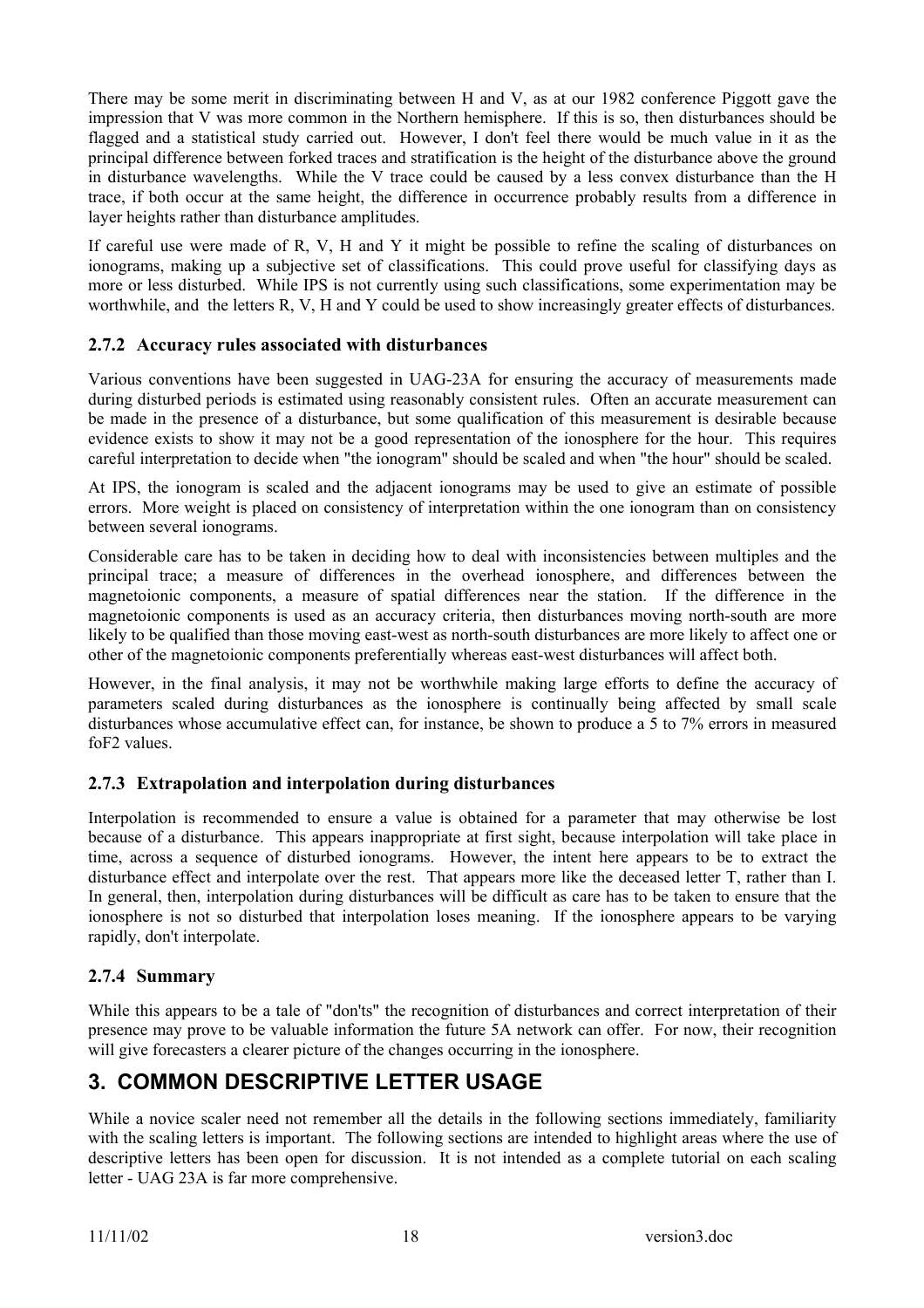There may be some merit in discriminating between H and V, as at our 1982 conference Piggott gave the impression that V was more common in the Northern hemisphere. If this is so, then disturbances should be flagged and a statistical study carried out. However, I don't feel there would be much value in it as the principal difference between forked traces and stratification is the height of the disturbance above the ground in disturbance wavelengths. While the V trace could be caused by a less convex disturbance than the H trace, if both occur at the same height, the difference in occurrence probably results from a difference in layer heights rather than disturbance amplitudes.

If careful use were made of R, V, H and Y it might be possible to refine the scaling of disturbances on ionograms, making up a subjective set of classifications. This could prove useful for classifying days as more or less disturbed. While IPS is not currently using such classifications, some experimentation may be worthwhile, and the letters R, V, H and Y could be used to show increasingly greater effects of disturbances.

### 2.7.2 Accuracy rules associated with disturbances

Various conventions have been suggested in UAG-23A for ensuring the accuracy of measurements made during disturbed periods is estimated using reasonably consistent rules. Often an accurate measurement can be made in the presence of a disturbance, but some qualification of this measurement is desirable because evidence exists to show it may not be a good representation of the ionosphere for the hour. This requires careful interpretation to decide when "the ionogram" should be scaled and when "the hour" should be scaled.

At IPS, the ionogram is scaled and the adjacent ionograms may be used to give an estimate of possible errors. More weight is placed on consistency of interpretation within the one ionogram than on consistency between several ionograms.

Considerable care has to be taken in deciding how to deal with inconsistencies between multiples and the principal trace; a measure of differences in the overhead ionosphere, and differences between the magnetoionic components, a measure of spatial differences near the station. If the difference in the magnetoionic components is used as an accuracy criteria, then disturbances moving north-south are more likely to be qualified than those moving east-west as north-south disturbances are more likely to affect one or other of the magnetoionic components preferentially whereas east-west disturbances will affect both.

However, in the final analysis, it may not be worthwhile making large efforts to define the accuracy of parameters scaled during disturbances as the ionosphere is continually being affected by small scale disturbances whose accumulative effect can, for instance, be shown to produce a 5 to 7% errors in measured foF2 values.

### 2.7.3 Extrapolation and interpolation during disturbances

Interpolation is recommended to ensure a value is obtained for a parameter that may otherwise be lost because of a disturbance. This appears inappropriate at first sight, because interpolation will take place in time, across a sequence of disturbed ionograms. However, the intent here appears to be to extract the disturbance effect and interpolate over the rest. That appears more like the deceased letter T, rather than I. In general, then, interpolation during disturbances will be difficult as care has to be taken to ensure that the ionosphere is not so disturbed that interpolation loses meaning. If the ionosphere appears to be varying rapidly, don't interpolate.

### 2.7.4 Summary

While this appears to be a tale of "don'ts" the recognition of disturbances and correct interpretation of their presence may prove to be valuable information the future 5A network can offer. For now, their recognition will give forecasters a clearer picture of the changes occurring in the ionosphere.

## 3. COMMON DESCRIPTIVE LETTER USAGE

While a novice scaler need not remember all the details in the following sections immediately, familiarity with the scaling letters is important. The following sections are intended to highlight areas where the use of descriptive letters has been open for discussion. It is not intended as a complete tutorial on each scaling letter - UAG 23A is far more comprehensive.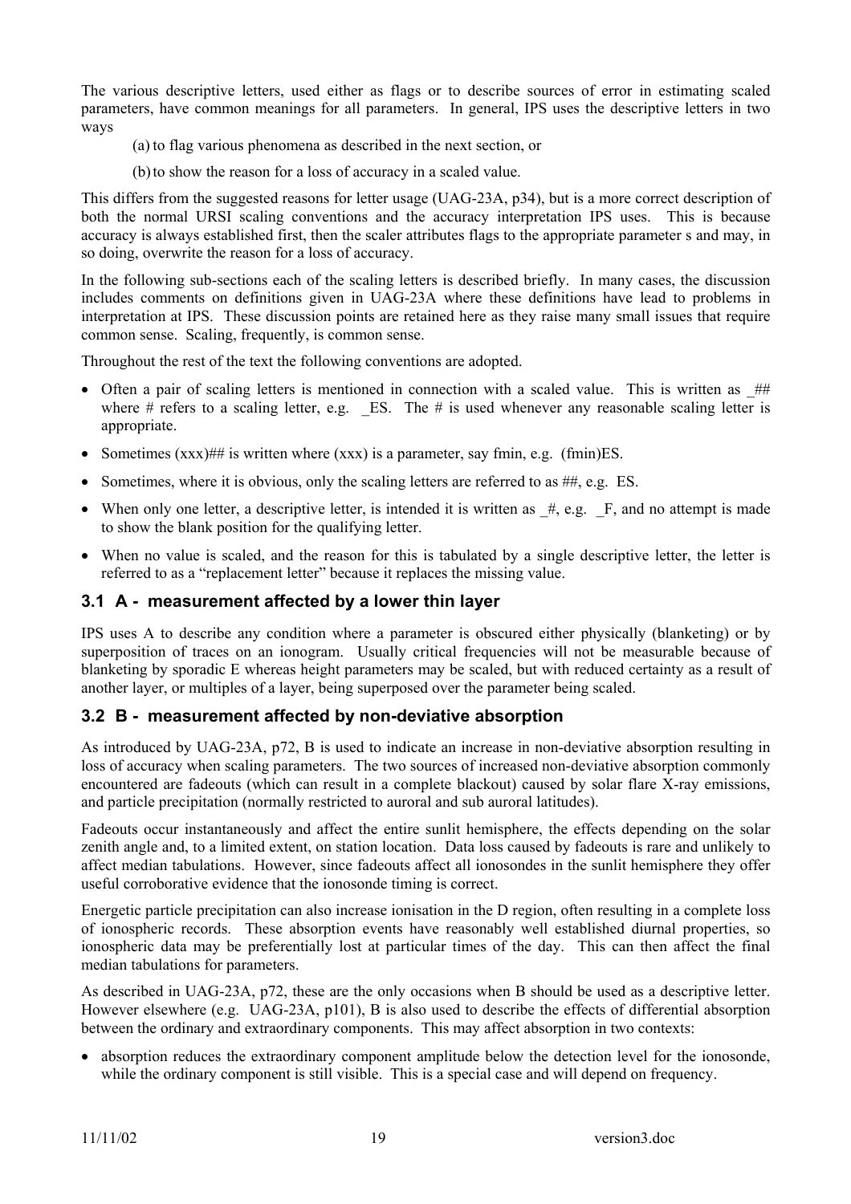The various descriptive letters, used either as flags or to describe sources of error in estimating scaled parameters, have common meanings for all parameters. In general, IPS uses the descriptive letters in two ways

(a) to flag various phenomena as described in the next section, or

(b) to show the reason for a loss of accuracy in a scaled value.

This differs from the suggested reasons for letter usage (UAG-23A, p34), but is a more correct description of both the normal URSI scaling conventions and the accuracy interpretation IPS uses. This is because accuracy is always established first, then the scaler attributes flags to the appropriate parameter s and may, in so doing, overwrite the reason for a loss of accuracy.

In the following sub-sections each of the scaling letters is described briefly. In many cases, the discussion includes comments on definitions given in UAG-23A where these definitions have lead to problems in interpretation at IPS. These discussion points are retained here as they raise many small issues that require common sense. Scaling, frequently, is common sense.

Throughout the rest of the text the following conventions are adopted.

- Often a pair of scaling letters is mentioned in connection with a scaled value. This is written as _## where # refers to a scaling letter, e.g. _ES. The # is used whenever any reasonable scaling letter is appropriate.
- Sometimes (xxx)## is written where (xxx) is a parameter, say fmin, e.g. (fmin)ES.
- Sometimes, where it is obvious, only the scaling letters are referred to as ##, e.g. ES.
- When only one letter, a descriptive letter, is intended it is written as _#, e.g. _F, and no attempt is made to show the blank position for the qualifying letter.
- When no value is scaled, and the reason for this is tabulated by a single descriptive letter, the letter is referred to as a "replacement letter" because it replaces the missing value.

### 3.1 A - measurement affected by a lower thin layer

IPS uses A to describe any condition where a parameter is obscured either physically (blanketing) or by superposition of traces on an ionogram. Usually critical frequencies will not be measurable because of blanketing by sporadic E whereas height parameters may be scaled, but with reduced certainty as a result of another layer, or multiples of a layer, being superposed over the parameter being scaled.

### 3.2 B - measurement affected by non-deviative absorption

As introduced by UAG-23A, p72, B is used to indicate an increase in non-deviative absorption resulting in loss of accuracy when scaling parameters. The two sources of increased non-deviative absorption commonly encountered are fadeouts (which can result in a complete blackout) caused by solar flare X-ray emissions, and particle precipitation (normally restricted to auroral and sub auroral latitudes).

Fadeouts occur instantaneously and affect the entire sunlit hemisphere, the effects depending on the solar zenith angle and, to a limited extent, on station location. Data loss caused by fadeouts is rare and unlikely to affect median tabulations. However, since fadeouts affect all ionosondes in the sunlit hemisphere they offer useful corroborative evidence that the ionosonde timing is correct.

Energetic particle precipitation can also increase ionisation in the D region, often resulting in a complete loss of ionospheric records. These absorption events have reasonably well established diurnal properties, so ionospheric data may be preferentially lost at particular times of the day. This can then affect the final median tabulations for parameters.

As described in UAG-23A, p72, these are the only occasions when B should be used as a descriptive letter. However elsewhere (e.g. UAG-23A, p101), B is also used to describe the effects of differential absorption between the ordinary and extraordinary components. This may affect absorption in two contexts:

- absorption reduces the extraordinary component amplitude below the detection level for the ionosonde, while the ordinary component is still visible. This is a special case and will depend on frequency.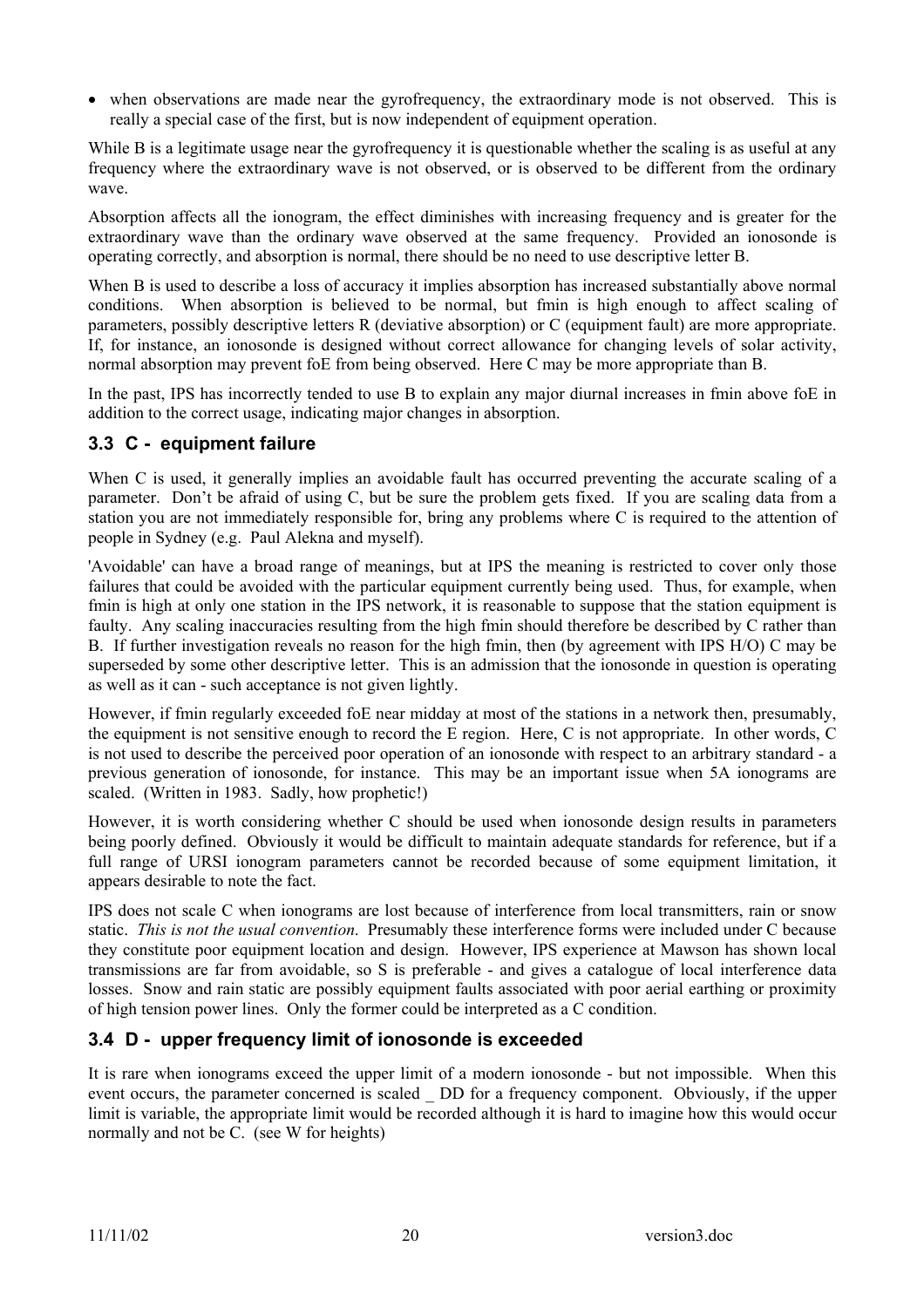- when observations are made near the gyrofrequency, the extraordinary mode is not observed. This is really a special case of the first, but is now independent of equipment operation.

While B is a legitimate usage near the gyrofrequency it is questionable whether the scaling is as useful at any frequency where the extraordinary wave is not observed, or is observed to be different from the ordinary wave.

Absorption affects all the ionogram, the effect diminishes with increasing frequency and is greater for the extraordinary wave than the ordinary wave observed at the same frequency. Provided an ionosonde is operating correctly, and absorption is normal, there should be no need to use descriptive letter B.

When B is used to describe a loss of accuracy it implies absorption has increased substantially above normal conditions. When absorption is believed to be normal, but fmin is high enough to affect scaling of parameters, possibly descriptive letters R (deviative absorption) or C (equipment fault) are more appropriate. If, for instance, an ionosonde is designed without correct allowance for changing levels of solar activity, normal absorption may prevent foE from being observed. Here C may be more appropriate than B.

In the past, IPS has incorrectly tended to use B to explain any major diurnal increases in fmin above foE in addition to the correct usage, indicating major changes in absorption.

### 3.3 C - equipment failure

When C is used, it generally implies an avoidable fault has occurred preventing the accurate scaling of a parameter. Don't be afraid of using C, but be sure the problem gets fixed. If you are scaling data from a station you are not immediately responsible for, bring any problems where C is required to the attention of people in Sydney (e.g. Paul Alekna and myself).

'Avoidable' can have a broad range of meanings, but at IPS the meaning is restricted to cover only those failures that could be avoided with the particular equipment currently being used. Thus, for example, when fmin is high at only one station in the IPS network, it is reasonable to suppose that the station equipment is faulty. Any scaling inaccuracies resulting from the high fmin should therefore be described by C rather than B. If further investigation reveals no reason for the high fmin, then (by agreement with IPS H/O) C may be superseded by some other descriptive letter. This is an admission that the ionosonde in question is operating as well as it can - such acceptance is not given lightly.

However, if fmin regularly exceeded foE near midday at most of the stations in a network then, presumably, the equipment is not sensitive enough to record the E region. Here, C is not appropriate. In other words, C is not used to describe the perceived poor operation of an ionosonde with respect to an arbitrary standard - a previous generation of ionosonde, for instance. This may be an important issue when 5A ionograms are scaled. (Written in 1983. Sadly, how prophetic!)

However, it is worth considering whether C should be used when ionosonde design results in parameters being poorly defined. Obviously it would be difficult to maintain adequate standards for reference, but if a full range of URSI ionogram parameters cannot be recorded because of some equipment limitation, it appears desirable to note the fact.

IPS does not scale C when ionograms are lost because of interference from local transmitters, rain or snow static. *This is not the usual convention*. Presumably these interference forms were included under C because they constitute poor equipment location and design. However, IPS experience at Mawson has shown local transmissions are far from avoidable, so S is preferable - and gives a catalogue of local interference data losses. Snow and rain static are possibly equipment faults associated with poor aerial earthing or proximity of high tension power lines. Only the former could be interpreted as a C condition.

### 3.4 D - upper frequency limit of ionosonde is exceeded

It is rare when ionograms exceed the upper limit of a modern ionosonde - but not impossible. When this event occurs, the parameter concerned is scaled _ DD for a frequency component. Obviously, if the upper limit is variable, the appropriate limit would be recorded although it is hard to imagine how this would occur normally and not be C. (see W for heights)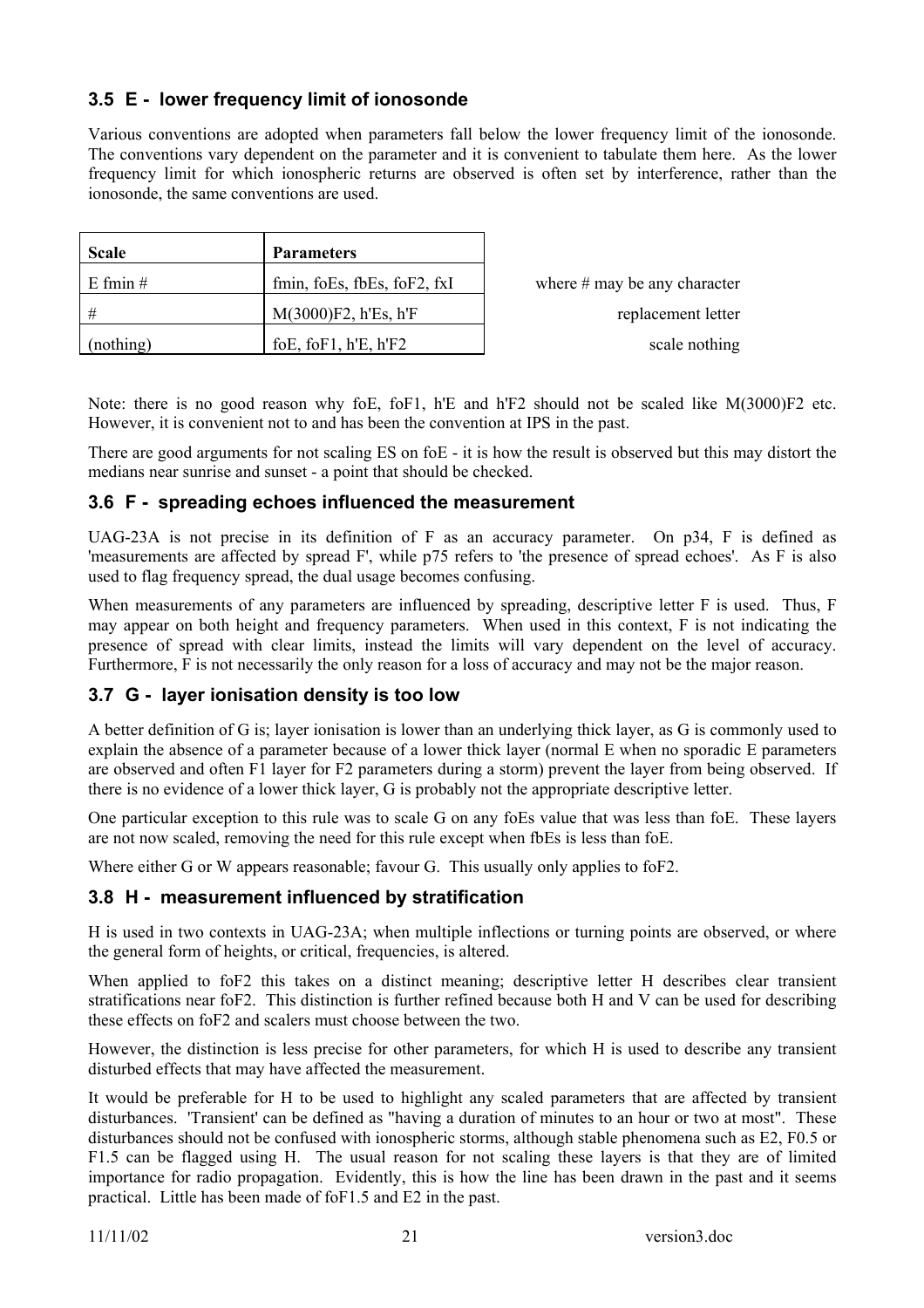### 3.5 E - lower frequency limit of ionosonde

Various conventions are adopted when parameters fall below the lower frequency limit of the ionosonde. The conventions vary dependent on the parameter and it is convenient to tabulate them here. As the lower frequency limit for which ionospheric returns are observed is often set by interference, rather than the ionosonde, the same conventions are used.

| Scale | Parameters | |
|---|---|---|
| E fmin # | fmin, foEs, fbEs, foF2, fxI | where # may be any character |
| # | M(3000)F2, h'Es, h'F | replacement letter |
| (nothing) | foE, foF1, h'E, h'F2 | scale nothing |

Note: there is no good reason why foE, foF1, h'E and h'F2 should not be scaled like M(3000)F2 etc. However, it is convenient not to and has been the convention at IPS in the past.

There are good arguments for not scaling ES on foE - it is how the result is observed but this may distort the medians near sunrise and sunset - a point that should be checked.

### 3.6 F - spreading echoes influenced the measurement

UAG-23A is not precise in its definition of F as an accuracy parameter. On p34, F is defined as 'measurements are affected by spread F', while p75 refers to 'the presence of spread echoes'. As F is also used to flag frequency spread, the dual usage becomes confusing.

When measurements of any parameters are influenced by spreading, descriptive letter F is used. Thus, F may appear on both height and frequency parameters. When used in this context, F is not indicating the presence of spread with clear limits, instead the limits will vary dependent on the level of accuracy. Furthermore, F is not necessarily the only reason for a loss of accuracy and may not be the major reason.

### 3.7 G - layer ionisation density is too low

A better definition of G is; layer ionisation is lower than an underlying thick layer, as G is commonly used to explain the absence of a parameter because of a lower thick layer (normal E when no sporadic E parameters are observed and often F1 layer for F2 parameters during a storm) prevent the layer from being observed. If there is no evidence of a lower thick layer, G is probably not the appropriate descriptive letter.

One particular exception to this rule was to scale G on any foEs value that was less than foE. These layers are not now scaled, removing the need for this rule except when fbEs is less than foE.

Where either G or W appears reasonable; favour G. This usually only applies to foF2.

### 3.8 H - measurement influenced by stratification

H is used in two contexts in UAG-23A; when multiple inflections or turning points are observed, or where the general form of heights, or critical, frequencies, is altered.

When applied to foF2 this takes on a distinct meaning; descriptive letter H describes clear transient stratifications near foF2. This distinction is further refined because both H and V can be used for describing these effects on foF2 and scalers must choose between the two.

However, the distinction is less precise for other parameters, for which H is used to describe any transient disturbed effects that may have affected the measurement.

It would be preferable for H to be used to highlight any scaled parameters that are affected by transient disturbances. 'Transient' can be defined as "having a duration of minutes to an hour or two at most". These disturbances should not be confused with ionospheric storms, although stable phenomena such as E2, F0.5 or F1.5 can be flagged using H. The usual reason for not scaling these layers is that they are of limited importance for radio propagation. Evidently, this is how the line has been drawn in the past and it seems practical. Little has been made of foF1.5 and E2 in the past.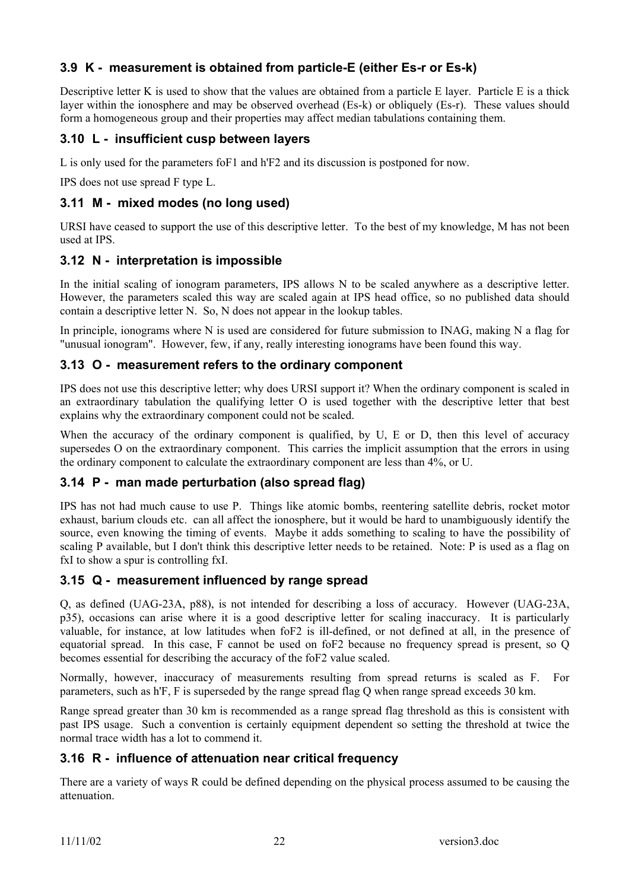### 3.9 K - measurement is obtained from particle-E (either Es-r or Es-k)

Descriptive letter K is used to show that the values are obtained from a particle E layer. Particle E is a thick layer within the ionosphere and may be observed overhead (Es-k) or obliquely (Es-r). These values should form a homogeneous group and their properties may affect median tabulations containing them.

### 3.10 L - insufficient cusp between layers

L is only used for the parameters foF1 and h'F2 and its discussion is postponed for now.

IPS does not use spread F type L.

### 3.11 M - mixed modes (no long used)

URSI have ceased to support the use of this descriptive letter. To the best of my knowledge, M has not been used at IPS.

### 3.12 N - interpretation is impossible

In the initial scaling of ionogram parameters, IPS allows N to be scaled anywhere as a descriptive letter. However, the parameters scaled this way are scaled again at IPS head office, so no published data should contain a descriptive letter N. So, N does not appear in the lookup tables.

In principle, ionograms where N is used are considered for future submission to INAG, making N a flag for "unusual ionogram". However, few, if any, really interesting ionograms have been found this way.

### 3.13 O - measurement refers to the ordinary component

IPS does not use this descriptive letter; why does URSI support it? When the ordinary component is scaled in an extraordinary tabulation the qualifying letter O is used together with the descriptive letter that best explains why the extraordinary component could not be scaled.

When the accuracy of the ordinary component is qualified, by U, E or D, then this level of accuracy supersedes O on the extraordinary component. This carries the implicit assumption that the errors in using the ordinary component to calculate the extraordinary component are less than 4%, or U.

### 3.14 P - man made perturbation (also spread flag)

IPS has not had much cause to use P. Things like atomic bombs, reentering satellite debris, rocket motor exhaust, barium clouds etc. can all affect the ionosphere, but it would be hard to unambiguously identify the source, even knowing the timing of events. Maybe it adds something to scaling to have the possibility of scaling P available, but I don't think this descriptive letter needs to be retained. Note: P is used as a flag on fxI to show a spur is controlling fxI.

### 3.15 Q - measurement influenced by range spread

Q, as defined (UAG-23A, p88), is not intended for describing a loss of accuracy. However (UAG-23A, p35), occasions can arise where it is a good descriptive letter for scaling inaccuracy. It is particularly valuable, for instance, at low latitudes when foF2 is ill-defined, or not defined at all, in the presence of equatorial spread. In this case, F cannot be used on foF2 because no frequency spread is present, so Q becomes essential for describing the accuracy of the foF2 value scaled.

Normally, however, inaccuracy of measurements resulting from spread returns is scaled as F. For parameters, such as h'F, F is superseded by the range spread flag Q when range spread exceeds 30 km.

Range spread greater than 30 km is recommended as a range spread flag threshold as this is consistent with past IPS usage. Such a convention is certainly equipment dependent so setting the threshold at twice the normal trace width has a lot to commend it.

### 3.16 R - influence of attenuation near critical frequency

There are a variety of ways R could be defined depending on the physical process assumed to be causing the attenuation.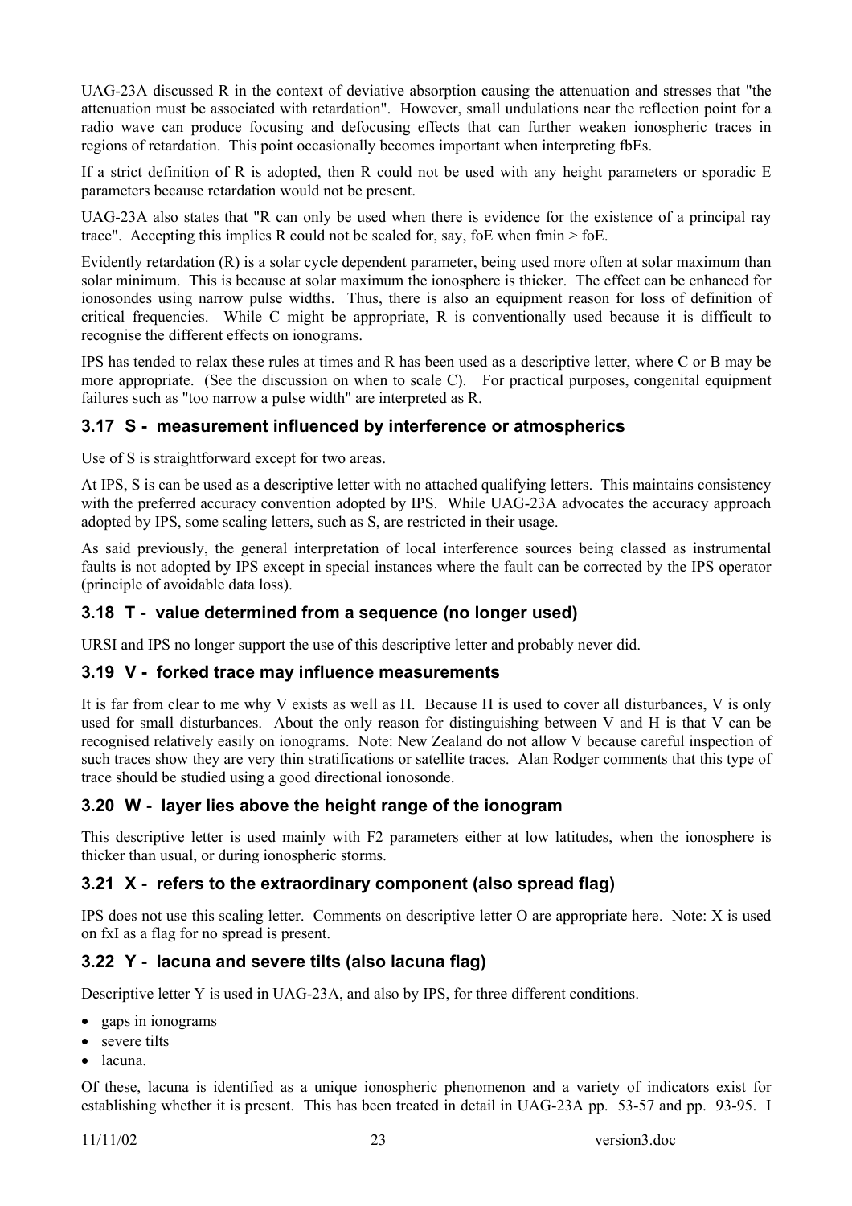UAG-23A discussed R in the context of deviative absorption causing the attenuation and stresses that "the attenuation must be associated with retardation". However, small undulations near the reflection point for a radio wave can produce focusing and defocusing effects that can further weaken ionospheric traces in regions of retardation. This point occasionally becomes important when interpreting fbEs.

If a strict definition of R is adopted, then R could not be used with any height parameters or sporadic E parameters because retardation would not be present.

UAG-23A also states that "R can only be used when there is evidence for the existence of a principal ray trace". Accepting this implies R could not be scaled for, say, foE when fmin > foE.

Evidently retardation (R) is a solar cycle dependent parameter, being used more often at solar maximum than solar minimum. This is because at solar maximum the ionosphere is thicker. The effect can be enhanced for ionosondes using narrow pulse widths. Thus, there is also an equipment reason for loss of definition of critical frequencies. While C might be appropriate, R is conventionally used because it is difficult to recognise the different effects on ionograms.

IPS has tended to relax these rules at times and R has been used as a descriptive letter, where C or B may be more appropriate. (See the discussion on when to scale C). For practical purposes, congenital equipment failures such as "too narrow a pulse width" are interpreted as R.

### 3.17 S - measurement influenced by interference or atmospherics

Use of S is straightforward except for two areas.

At IPS, S is can be used as a descriptive letter with no attached qualifying letters. This maintains consistency with the preferred accuracy convention adopted by IPS. While UAG-23A advocates the accuracy approach adopted by IPS, some scaling letters, such as S, are restricted in their usage.

As said previously, the general interpretation of local interference sources being classed as instrumental faults is not adopted by IPS except in special instances where the fault can be corrected by the IPS operator (principle of avoidable data loss).

### 3.18 T - value determined from a sequence (no longer used)

URSI and IPS no longer support the use of this descriptive letter and probably never did.

### 3.19 V - forked trace may influence measurements

It is far from clear to me why V exists as well as H. Because H is used to cover all disturbances, V is only used for small disturbances. About the only reason for distinguishing between V and H is that V can be recognised relatively easily on ionograms. Note: New Zealand do not allow V because careful inspection of such traces show they are very thin stratifications or satellite traces. Alan Rodger comments that this type of trace should be studied using a good directional ionosonde.

### 3.20 W - layer lies above the height range of the ionogram

This descriptive letter is used mainly with F2 parameters either at low latitudes, when the ionosphere is thicker than usual, or during ionospheric storms.

### 3.21 X - refers to the extraordinary component (also spread flag)

IPS does not use this scaling letter. Comments on descriptive letter O are appropriate here. Note: X is used on fxI as a flag for no spread is present.

### 3.22 Y - lacuna and severe tilts (also lacuna flag)

Descriptive letter Y is used in UAG-23A, and also by IPS, for three different conditions.

- gaps in ionograms
- severe tilts
- lacuna.

Of these, lacuna is identified as a unique ionospheric phenomenon and a variety of indicators exist for establishing whether it is present. This has been treated in detail in UAG-23A pp. 53-57 and pp. 93-95. I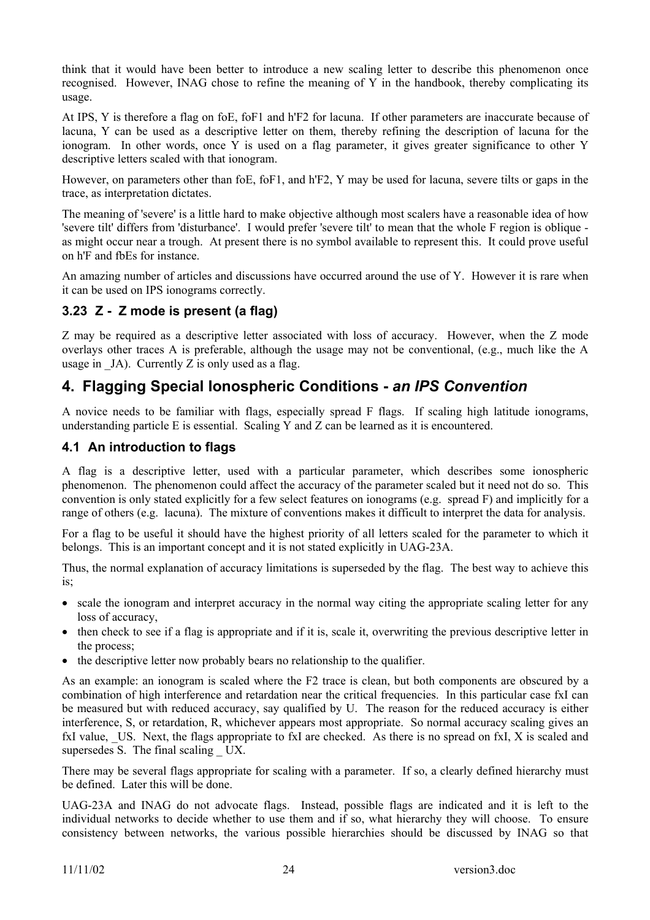think that it would have been better to introduce a new scaling letter to describe this phenomenon once recognised. However, INAG chose to refine the meaning of Y in the handbook, thereby complicating its usage.

At IPS, Y is therefore a flag on foE, foF1 and h'F2 for lacuna. If other parameters are inaccurate because of lacuna, Y can be used as a descriptive letter on them, thereby refining the description of lacuna for the ionogram. In other words, once Y is used on a flag parameter, it gives greater significance to other Y descriptive letters scaled with that ionogram.

However, on parameters other than foE, foF1, and h'F2, Y may be used for lacuna, severe tilts or gaps in the trace, as interpretation dictates.

The meaning of 'severe' is a little hard to make objective although most scalers have a reasonable idea of how 'severe tilt' differs from 'disturbance'. I would prefer 'severe tilt' to mean that the whole F region is oblique - as might occur near a trough. At present there is no symbol available to represent this. It could prove useful on h'F and fbEs for instance.

An amazing number of articles and discussions have occurred around the use of Y. However it is rare when it can be used on IPS ionograms correctly.

### 3.23 Z - Z mode is present (a flag)

Z may be required as a descriptive letter associated with loss of accuracy. However, when the Z mode overlays other traces A is preferable, although the usage may not be conventional, (e.g., much like the A usage in _JA). Currently Z is only used as a flag.

## 4. Flagging Special Ionospheric Conditions - *an IPS Convention*

A novice needs to be familiar with flags, especially spread F flags. If scaling high latitude ionograms, understanding particle E is essential. Scaling Y and Z can be learned as it is encountered.

### 4.1 An introduction to flags

A flag is a descriptive letter, used with a particular parameter, which describes some ionospheric phenomenon. The phenomenon could affect the accuracy of the parameter scaled but it need not do so. This convention is only stated explicitly for a few select features on ionograms (e.g. spread F) and implicitly for a range of others (e.g. lacuna). The mixture of conventions makes it difficult to interpret the data for analysis.

For a flag to be useful it should have the highest priority of all letters scaled for the parameter to which it belongs. This is an important concept and it is not stated explicitly in UAG-23A.

Thus, the normal explanation of accuracy limitations is superseded by the flag. The best way to achieve this is;

- scale the ionogram and interpret accuracy in the normal way citing the appropriate scaling letter for any loss of accuracy,
- then check to see if a flag is appropriate and if it is, scale it, overwriting the previous descriptive letter in the process;
- the descriptive letter now probably bears no relationship to the qualifier.

As an example: an ionogram is scaled where the F2 trace is clean, but both components are obscured by a combination of high interference and retardation near the critical frequencies. In this particular case fxI can be measured but with reduced accuracy, say qualified by U. The reason for the reduced accuracy is either interference, S, or retardation, R, whichever appears most appropriate. So normal accuracy scaling gives an fxI value, _US. Next, the flags appropriate to fxI are checked. As there is no spread on fxI, X is scaled and supersedes S. The final scaling _ UX.

There may be several flags appropriate for scaling with a parameter. If so, a clearly defined hierarchy must be defined. Later this will be done.

UAG-23A and INAG do not advocate flags. Instead, possible flags are indicated and it is left to the individual networks to decide whether to use them and if so, what hierarchy they will choose. To ensure consistency between networks, the various possible hierarchies should be discussed by INAG so that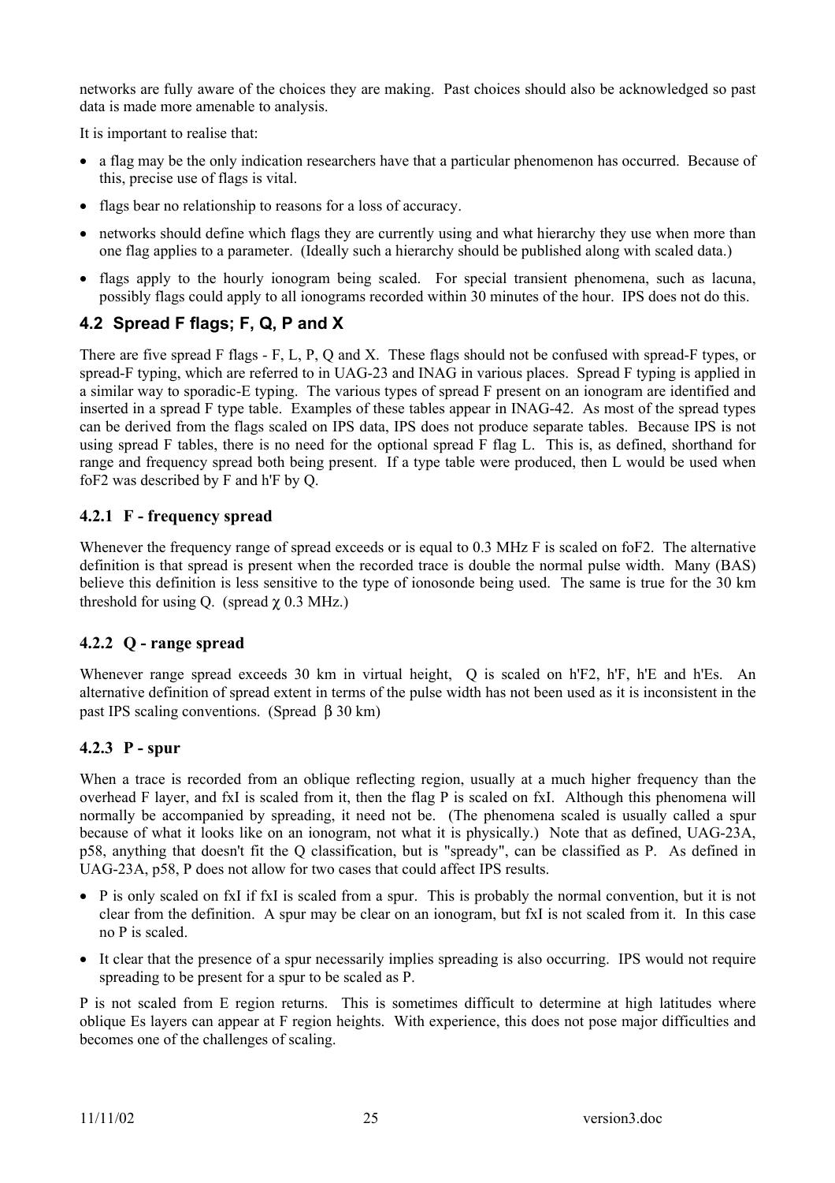networks are fully aware of the choices they are making. Past choices should also be acknowledged so past data is made more amenable to analysis.

It is important to realise that:

- a flag may be the only indication researchers have that a particular phenomenon has occurred. Because of this, precise use of flags is vital.
- flags bear no relationship to reasons for a loss of accuracy.
- networks should define which flags they are currently using and what hierarchy they use when more than one flag applies to a parameter. (Ideally such a hierarchy should be published along with scaled data.)
- flags apply to the hourly ionogram being scaled. For special transient phenomena, such as lacuna, possibly flags could apply to all ionograms recorded within 30 minutes of the hour. IPS does not do this.

## 4.2 Spread F flags; F, Q, P and X

There are five spread F flags - F, L, P, Q and X. These flags should not be confused with spread-F types, or spread-F typing, which are referred to in UAG-23 and INAG in various places. Spread F typing is applied in a similar way to sporadic-E typing. The various types of spread F present on an ionogram are identified and inserted in a spread F type table. Examples of these tables appear in INAG-42. As most of the spread types can be derived from the flags scaled on IPS data, IPS does not produce separate tables. Because IPS is not using spread F tables, there is no need for the optional spread F flag L. This is, as defined, shorthand for range and frequency spread both being present. If a type table were produced, then L would be used when foF2 was described by F and h'F by Q.

### 4.2.1 F - frequency spread

Whenever the frequency range of spread exceeds or is equal to 0.3 MHz F is scaled on foF2. The alternative definition is that spread is present when the recorded trace is double the normal pulse width. Many (BAS) believe this definition is less sensitive to the type of ionosonde being used. The same is true for the 30 km threshold for using Q. (spread χ 0.3 MHz.)

### 4.2.2 Q - range spread

Whenever range spread exceeds 30 km in virtual height, Q is scaled on h'F2, h'F, h'E and h'Es. An alternative definition of spread extent in terms of the pulse width has not been used as it is inconsistent in the past IPS scaling conventions. (Spread β 30 km)

### 4.2.3 P - spur

When a trace is recorded from an oblique reflecting region, usually at a much higher frequency than the overhead F layer, and fxI is scaled from it, then the flag P is scaled on fxI. Although this phenomena will normally be accompanied by spreading, it need not be. (The phenomena scaled is usually called a spur because of what it looks like on an ionogram, not what it is physically.) Note that as defined, UAG-23A, p58, anything that doesn't fit the Q classification, but is "spready", can be classified as P. As defined in UAG-23A, p58, P does not allow for two cases that could affect IPS results.

- P is only scaled on fxI if fxI is scaled from a spur. This is probably the normal convention, but it is not clear from the definition. A spur may be clear on an ionogram, but fxI is not scaled from it. In this case no P is scaled.
- It clear that the presence of a spur necessarily implies spreading is also occurring. IPS would not require spreading to be present for a spur to be scaled as P.

P is not scaled from E region returns. This is sometimes difficult to determine at high latitudes where oblique Es layers can appear at F region heights. With experience, this does not pose major difficulties and becomes one of the challenges of scaling.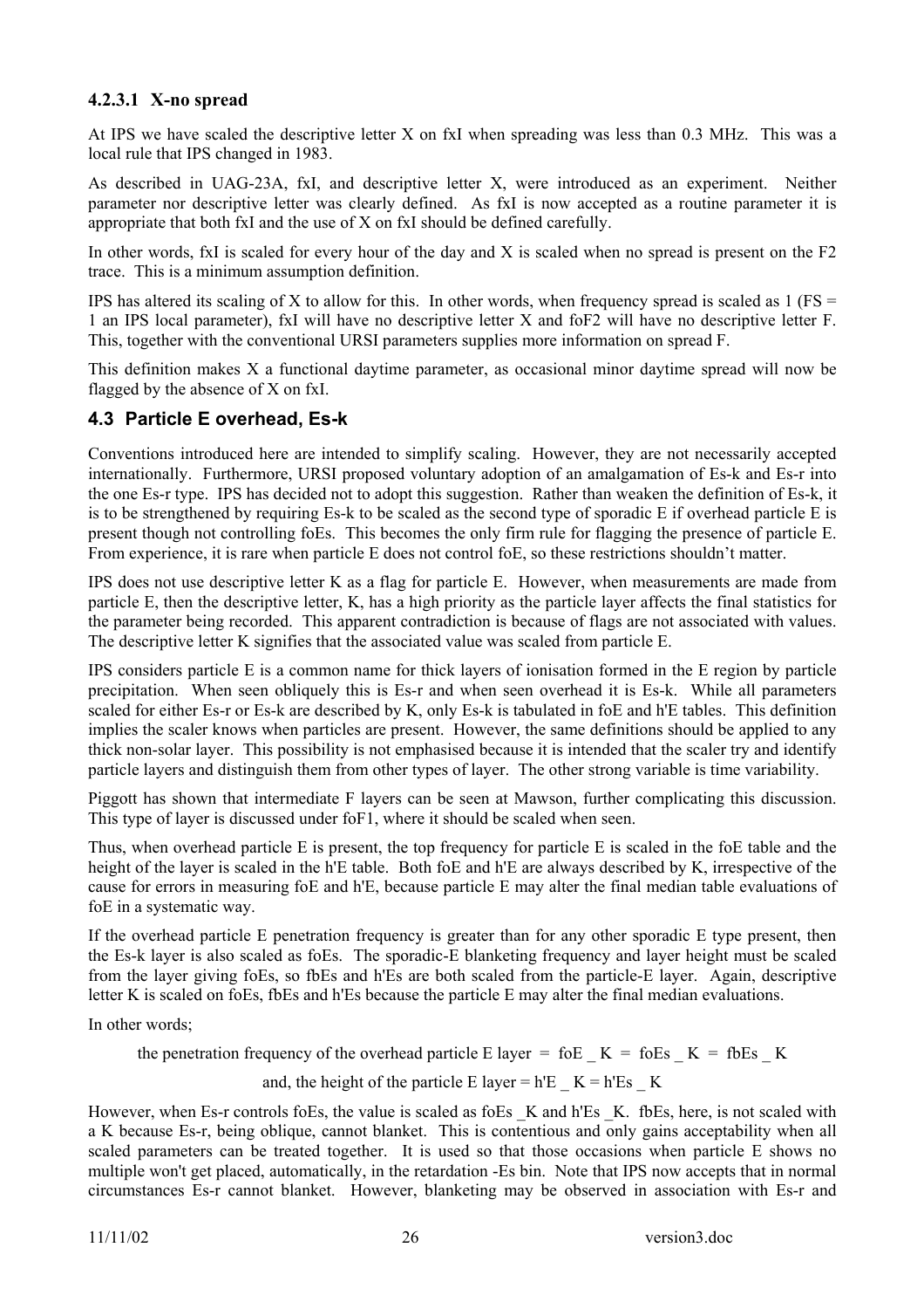#### 4.2.3.1 X-no spread

At IPS we have scaled the descriptive letter X on fxI when spreading was less than 0.3 MHz. This was a local rule that IPS changed in 1983.

As described in UAG-23A, fxI, and descriptive letter X, were introduced as an experiment. Neither parameter nor descriptive letter was clearly defined. As fxI is now accepted as a routine parameter it is appropriate that both fxI and the use of X on fxI should be defined carefully.

In other words, fxI is scaled for every hour of the day and X is scaled when no spread is present on the F2 trace. This is a minimum assumption definition.

IPS has altered its scaling of X to allow for this. In other words, when frequency spread is scaled as 1 (FS = 1 an IPS local parameter), fxI will have no descriptive letter X and foF2 will have no descriptive letter F. This, together with the conventional URSI parameters supplies more information on spread F.

This definition makes X a functional daytime parameter, as occasional minor daytime spread will now be flagged by the absence of X on fxI.

### 4.3 Particle E overhead, Es-k

Conventions introduced here are intended to simplify scaling. However, they are not necessarily accepted internationally. Furthermore, URSI proposed voluntary adoption of an amalgamation of Es-k and Es-r into the one Es-r type. IPS has decided not to adopt this suggestion. Rather than weaken the definition of Es-k, it is to be strengthened by requiring Es-k to be scaled as the second type of sporadic E if overhead particle E is present though not controlling foEs. This becomes the only firm rule for flagging the presence of particle E. From experience, it is rare when particle E does not control foE, so these restrictions shouldn't matter.

IPS does not use descriptive letter K as a flag for particle E. However, when measurements are made from particle E, then the descriptive letter, K, has a high priority as the particle layer affects the final statistics for the parameter being recorded. This apparent contradiction is because of flags are not associated with values. The descriptive letter K signifies that the associated value was scaled from particle E.

IPS considers particle E is a common name for thick layers of ionisation formed in the E region by particle precipitation. When seen obliquely this is Es-r and when seen overhead it is Es-k. While all parameters scaled for either Es-r or Es-k are described by K, only Es-k is tabulated in foE and h'E tables. This definition implies the scaler knows when particles are present. However, the same definitions should be applied to any thick non-solar layer. This possibility is not emphasised because it is intended that the scaler try and identify particle layers and distinguish them from other types of layer. The other strong variable is time variability.

Piggott has shown that intermediate F layers can be seen at Mawson, further complicating this discussion. This type of layer is discussed under foF1, where it should be scaled when seen.

Thus, when overhead particle E is present, the top frequency for particle E is scaled in the foE table and the height of the layer is scaled in the h'E table. Both foE and h'E are always described by K, irrespective of the cause for errors in measuring foE and h'E, because particle E may alter the final median table evaluations of foE in a systematic way.

If the overhead particle E penetration frequency is greater than for any other sporadic E type present, then the Es-k layer is also scaled as foEs. The sporadic-E blanketing frequency and layer height must be scaled from the layer giving foEs, so fbEs and h'Es are both scaled from the particle-E layer. Again, descriptive letter K is scaled on foEs, fbEs and h'Es because the particle E may alter the final median evaluations.

In other words;

the penetration frequency of the overhead particle E layer = foE _ K = foEs _ K = fbEs _ K

and, the height of the particle E layer = h'E _ K = h'Es _ K

However, when Es-r controls foEs, the value is scaled as foEs _K and h'Es _K. fbEs, here, is not scaled with a K because Es-r, being oblique, cannot blanket. This is contentious and only gains acceptability when all scaled parameters can be treated together. It is used so that those occasions when particle E shows no multiple won't get placed, automatically, in the retardation -Es bin. Note that IPS now accepts that in normal circumstances Es-r cannot blanket. However, blanketing may be observed in association with Es-r and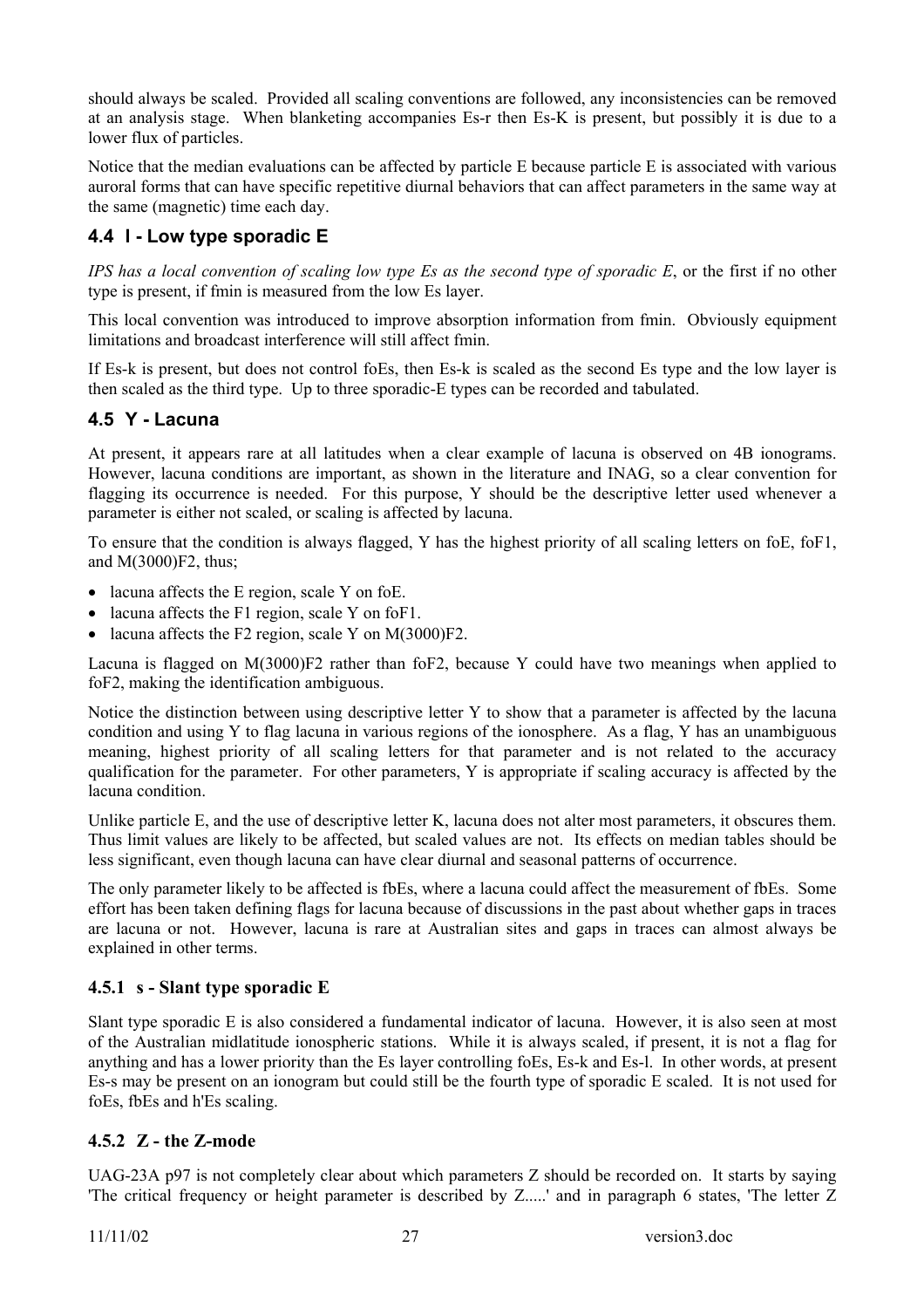should always be scaled. Provided all scaling conventions are followed, any inconsistencies can be removed at an analysis stage. When blanketing accompanies Es-r then Es-K is present, but possibly it is due to a lower flux of particles.

Notice that the median evaluations can be affected by particle E because particle E is associated with various auroral forms that can have specific repetitive diurnal behaviors that can affect parameters in the same way at the same (magnetic) time each day.

### 4.4 l - Low type sporadic E

*IPS has a local convention of scaling low type Es as the second type of sporadic E*, or the first if no other type is present, if fmin is measured from the low Es layer.

This local convention was introduced to improve absorption information from fmin. Obviously equipment limitations and broadcast interference will still affect fmin.

If Es-k is present, but does not control foEs, then Es-k is scaled as the second Es type and the low layer is then scaled as the third type. Up to three sporadic-E types can be recorded and tabulated.

### 4.5 Y - Lacuna

At present, it appears rare at all latitudes when a clear example of lacuna is observed on 4B ionograms. However, lacuna conditions are important, as shown in the literature and INAG, so a clear convention for flagging its occurrence is needed. For this purpose, Y should be the descriptive letter used whenever a parameter is either not scaled, or scaling is affected by lacuna.

To ensure that the condition is always flagged, Y has the highest priority of all scaling letters on foE, foF1, and M(3000)F2, thus;

- lacuna affects the E region, scale Y on foE.
- lacuna affects the F1 region, scale Y on foF1.
- lacuna affects the F2 region, scale Y on M(3000)F2.

Lacuna is flagged on M(3000)F2 rather than foF2, because Y could have two meanings when applied to foF2, making the identification ambiguous.

Notice the distinction between using descriptive letter Y to show that a parameter is affected by the lacuna condition and using Y to flag lacuna in various regions of the ionosphere. As a flag, Y has an unambiguous meaning, highest priority of all scaling letters for that parameter and is not related to the accuracy qualification for the parameter. For other parameters, Y is appropriate if scaling accuracy is affected by the lacuna condition.

Unlike particle E, and the use of descriptive letter K, lacuna does not alter most parameters, it obscures them. Thus limit values are likely to be affected, but scaled values are not. Its effects on median tables should be less significant, even though lacuna can have clear diurnal and seasonal patterns of occurrence.

The only parameter likely to be affected is fbEs, where a lacuna could affect the measurement of fbEs. Some effort has been taken defining flags for lacuna because of discussions in the past about whether gaps in traces are lacuna or not. However, lacuna is rare at Australian sites and gaps in traces can almost always be explained in other terms.

#### 4.5.1 s - Slant type sporadic E

Slant type sporadic E is also considered a fundamental indicator of lacuna. However, it is also seen at most of the Australian midlatitude ionospheric stations. While it is always scaled, if present, it is not a flag for anything and has a lower priority than the Es layer controlling foEs, Es-k and Es-l. In other words, at present Es-s may be present on an ionogram but could still be the fourth type of sporadic E scaled. It is not used for foEs, fbEs and h'Es scaling.

#### 4.5.2 Z - the Z-mode

UAG-23A p97 is not completely clear about which parameters Z should be recorded on. It starts by saying 'The critical frequency or height parameter is described by Z.....' and in paragraph 6 states, 'The letter Z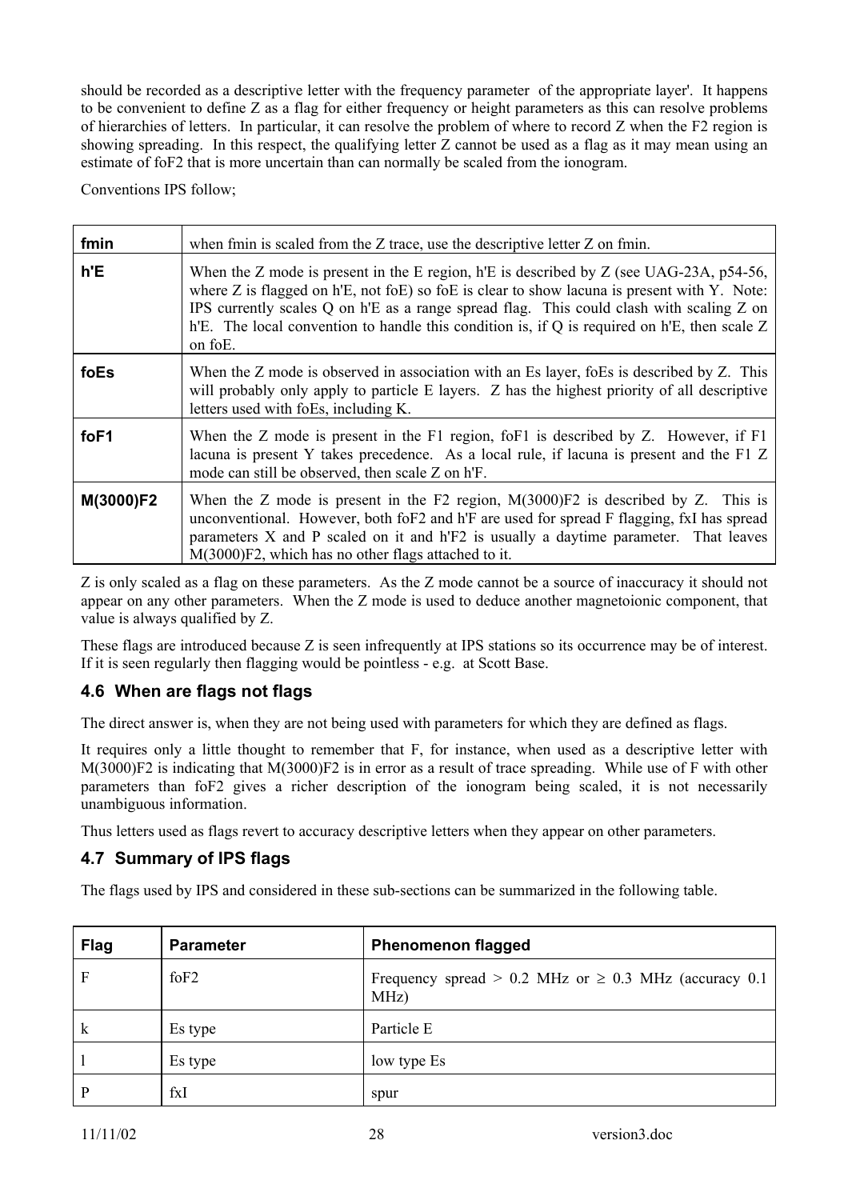should be recorded as a descriptive letter with the frequency parameter of the appropriate layer'. It happens to be convenient to define Z as a flag for either frequency or height parameters as this can resolve problems of hierarchies of letters. In particular, it can resolve the problem of where to record Z when the F2 region is showing spreading. In this respect, the qualifying letter Z cannot be used as a flag as it may mean using an estimate of foF2 that is more uncertain than can normally be scaled from the ionogram.

Conventions IPS follow;

| | |
|---|---|
| **fmin** | when fmin is scaled from the Z trace, use the descriptive letter Z on fmin. |
| **h'E** | When the Z mode is present in the E region, h'E is described by Z (see UAG-23A, p54-56, where Z is flagged on h'E, not foE) so foE is clear to show lacuna is present with Y. Note: IPS currently scales Q on h'E as a range spread flag. This could clash with scaling Z on h'E. The local convention to handle this condition is, if Q is required on h'E, then scale Z on foE. |
| **foEs** | When the Z mode is observed in association with an Es layer, foEs is described by Z. This will probably only apply to particle E layers. Z has the highest priority of all descriptive letters used with foEs, including K. |
| **foF1** | When the Z mode is present in the F1 region, foF1 is described by Z. However, if F1 lacuna is present Y takes precedence. As a local rule, if lacuna is present and the F1 Z mode can still be observed, then scale Z on h'F. |
| **M(3000)F2** | When the Z mode is present in the F2 region, M(3000)F2 is described by Z. This is unconventional. However, both foF2 and h'F are used for spread F flagging, fxI has spread parameters X and P scaled on it and h'F2 is usually a daytime parameter. That leaves M(3000)F2, which has no other flags attached to it. |

Z is only scaled as a flag on these parameters. As the Z mode cannot be a source of inaccuracy it should not appear on any other parameters. When the Z mode is used to deduce another magnetoionic component, that value is always qualified by Z.

These flags are introduced because Z is seen infrequently at IPS stations so its occurrence may be of interest. If it is seen regularly then flagging would be pointless - e.g. at Scott Base.

### 4.6 When are flags not flags

The direct answer is, when they are not being used with parameters for which they are defined as flags.

It requires only a little thought to remember that F, for instance, when used as a descriptive letter with M(3000)F2 is indicating that M(3000)F2 is in error as a result of trace spreading. While use of F with other parameters than foF2 gives a richer description of the ionogram being scaled, it is not necessarily unambiguous information.

Thus letters used as flags revert to accuracy descriptive letters when they appear on other parameters.

### 4.7 Summary of IPS flags

The flags used by IPS and considered in these sub-sections can be summarized in the following table.

| Flag | Parameter | Phenomenon flagged |
|---|---|---|
| F | foF2 | Frequency spread > 0.2 MHz or ≥ 0.3 MHz (accuracy 0.1 MHz) |
| k | Es type | Particle E |
| l | Es type | low type Es |
| P | fxI | spur |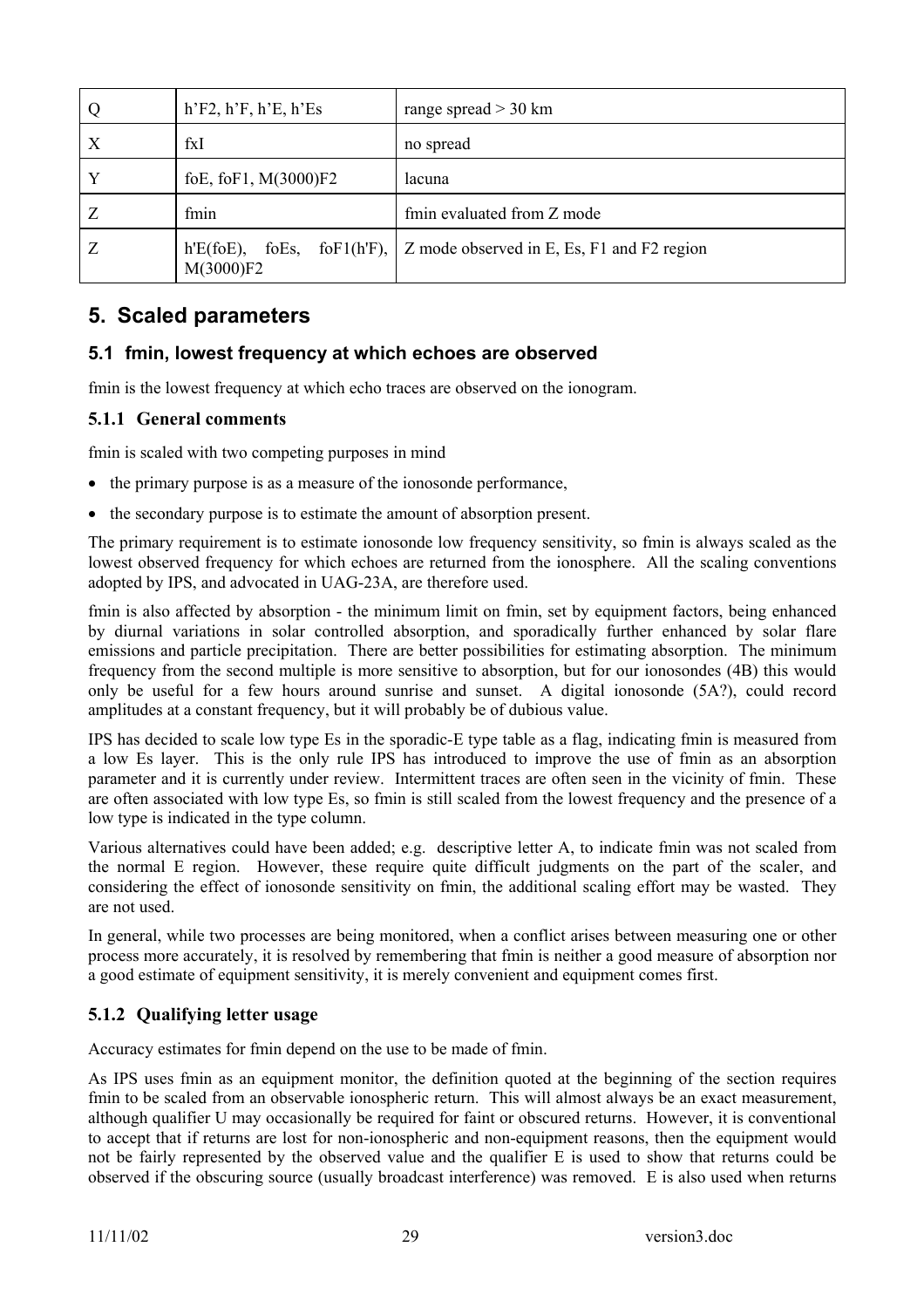| Q | h'F2, h'F, h'E, h'Es | range spread > 30 km |
|---|---|---|
| X | fxI | no spread |
| Y | foE, foF1, M(3000)F2 | lacuna |
| Z | fmin | fmin evaluated from Z mode |
| Z | h'E(foE), foEs, foF1(h'F), M(3000)F2 | Z mode observed in E, Es, F1 and F2 region |

# 5. Scaled parameters

## 5.1 fmin, lowest frequency at which echoes are observed

fmin is the lowest frequency at which echo traces are observed on the ionogram.

### 5.1.1 General comments

fmin is scaled with two competing purposes in mind

- the primary purpose is as a measure of the ionosonde performance,
- the secondary purpose is to estimate the amount of absorption present.

The primary requirement is to estimate ionosonde low frequency sensitivity, so fmin is always scaled as the lowest observed frequency for which echoes are returned from the ionosphere. All the scaling conventions adopted by IPS, and advocated in UAG-23A, are therefore used.

fmin is also affected by absorption - the minimum limit on fmin, set by equipment factors, being enhanced by diurnal variations in solar controlled absorption, and sporadically further enhanced by solar flare emissions and particle precipitation. There are better possibilities for estimating absorption. The minimum frequency from the second multiple is more sensitive to absorption, but for our ionosondes (4B) this would only be useful for a few hours around sunrise and sunset. A digital ionosonde (5A?), could record amplitudes at a constant frequency, but it will probably be of dubious value.

IPS has decided to scale low type Es in the sporadic-E type table as a flag, indicating fmin is measured from a low Es layer. This is the only rule IPS has introduced to improve the use of fmin as an absorption parameter and it is currently under review. Intermittent traces are often seen in the vicinity of fmin. These are often associated with low type Es, so fmin is still scaled from the lowest frequency and the presence of a low type is indicated in the type column.

Various alternatives could have been added; e.g. descriptive letter A, to indicate fmin was not scaled from the normal E region. However, these require quite difficult judgments on the part of the scaler, and considering the effect of ionosonde sensitivity on fmin, the additional scaling effort may be wasted. They are not used.

In general, while two processes are being monitored, when a conflict arises between measuring one or other process more accurately, it is resolved by remembering that fmin is neither a good measure of absorption nor a good estimate of equipment sensitivity, it is merely convenient and equipment comes first.

### 5.1.2 Qualifying letter usage

Accuracy estimates for fmin depend on the use to be made of fmin.

As IPS uses fmin as an equipment monitor, the definition quoted at the beginning of the section requires fmin to be scaled from an observable ionospheric return. This will almost always be an exact measurement, although qualifier U may occasionally be required for faint or obscured returns. However, it is conventional to accept that if returns are lost for non-ionospheric and non-equipment reasons, then the equipment would not be fairly represented by the observed value and the qualifier E is used to show that returns could be observed if the obscuring source (usually broadcast interference) was removed. E is also used when returns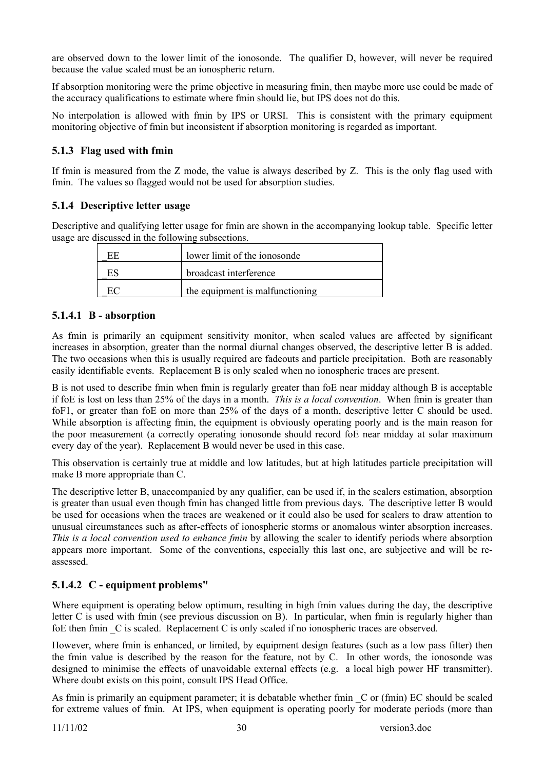are observed down to the lower limit of the ionosonde. The qualifier D, however, will never be required because the value scaled must be an ionospheric return.

If absorption monitoring were the prime objective in measuring fmin, then maybe more use could be made of the accuracy qualifications to estimate where fmin should lie, but IPS does not do this.

No interpolation is allowed with fmin by IPS or URSI. This is consistent with the primary equipment monitoring objective of fmin but inconsistent if absorption monitoring is regarded as important.

### 5.1.3 Flag used with fmin

If fmin is measured from the Z mode, the value is always described by Z. This is the only flag used with fmin. The values so flagged would not be used for absorption studies.

### 5.1.4 Descriptive letter usage

Descriptive and qualifying letter usage for fmin are shown in the accompanying lookup table. Specific letter usage are discussed in the following subsections.

| | |
|---|---|
| _EE | lower limit of the ionosonde |
| _ES | broadcast interference |
| _EC | the equipment is malfunctioning |

#### 5.1.4.1 B - absorption

As fmin is primarily an equipment sensitivity monitor, when scaled values are affected by significant increases in absorption, greater than the normal diurnal changes observed, the descriptive letter B is added. The two occasions when this is usually required are fadeouts and particle precipitation. Both are reasonably easily identifiable events. Replacement B is only scaled when no ionospheric traces are present.

B is not used to describe fmin when fmin is regularly greater than foE near midday although B is acceptable if foE is lost on less than 25% of the days in a month. *This is a local convention*. When fmin is greater than foF1, or greater than foE on more than 25% of the days of a month, descriptive letter C should be used. While absorption is affecting fmin, the equipment is obviously operating poorly and is the main reason for the poor measurement (a correctly operating ionosonde should record foE near midday at solar maximum every day of the year). Replacement B would never be used in this case.

This observation is certainly true at middle and low latitudes, but at high latitudes particle precipitation will make B more appropriate than C.

The descriptive letter B, unaccompanied by any qualifier, can be used if, in the scalers estimation, absorption is greater than usual even though fmin has changed little from previous days. The descriptive letter B would be used for occasions when the traces are weakened or it could also be used for scalers to draw attention to unusual circumstances such as after-effects of ionospheric storms or anomalous winter absorption increases. *This is a local convention used to enhance fmin* by allowing the scaler to identify periods where absorption appears more important. Some of the conventions, especially this last one, are subjective and will be re-assessed.

#### 5.1.4.2 C - equipment problems"

Where equipment is operating below optimum, resulting in high fmin values during the day, the descriptive letter C is used with fmin (see previous discussion on B). In particular, when fmin is regularly higher than foE then fmin _C is scaled. Replacement C is only scaled if no ionospheric traces are observed.

However, where fmin is enhanced, or limited, by equipment design features (such as a low pass filter) then the fmin value is described by the reason for the feature, not by C. In other words, the ionosonde was designed to minimise the effects of unavoidable external effects (e.g. a local high power HF transmitter). Where doubt exists on this point, consult IPS Head Office.

As fmin is primarily an equipment parameter; it is debatable whether fmin _C or (fmin) EC should be scaled for extreme values of fmin. At IPS, when equipment is operating poorly for moderate periods (more than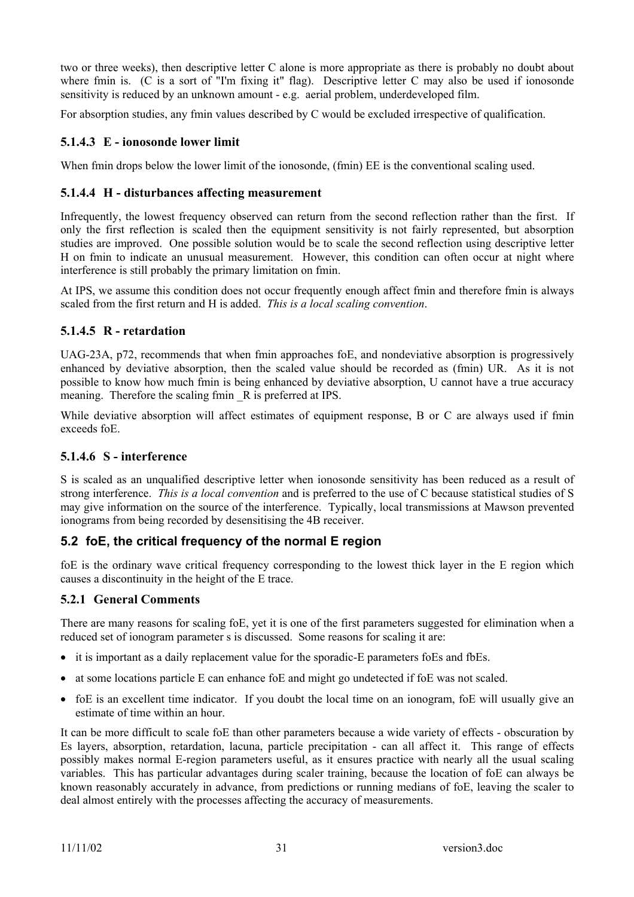two or three weeks), then descriptive letter C alone is more appropriate as there is probably no doubt about where fmin is. (C is a sort of "I'm fixing it" flag). Descriptive letter C may also be used if ionosonde sensitivity is reduced by an unknown amount - e.g. aerial problem, underdeveloped film.

For absorption studies, any fmin values described by C would be excluded irrespective of qualification.

#### 5.1.4.3 E - ionosonde lower limit

When fmin drops below the lower limit of the ionosonde, (fmin) EE is the conventional scaling used.

#### 5.1.4.4 H - disturbances affecting measurement

Infrequently, the lowest frequency observed can return from the second reflection rather than the first. If only the first reflection is scaled then the equipment sensitivity is not fairly represented, but absorption studies are improved. One possible solution would be to scale the second reflection using descriptive letter H on fmin to indicate an unusual measurement. However, this condition can often occur at night where interference is still probably the primary limitation on fmin.

At IPS, we assume this condition does not occur frequently enough affect fmin and therefore fmin is always scaled from the first return and H is added. *This is a local scaling convention*.

#### 5.1.4.5 R - retardation

UAG-23A, p72, recommends that when fmin approaches foE, and nondeviative absorption is progressively enhanced by deviative absorption, then the scaled value should be recorded as (fmin) UR. As it is not possible to know how much fmin is being enhanced by deviative absorption, U cannot have a true accuracy meaning. Therefore the scaling fmin _R is preferred at IPS.

While deviative absorption will affect estimates of equipment response, B or C are always used if fmin exceeds foE.

#### 5.1.4.6 S - interference

S is scaled as an unqualified descriptive letter when ionosonde sensitivity has been reduced as a result of strong interference. *This is a local convention* and is preferred to the use of C because statistical studies of S may give information on the source of the interference. Typically, local transmissions at Mawson prevented ionograms from being recorded by desensitising the 4B receiver.

## 5.2 foE, the critical frequency of the normal E region

foE is the ordinary wave critical frequency corresponding to the lowest thick layer in the E region which causes a discontinuity in the height of the E trace.

### 5.2.1 General Comments

There are many reasons for scaling foE, yet it is one of the first parameters suggested for elimination when a reduced set of ionogram parameter s is discussed. Some reasons for scaling it are:

- it is important as a daily replacement value for the sporadic-E parameters foEs and fbEs.
- at some locations particle E can enhance foE and might go undetected if foE was not scaled.
- foE is an excellent time indicator. If you doubt the local time on an ionogram, foE will usually give an estimate of time within an hour.

It can be more difficult to scale foE than other parameters because a wide variety of effects - obscuration by Es layers, absorption, retardation, lacuna, particle precipitation - can all affect it. This range of effects possibly makes normal E-region parameters useful, as it ensures practice with nearly all the usual scaling variables. This has particular advantages during scaler training, because the location of foE can always be known reasonably accurately in advance, from predictions or running medians of foE, leaving the scaler to deal almost entirely with the processes affecting the accuracy of measurements.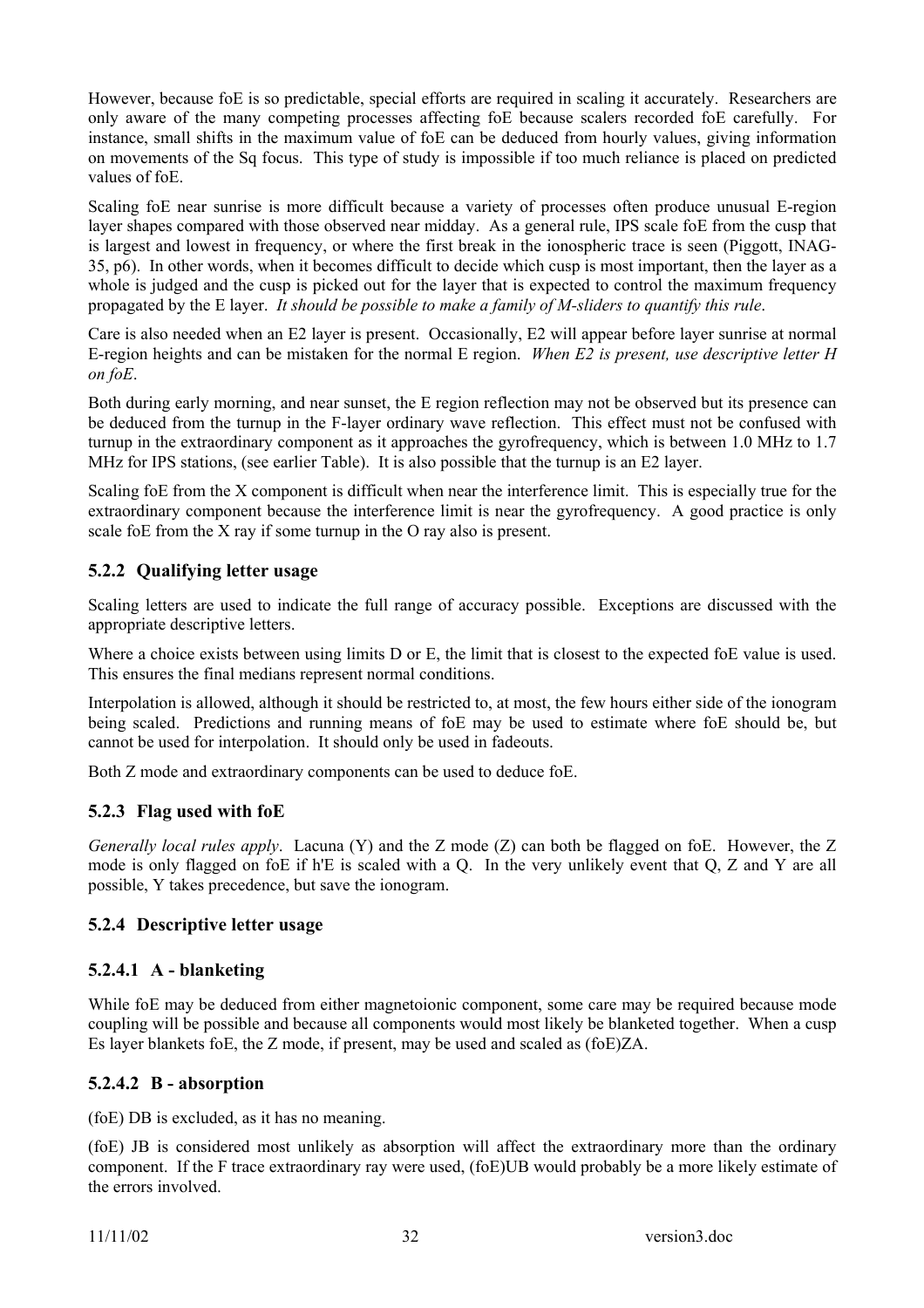However, because foE is so predictable, special efforts are required in scaling it accurately. Researchers are only aware of the many competing processes affecting foE because scalers recorded foE carefully. For instance, small shifts in the maximum value of foE can be deduced from hourly values, giving information on movements of the Sq focus. This type of study is impossible if too much reliance is placed on predicted values of foE.

Scaling foE near sunrise is more difficult because a variety of processes often produce unusual E-region layer shapes compared with those observed near midday. As a general rule, IPS scale foE from the cusp that is largest and lowest in frequency, or where the first break in the ionospheric trace is seen (Piggott, INAG-35, p6). In other words, when it becomes difficult to decide which cusp is most important, then the layer as a whole is judged and the cusp is picked out for the layer that is expected to control the maximum frequency propagated by the E layer. *It should be possible to make a family of M-sliders to quantify this rule*.

Care is also needed when an E2 layer is present. Occasionally, E2 will appear before layer sunrise at normal E-region heights and can be mistaken for the normal E region. *When E2 is present, use descriptive letter H on foE*.

Both during early morning, and near sunset, the E region reflection may not be observed but its presence can be deduced from the turnup in the F-layer ordinary wave reflection. This effect must not be confused with turnup in the extraordinary component as it approaches the gyrofrequency, which is between 1.0 MHz to 1.7 MHz for IPS stations, (see earlier Table). It is also possible that the turnup is an E2 layer.

Scaling foE from the X component is difficult when near the interference limit. This is especially true for the extraordinary component because the interference limit is near the gyrofrequency. A good practice is only scale foE from the X ray if some turnup in the O ray also is present.

### 5.2.2 Qualifying letter usage

Scaling letters are used to indicate the full range of accuracy possible. Exceptions are discussed with the appropriate descriptive letters.

Where a choice exists between using limits D or E, the limit that is closest to the expected foE value is used. This ensures the final medians represent normal conditions.

Interpolation is allowed, although it should be restricted to, at most, the few hours either side of the ionogram being scaled. Predictions and running means of foE may be used to estimate where foE should be, but cannot be used for interpolation. It should only be used in fadeouts.

Both Z mode and extraordinary components can be used to deduce foE.

### 5.2.3 Flag used with foE

*Generally local rules apply*. Lacuna (Y) and the Z mode (Z) can both be flagged on foE. However, the Z mode is only flagged on foE if h'E is scaled with a Q. In the very unlikely event that Q, Z and Y are all possible, Y takes precedence, but save the ionogram.

### 5.2.4 Descriptive letter usage

#### 5.2.4.1 A - blanketing

While foE may be deduced from either magnetoionic component, some care may be required because mode coupling will be possible and because all components would most likely be blanketed together. When a cusp Es layer blankets foE, the Z mode, if present, may be used and scaled as (foE)ZA.

#### 5.2.4.2 B - absorption

(foE) DB is excluded, as it has no meaning.

(foE) JB is considered most unlikely as absorption will affect the extraordinary more than the ordinary component. If the F trace extraordinary ray were used, (foE)UB would probably be a more likely estimate of the errors involved.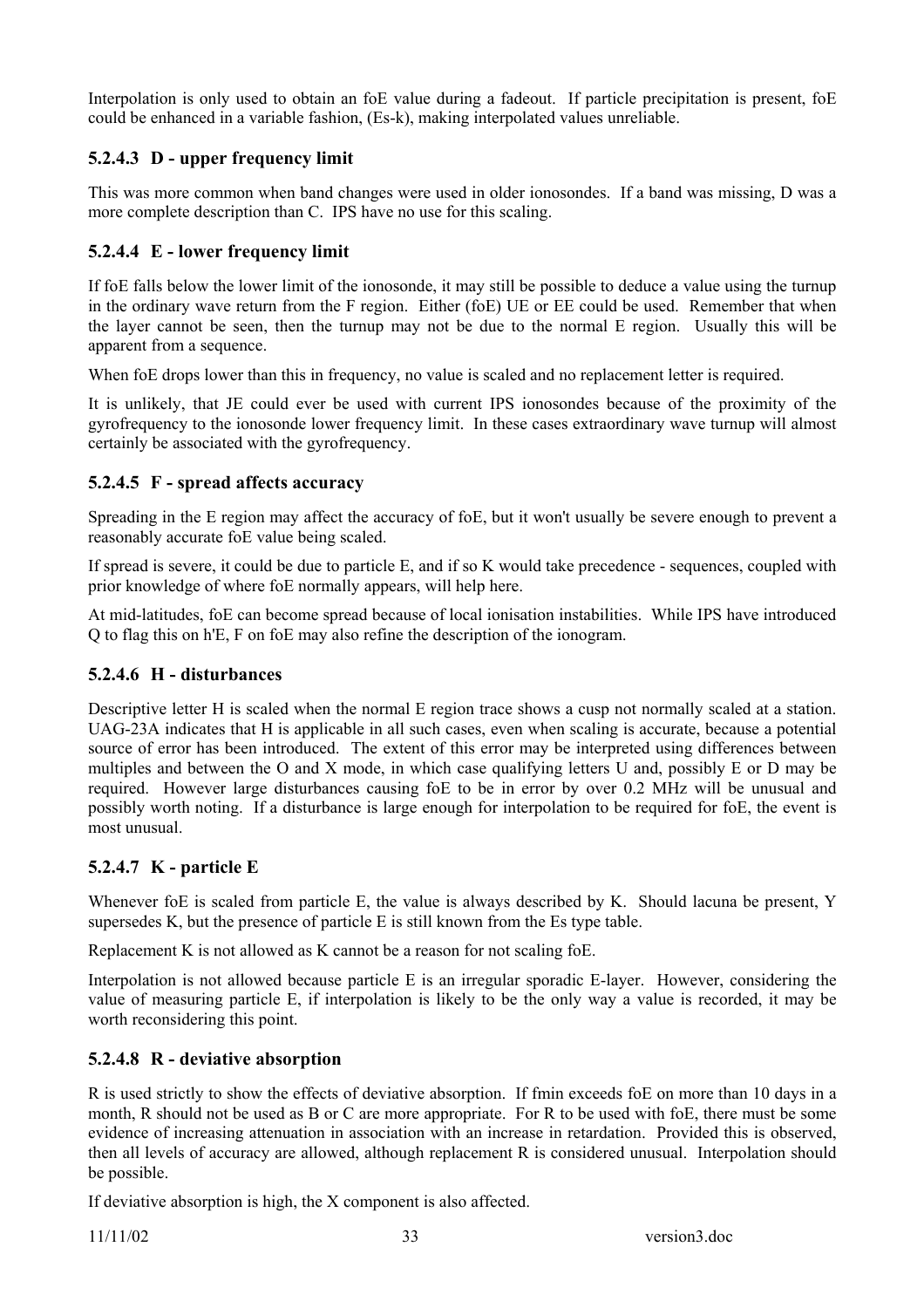Interpolation is only used to obtain an foE value during a fadeout. If particle precipitation is present, foE could be enhanced in a variable fashion, (Es-k), making interpolated values unreliable.

### 5.2.4.3 D - upper frequency limit

This was more common when band changes were used in older ionosondes. If a band was missing, D was a more complete description than C. IPS have no use for this scaling.

### 5.2.4.4 E - lower frequency limit

If foE falls below the lower limit of the ionosonde, it may still be possible to deduce a value using the turnup in the ordinary wave return from the F region. Either (foE) UE or EE could be used. Remember that when the layer cannot be seen, then the turnup may not be due to the normal E region. Usually this will be apparent from a sequence.

When foE drops lower than this in frequency, no value is scaled and no replacement letter is required.

It is unlikely, that JE could ever be used with current IPS ionosondes because of the proximity of the gyrofrequency to the ionosonde lower frequency limit. In these cases extraordinary wave turnup will almost certainly be associated with the gyrofrequency.

### 5.2.4.5 F - spread affects accuracy

Spreading in the E region may affect the accuracy of foE, but it won't usually be severe enough to prevent a reasonably accurate foE value being scaled.

If spread is severe, it could be due to particle E, and if so K would take precedence - sequences, coupled with prior knowledge of where foE normally appears, will help here.

At mid-latitudes, foE can become spread because of local ionisation instabilities. While IPS have introduced Q to flag this on h'E, F on foE may also refine the description of the ionogram.

### 5.2.4.6 H - disturbances

Descriptive letter H is scaled when the normal E region trace shows a cusp not normally scaled at a station. UAG-23A indicates that H is applicable in all such cases, even when scaling is accurate, because a potential source of error has been introduced. The extent of this error may be interpreted using differences between multiples and between the O and X mode, in which case qualifying letters U and, possibly E or D may be required. However large disturbances causing foE to be in error by over 0.2 MHz will be unusual and possibly worth noting. If a disturbance is large enough for interpolation to be required for foE, the event is most unusual.

### 5.2.4.7 K - particle E

Whenever foE is scaled from particle E, the value is always described by K. Should lacuna be present, Y supersedes K, but the presence of particle E is still known from the Es type table.

Replacement K is not allowed as K cannot be a reason for not scaling foE.

Interpolation is not allowed because particle E is an irregular sporadic E-layer. However, considering the value of measuring particle E, if interpolation is likely to be the only way a value is recorded, it may be worth reconsidering this point.

### 5.2.4.8 R - deviative absorption

R is used strictly to show the effects of deviative absorption. If fmin exceeds foE on more than 10 days in a month, R should not be used as B or C are more appropriate. For R to be used with foE, there must be some evidence of increasing attenuation in association with an increase in retardation. Provided this is observed, then all levels of accuracy are allowed, although replacement R is considered unusual. Interpolation should be possible.

If deviative absorption is high, the X component is also affected.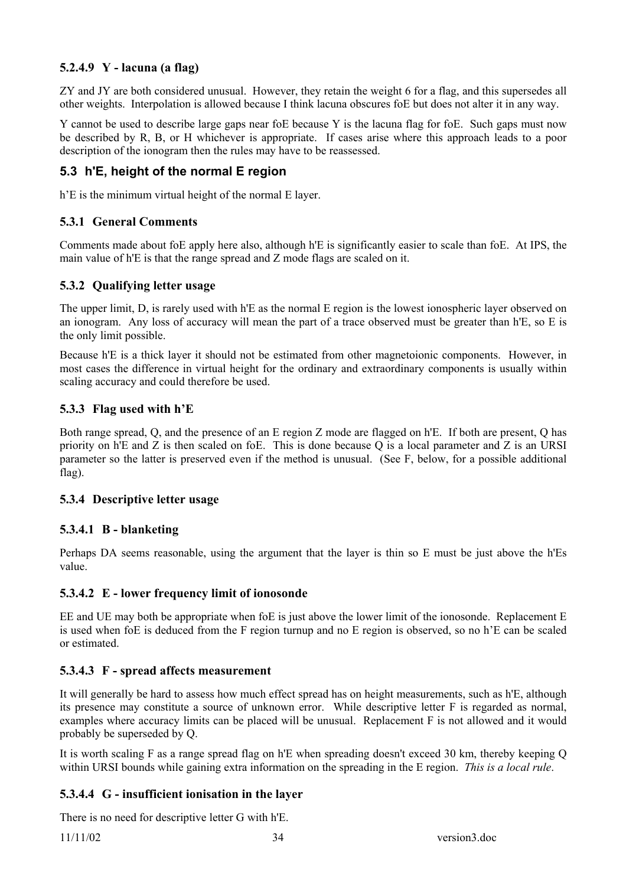#### 5.2.4.9 Y - lacuna (a flag)

ZY and JY are both considered unusual. However, they retain the weight 6 for a flag, and this supersedes all other weights. Interpolation is allowed because I think lacuna obscures foE but does not alter it in any way.

Y cannot be used to describe large gaps near foE because Y is the lacuna flag for foE. Such gaps must now be described by R, B, or H whichever is appropriate. If cases arise where this approach leads to a poor description of the ionogram then the rules may have to be reassessed.

## 5.3 h'E, height of the normal E region

h'E is the minimum virtual height of the normal E layer.

### 5.3.1 General Comments

Comments made about foE apply here also, although h'E is significantly easier to scale than foE. At IPS, the main value of h'E is that the range spread and Z mode flags are scaled on it.

### 5.3.2 Qualifying letter usage

The upper limit, D, is rarely used with h'E as the normal E region is the lowest ionospheric layer observed on an ionogram. Any loss of accuracy will mean the part of a trace observed must be greater than h'E, so E is the only limit possible.

Because h'E is a thick layer it should not be estimated from other magnetoionic components. However, in most cases the difference in virtual height for the ordinary and extraordinary components is usually within scaling accuracy and could therefore be used.

### 5.3.3 Flag used with h'E

Both range spread, Q, and the presence of an E region Z mode are flagged on h'E. If both are present, Q has priority on h'E and Z is then scaled on foE. This is done because Q is a local parameter and Z is an URSI parameter so the latter is preserved even if the method is unusual. (See F, below, for a possible additional flag).

### 5.3.4 Descriptive letter usage

#### 5.3.4.1 B - blanketing

Perhaps DA seems reasonable, using the argument that the layer is thin so E must be just above the h'Es value.

#### 5.3.4.2 E - lower frequency limit of ionosonde

EE and UE may both be appropriate when foE is just above the lower limit of the ionosonde. Replacement E is used when foE is deduced from the F region turnup and no E region is observed, so no h'E can be scaled or estimated.

#### 5.3.4.3 F - spread affects measurement

It will generally be hard to assess how much effect spread has on height measurements, such as h'E, although its presence may constitute a source of unknown error. While descriptive letter F is regarded as normal, examples where accuracy limits can be placed will be unusual. Replacement F is not allowed and it would probably be superseded by Q.

It is worth scaling F as a range spread flag on h'E when spreading doesn't exceed 30 km, thereby keeping Q within URSI bounds while gaining extra information on the spreading in the E region. *This is a local rule*.

#### 5.3.4.4 G - insufficient ionisation in the layer

There is no need for descriptive letter G with h'E.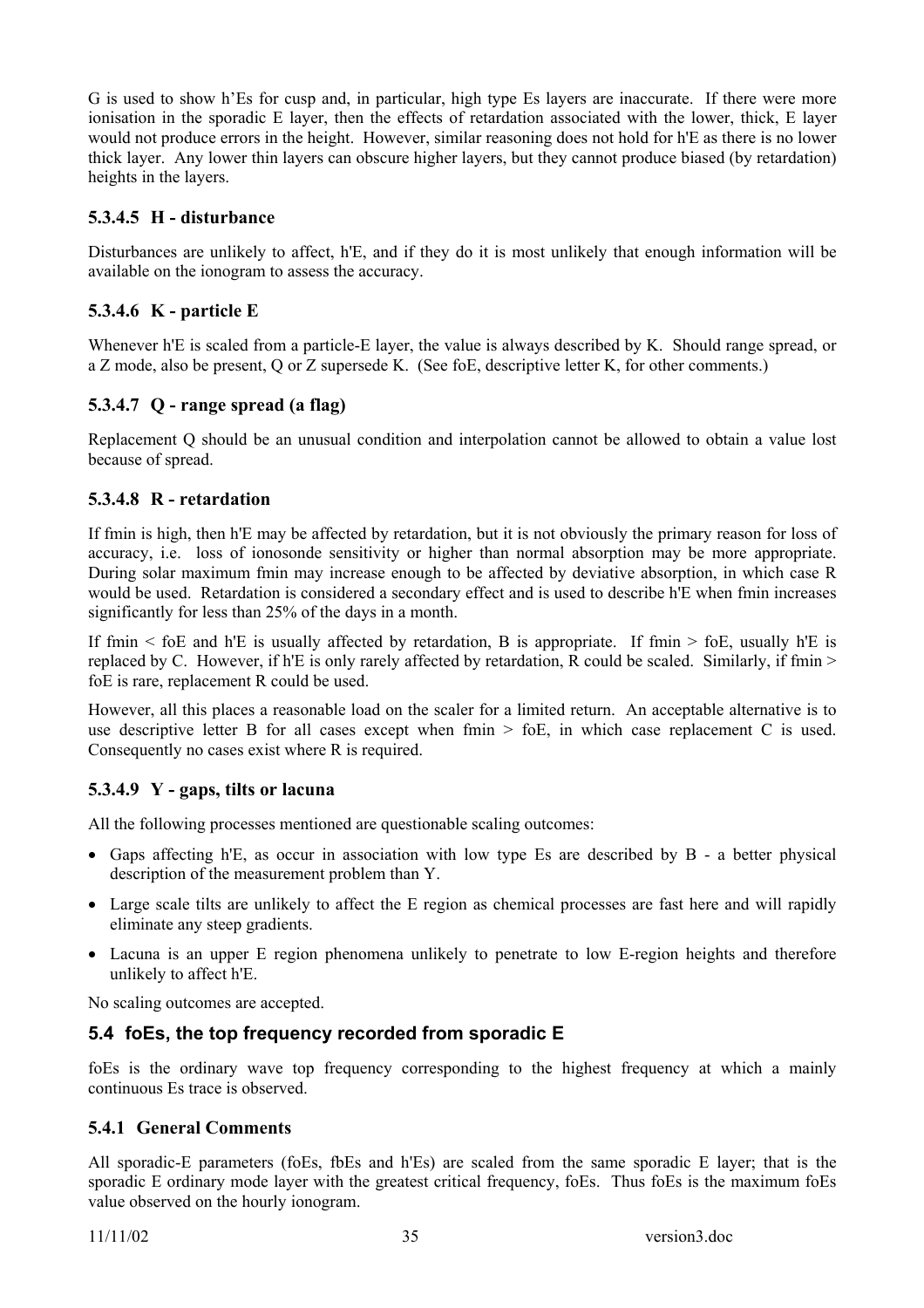G is used to show h'Es for cusp and, in particular, high type Es layers are inaccurate. If there were more ionisation in the sporadic E layer, then the effects of retardation associated with the lower, thick, E layer would not produce errors in the height. However, similar reasoning does not hold for h'E as there is no lower thick layer. Any lower thin layers can obscure higher layers, but they cannot produce biased (by retardation) heights in the layers.

#### 5.3.4.5 H - disturbance

Disturbances are unlikely to affect, h'E, and if they do it is most unlikely that enough information will be available on the ionogram to assess the accuracy.

#### 5.3.4.6 K - particle E

Whenever h'E is scaled from a particle-E layer, the value is always described by K. Should range spread, or a Z mode, also be present, Q or Z supersede K. (See foE, descriptive letter K, for other comments.)

#### 5.3.4.7 Q - range spread (a flag)

Replacement Q should be an unusual condition and interpolation cannot be allowed to obtain a value lost because of spread.

#### 5.3.4.8 R - retardation

If fmin is high, then h'E may be affected by retardation, but it is not obviously the primary reason for loss of accuracy, i.e. loss of ionosonde sensitivity or higher than normal absorption may be more appropriate. During solar maximum fmin may increase enough to be affected by deviative absorption, in which case R would be used. Retardation is considered a secondary effect and is used to describe h'E when fmin increases significantly for less than 25% of the days in a month.

If fmin < foE and h'E is usually affected by retardation, B is appropriate. If fmin > foE, usually h'E is replaced by C. However, if h'E is only rarely affected by retardation, R could be scaled. Similarly, if fmin > foE is rare, replacement R could be used.

However, all this places a reasonable load on the scaler for a limited return. An acceptable alternative is to use descriptive letter B for all cases except when fmin > foE, in which case replacement C is used. Consequently no cases exist where R is required.

#### 5.3.4.9 Y - gaps, tilts or lacuna

All the following processes mentioned are questionable scaling outcomes:

- Gaps affecting h'E, as occur in association with low type Es are described by B - a better physical description of the measurement problem than Y.
- Large scale tilts are unlikely to affect the E region as chemical processes are fast here and will rapidly eliminate any steep gradients.
- Lacuna is an upper E region phenomena unlikely to penetrate to low E-region heights and therefore unlikely to affect h'E.

No scaling outcomes are accepted.

## 5.4 foEs, the top frequency recorded from sporadic E

foEs is the ordinary wave top frequency corresponding to the highest frequency at which a mainly continuous Es trace is observed.

### 5.4.1 General Comments

All sporadic-E parameters (foEs, fbEs and h'Es) are scaled from the same sporadic E layer; that is the sporadic E ordinary mode layer with the greatest critical frequency, foEs. Thus foEs is the maximum foEs value observed on the hourly ionogram.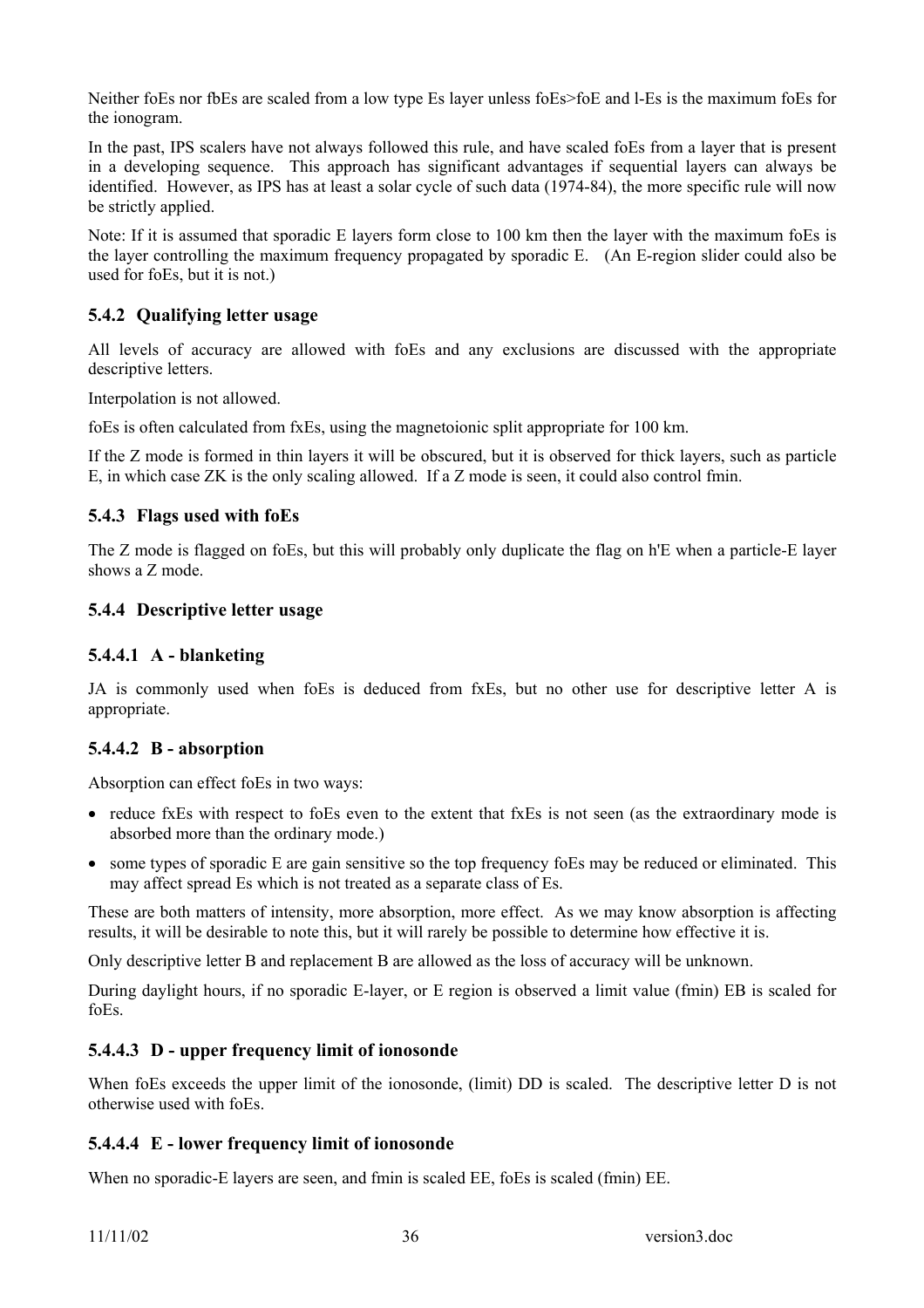Neither foEs nor fbEs are scaled from a low type Es layer unless foEs>foE and l-Es is the maximum foEs for the ionogram.

In the past, IPS scalers have not always followed this rule, and have scaled foEs from a layer that is present in a developing sequence. This approach has significant advantages if sequential layers can always be identified. However, as IPS has at least a solar cycle of such data (1974-84), the more specific rule will now be strictly applied.

Note: If it is assumed that sporadic E layers form close to 100 km then the layer with the maximum foEs is the layer controlling the maximum frequency propagated by sporadic E. (An E-region slider could also be used for foEs, but it is not.)

### 5.4.2 Qualifying letter usage

All levels of accuracy are allowed with foEs and any exclusions are discussed with the appropriate descriptive letters.

Interpolation is not allowed.

foEs is often calculated from fxEs, using the magnetoionic split appropriate for 100 km.

If the Z mode is formed in thin layers it will be obscured, but it is observed for thick layers, such as particle E, in which case ZK is the only scaling allowed. If a Z mode is seen, it could also control fmin.

### 5.4.3 Flags used with foEs

The Z mode is flagged on foEs, but this will probably only duplicate the flag on h'E when a particle-E layer shows a Z mode.

### 5.4.4 Descriptive letter usage

#### 5.4.4.1 A - blanketing

JA is commonly used when foEs is deduced from fxEs, but no other use for descriptive letter A is appropriate.

#### 5.4.4.2 B - absorption

Absorption can effect foEs in two ways:

- reduce fxEs with respect to foEs even to the extent that fxEs is not seen (as the extraordinary mode is absorbed more than the ordinary mode.)
- some types of sporadic E are gain sensitive so the top frequency foEs may be reduced or eliminated. This may affect spread Es which is not treated as a separate class of Es.

These are both matters of intensity, more absorption, more effect. As we may know absorption is affecting results, it will be desirable to note this, but it will rarely be possible to determine how effective it is.

Only descriptive letter B and replacement B are allowed as the loss of accuracy will be unknown.

During daylight hours, if no sporadic E-layer, or E region is observed a limit value (fmin) EB is scaled for foEs.

#### 5.4.4.3 D - upper frequency limit of ionosonde

When foEs exceeds the upper limit of the ionosonde, (limit) DD is scaled. The descriptive letter D is not otherwise used with foEs.

#### 5.4.4.4 E - lower frequency limit of ionosonde

When no sporadic-E layers are seen, and fmin is scaled EE, foEs is scaled (fmin) EE.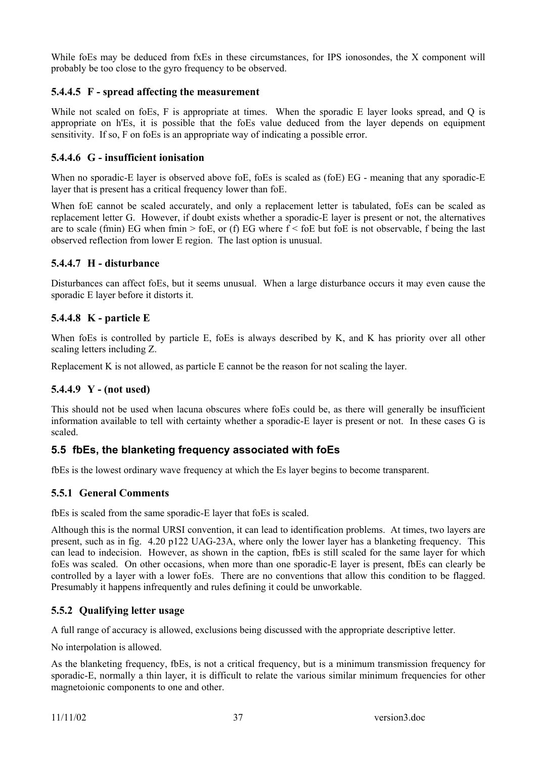While foEs may be deduced from fxEs in these circumstances, for IPS ionosondes, the X component will probably be too close to the gyro frequency to be observed.

#### 5.4.4.5 F - spread affecting the measurement

While not scaled on foEs, F is appropriate at times. When the sporadic E layer looks spread, and Q is appropriate on h'Es, it is possible that the foEs value deduced from the layer depends on equipment sensitivity. If so, F on foEs is an appropriate way of indicating a possible error.

#### 5.4.4.6 G - insufficient ionisation

When no sporadic-E layer is observed above foE, foEs is scaled as (foE) EG - meaning that any sporadic-E layer that is present has a critical frequency lower than foE.

When foE cannot be scaled accurately, and only a replacement letter is tabulated, foEs can be scaled as replacement letter G. However, if doubt exists whether a sporadic-E layer is present or not, the alternatives are to scale (fmin) EG when fmin > foE, or (f) EG where f < foE but foE is not observable, f being the last observed reflection from lower E region. The last option is unusual.

#### 5.4.4.7 H - disturbance

Disturbances can affect foEs, but it seems unusual. When a large disturbance occurs it may even cause the sporadic E layer before it distorts it.

#### 5.4.4.8 K - particle E

When foEs is controlled by particle E, foEs is always described by K, and K has priority over all other scaling letters including Z.

Replacement K is not allowed, as particle E cannot be the reason for not scaling the layer.

#### 5.4.4.9 Y - (not used)

This should not be used when lacuna obscures where foEs could be, as there will generally be insufficient information available to tell with certainty whether a sporadic-E layer is present or not. In these cases G is scaled.

## 5.5 fbEs, the blanketing frequency associated with foEs

fbEs is the lowest ordinary wave frequency at which the Es layer begins to become transparent.

### 5.5.1 General Comments

fbEs is scaled from the same sporadic-E layer that foEs is scaled.

Although this is the normal URSI convention, it can lead to identification problems. At times, two layers are present, such as in fig. 4.20 p122 UAG-23A, where only the lower layer has a blanketing frequency. This can lead to indecision. However, as shown in the caption, fbEs is still scaled for the same layer for which foEs was scaled. On other occasions, when more than one sporadic-E layer is present, fbEs can clearly be controlled by a layer with a lower foEs. There are no conventions that allow this condition to be flagged. Presumably it happens infrequently and rules defining it could be unworkable.

### 5.5.2 Qualifying letter usage

A full range of accuracy is allowed, exclusions being discussed with the appropriate descriptive letter.

No interpolation is allowed.

As the blanketing frequency, fbEs, is not a critical frequency, but is a minimum transmission frequency for sporadic-E, normally a thin layer, it is difficult to relate the various similar minimum frequencies for other magnetoionic components to one and other.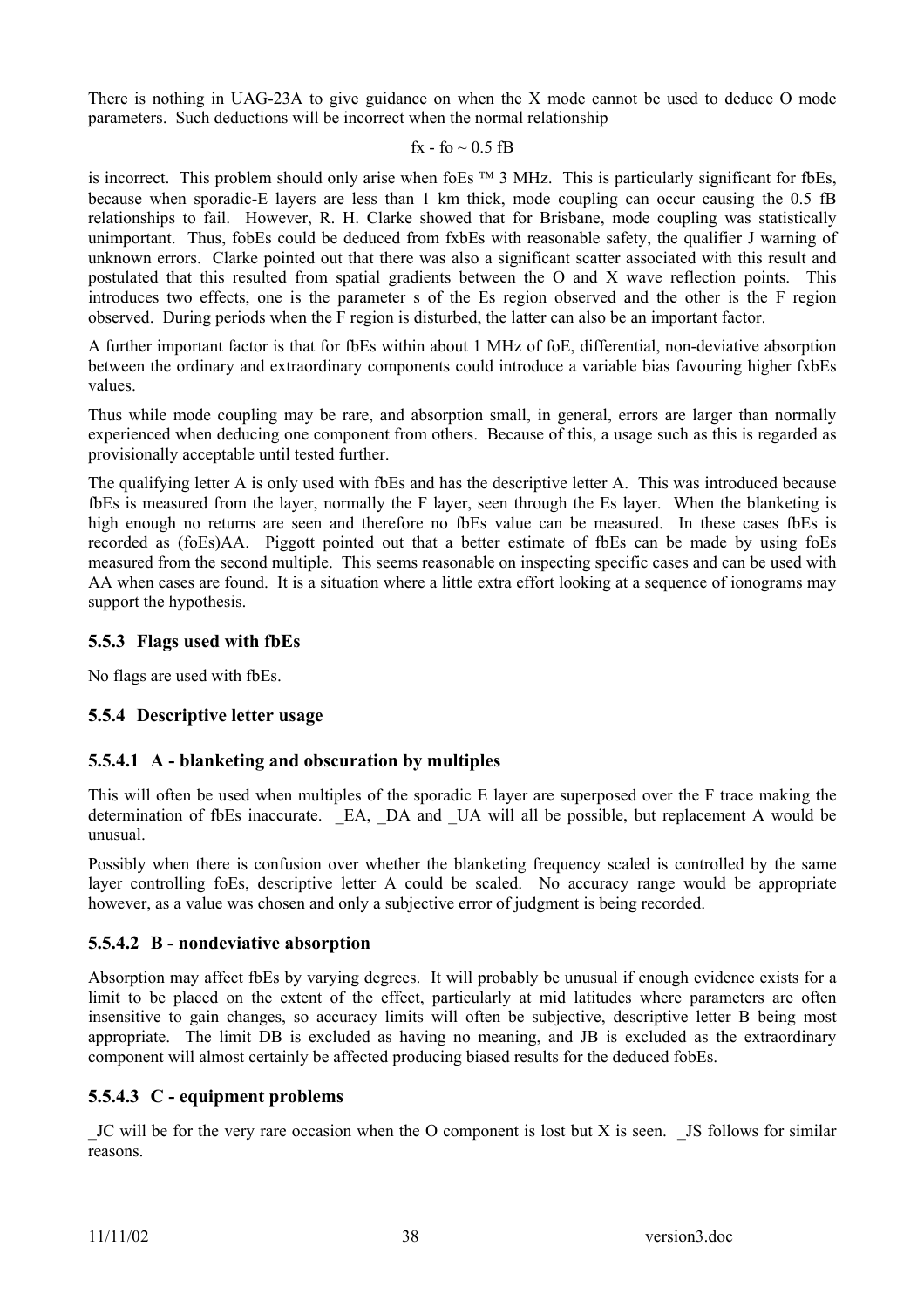There is nothing in UAG-23A to give guidance on when the X mode cannot be used to deduce O mode parameters. Such deductions will be incorrect when the normal relationship

$$fx - fo \sim 0.5\ fB$$

is incorrect. This problem should only arise when foEs ™ 3 MHz. This is particularly significant for fbEs, because when sporadic-E layers are less than 1 km thick, mode coupling can occur causing the 0.5 fB relationships to fail. However, R. H. Clarke showed that for Brisbane, mode coupling was statistically unimportant. Thus, fobEs could be deduced from fxbEs with reasonable safety, the qualifier J warning of unknown errors. Clarke pointed out that there was also a significant scatter associated with this result and postulated that this resulted from spatial gradients between the O and X wave reflection points. This introduces two effects, one is the parameter s of the Es region observed and the other is the F region observed. During periods when the F region is disturbed, the latter can also be an important factor.

A further important factor is that for fbEs within about 1 MHz of foE, differential, non-deviative absorption between the ordinary and extraordinary components could introduce a variable bias favouring higher fxbEs values.

Thus while mode coupling may be rare, and absorption small, in general, errors are larger than normally experienced when deducing one component from others. Because of this, a usage such as this is regarded as provisionally acceptable until tested further.

The qualifying letter A is only used with fbEs and has the descriptive letter A. This was introduced because fbEs is measured from the layer, normally the F layer, seen through the Es layer. When the blanketing is high enough no returns are seen and therefore no fbEs value can be measured. In these cases fbEs is recorded as (foEs)AA. Piggott pointed out that a better estimate of fbEs can be made by using foEs measured from the second multiple. This seems reasonable on inspecting specific cases and can be used with AA when cases are found. It is a situation where a little extra effort looking at a sequence of ionograms may support the hypothesis.

### 5.5.3 Flags used with fbEs

No flags are used with fbEs.

### 5.5.4 Descriptive letter usage

#### 5.5.4.1 A - blanketing and obscuration by multiples

This will often be used when multiples of the sporadic E layer are superposed over the F trace making the determination of fbEs inaccurate. _EA, _DA and _UA will all be possible, but replacement A would be unusual.

Possibly when there is confusion over whether the blanketing frequency scaled is controlled by the same layer controlling foEs, descriptive letter A could be scaled. No accuracy range would be appropriate however, as a value was chosen and only a subjective error of judgment is being recorded.

#### 5.5.4.2 B - nondeviative absorption

Absorption may affect fbEs by varying degrees. It will probably be unusual if enough evidence exists for a limit to be placed on the extent of the effect, particularly at mid latitudes where parameters are often insensitive to gain changes, so accuracy limits will often be subjective, descriptive letter B being most appropriate. The limit DB is excluded as having no meaning, and JB is excluded as the extraordinary component will almost certainly be affected producing biased results for the deduced fobEs.

#### 5.5.4.3 C - equipment problems

_JC will be for the very rare occasion when the O component is lost but X is seen. _JS follows for similar reasons.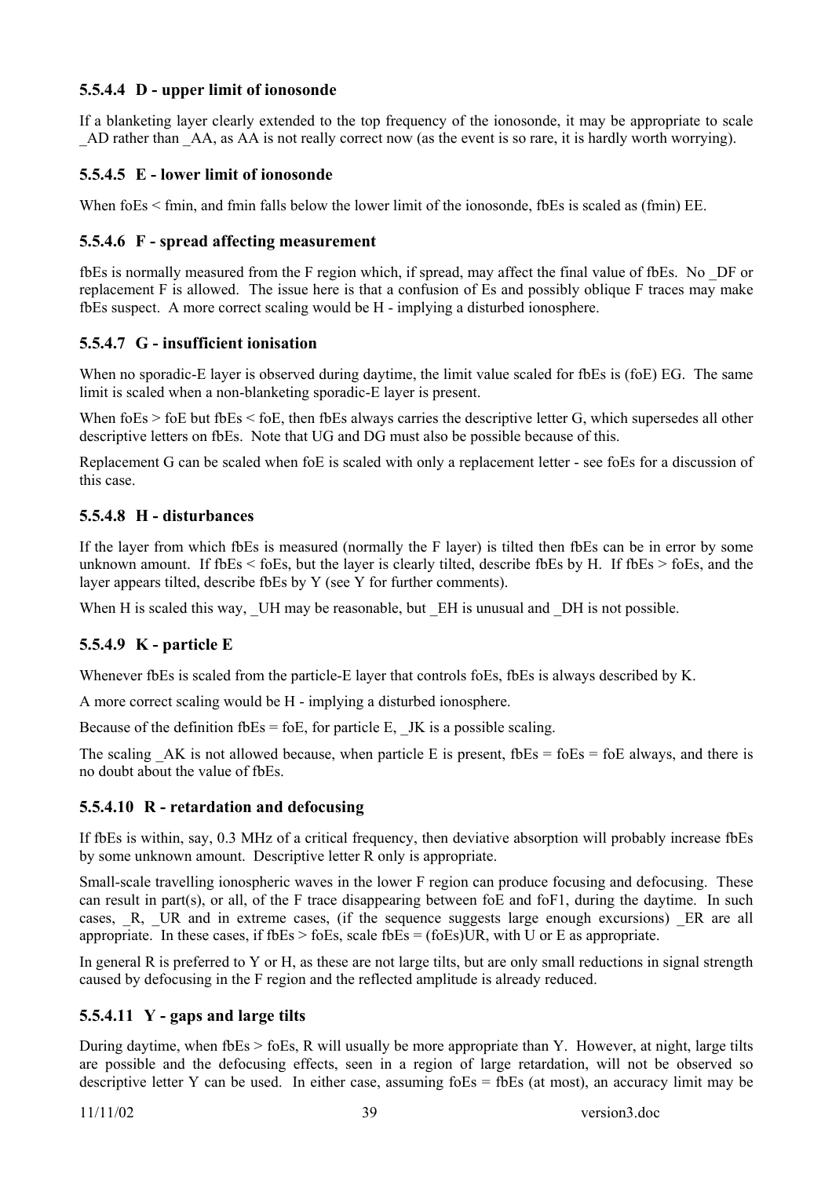#### 5.5.4.4 D - upper limit of ionosonde

If a blanketing layer clearly extended to the top frequency of the ionosonde, it may be appropriate to scale _AD rather than _AA, as AA is not really correct now (as the event is so rare, it is hardly worth worrying).

#### 5.5.4.5 E - lower limit of ionosonde

When foEs < fmin, and fmin falls below the lower limit of the ionosonde, fbEs is scaled as (fmin) EE.

#### 5.5.4.6 F - spread affecting measurement

fbEs is normally measured from the F region which, if spread, may affect the final value of fbEs. No _DF or replacement F is allowed. The issue here is that a confusion of Es and possibly oblique F traces may make fbEs suspect. A more correct scaling would be H - implying a disturbed ionosphere.

#### 5.5.4.7 G - insufficient ionisation

When no sporadic-E layer is observed during daytime, the limit value scaled for fbEs is (foE) EG. The same limit is scaled when a non-blanketing sporadic-E layer is present.

When foEs > foE but fbEs < foE, then fbEs always carries the descriptive letter G, which supersedes all other descriptive letters on fbEs. Note that UG and DG must also be possible because of this.

Replacement G can be scaled when foE is scaled with only a replacement letter - see foEs for a discussion of this case.

#### 5.5.4.8 H - disturbances

If the layer from which fbEs is measured (normally the F layer) is tilted then fbEs can be in error by some unknown amount. If fbEs < foEs, but the layer is clearly tilted, describe fbEs by H. If fbEs > foEs, and the layer appears tilted, describe fbEs by Y (see Y for further comments).

When H is scaled this way, _UH may be reasonable, but _EH is unusual and _DH is not possible.

#### 5.5.4.9 K - particle E

Whenever fbEs is scaled from the particle-E layer that controls foEs, fbEs is always described by K.

A more correct scaling would be H - implying a disturbed ionosphere.

Because of the definition fbEs = foE, for particle E, _JK is a possible scaling.

The scaling _AK is not allowed because, when particle E is present, fbEs = foEs = foE always, and there is no doubt about the value of fbEs.

#### 5.5.4.10 R - retardation and defocusing

If fbEs is within, say, 0.3 MHz of a critical frequency, then deviative absorption will probably increase fbEs by some unknown amount. Descriptive letter R only is appropriate.

Small-scale travelling ionospheric waves in the lower F region can produce focusing and defocusing. These can result in part(s), or all, of the F trace disappearing between foE and foF1, during the daytime. In such cases, _R, _UR and in extreme cases, (if the sequence suggests large enough excursions) _ER are all appropriate. In these cases, if fbEs > foEs, scale fbEs = (foEs)UR, with U or E as appropriate.

In general R is preferred to Y or H, as these are not large tilts, but are only small reductions in signal strength caused by defocusing in the F region and the reflected amplitude is already reduced.

#### 5.5.4.11 Y - gaps and large tilts

During daytime, when fbEs > foEs, R will usually be more appropriate than Y. However, at night, large tilts are possible and the defocusing effects, seen in a region of large retardation, will not be observed so descriptive letter Y can be used. In either case, assuming foEs = fbEs (at most), an accuracy limit may be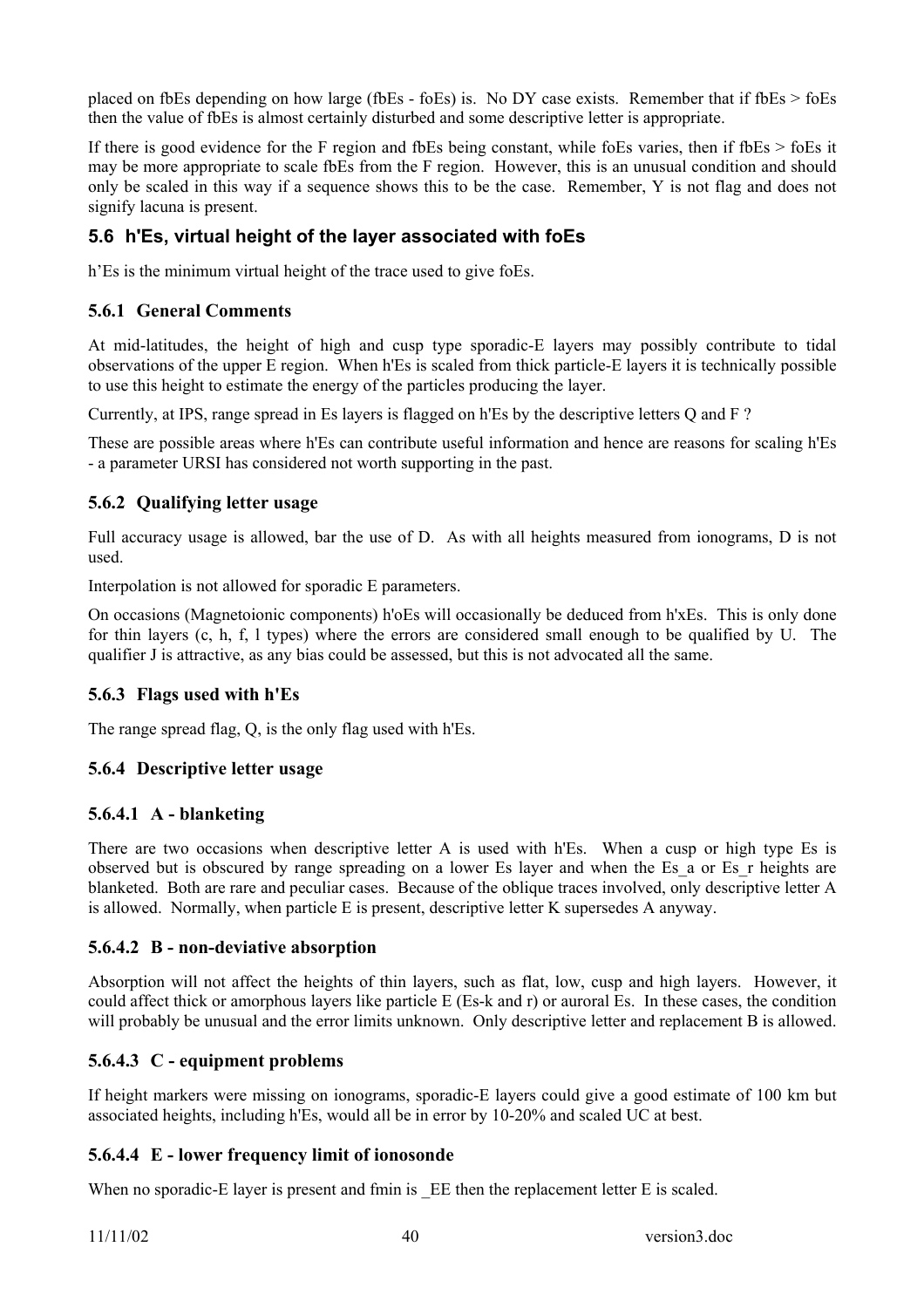placed on fbEs depending on how large (fbEs - foEs) is. No DY case exists. Remember that if fbEs > foEs then the value of fbEs is almost certainly disturbed and some descriptive letter is appropriate.

If there is good evidence for the F region and fbEs being constant, while foEs varies, then if fbEs > foEs it may be more appropriate to scale fbEs from the F region. However, this is an unusual condition and should only be scaled in this way if a sequence shows this to be the case. Remember, Y is not flag and does not signify lacuna is present.

## 5.6 h'Es, virtual height of the layer associated with foEs

h'Es is the minimum virtual height of the trace used to give foEs.

### 5.6.1 General Comments

At mid-latitudes, the height of high and cusp type sporadic-E layers may possibly contribute to tidal observations of the upper E region. When h'Es is scaled from thick particle-E layers it is technically possible to use this height to estimate the energy of the particles producing the layer.

Currently, at IPS, range spread in Es layers is flagged on h'Es by the descriptive letters Q and F ?

These are possible areas where h'Es can contribute useful information and hence are reasons for scaling h'Es - a parameter URSI has considered not worth supporting in the past.

### 5.6.2 Qualifying letter usage

Full accuracy usage is allowed, bar the use of D. As with all heights measured from ionograms, D is not used.

Interpolation is not allowed for sporadic E parameters.

On occasions (Magnetoionic components) h'oEs will occasionally be deduced from h'xEs. This is only done for thin layers (c, h, f, l types) where the errors are considered small enough to be qualified by U. The qualifier J is attractive, as any bias could be assessed, but this is not advocated all the same.

### 5.6.3 Flags used with h'Es

The range spread flag, Q, is the only flag used with h'Es.

### 5.6.4 Descriptive letter usage

#### 5.6.4.1 A - blanketing

There are two occasions when descriptive letter A is used with h'Es. When a cusp or high type Es is observed but is obscured by range spreading on a lower Es layer and when the Es_a or Es_r heights are blanketed. Both are rare and peculiar cases. Because of the oblique traces involved, only descriptive letter A is allowed. Normally, when particle E is present, descriptive letter K supersedes A anyway.

#### 5.6.4.2 B - non-deviative absorption

Absorption will not affect the heights of thin layers, such as flat, low, cusp and high layers. However, it could affect thick or amorphous layers like particle E (Es-k and r) or auroral Es. In these cases, the condition will probably be unusual and the error limits unknown. Only descriptive letter and replacement B is allowed.

#### 5.6.4.3 C - equipment problems

If height markers were missing on ionograms, sporadic-E layers could give a good estimate of 100 km but associated heights, including h'Es, would all be in error by 10-20% and scaled UC at best.

#### 5.6.4.4 E - lower frequency limit of ionosonde

When no sporadic-E layer is present and fmin is _EE then the replacement letter E is scaled.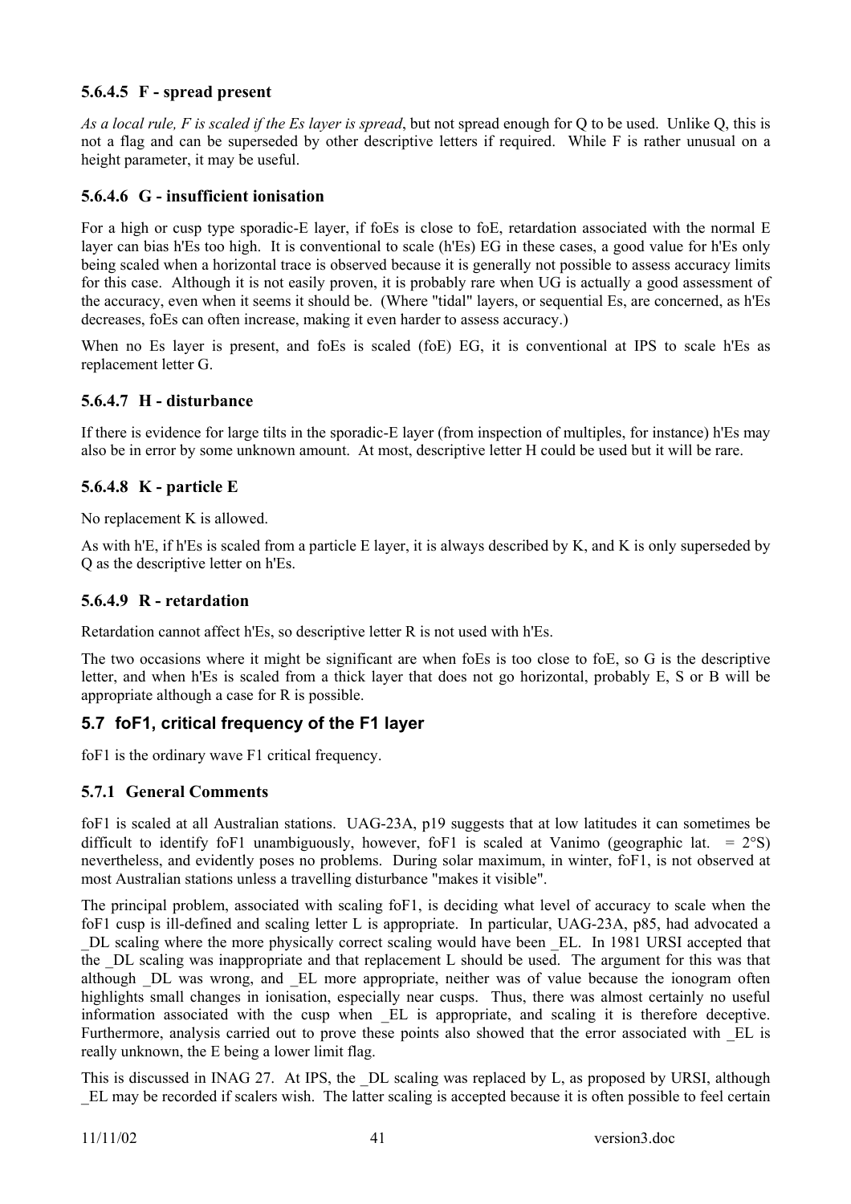#### 5.6.4.5 F - spread present

*As a local rule, F is scaled if the Es layer is spread*, but not spread enough for Q to be used. Unlike Q, this is not a flag and can be superseded by other descriptive letters if required. While F is rather unusual on a height parameter, it may be useful.

#### 5.6.4.6 G - insufficient ionisation

For a high or cusp type sporadic-E layer, if foEs is close to foE, retardation associated with the normal E layer can bias h'Es too high. It is conventional to scale (h'Es) EG in these cases, a good value for h'Es only being scaled when a horizontal trace is observed because it is generally not possible to assess accuracy limits for this case. Although it is not easily proven, it is probably rare when UG is actually a good assessment of the accuracy, even when it seems it should be. (Where "tidal" layers, or sequential Es, are concerned, as h'Es decreases, foEs can often increase, making it even harder to assess accuracy.)

When no Es layer is present, and foEs is scaled (foE) EG, it is conventional at IPS to scale h'Es as replacement letter G.

#### 5.6.4.7 H - disturbance

If there is evidence for large tilts in the sporadic-E layer (from inspection of multiples, for instance) h'Es may also be in error by some unknown amount. At most, descriptive letter H could be used but it will be rare.

#### 5.6.4.8 K - particle E

No replacement K is allowed.

As with h'E, if h'Es is scaled from a particle E layer, it is always described by K, and K is only superseded by Q as the descriptive letter on h'Es.

#### 5.6.4.9 R - retardation

Retardation cannot affect h'Es, so descriptive letter R is not used with h'Es.

The two occasions where it might be significant are when foEs is too close to foE, so G is the descriptive letter, and when h'Es is scaled from a thick layer that does not go horizontal, probably E, S or B will be appropriate although a case for R is possible.

## 5.7 foF1, critical frequency of the F1 layer

foF1 is the ordinary wave F1 critical frequency.

### 5.7.1 General Comments

foF1 is scaled at all Australian stations. UAG-23A, p19 suggests that at low latitudes it can sometimes be difficult to identify foF1 unambiguously, however, foF1 is scaled at Vanimo (geographic lat. = 2°S) nevertheless, and evidently poses no problems. During solar maximum, in winter, foF1, is not observed at most Australian stations unless a travelling disturbance "makes it visible".

The principal problem, associated with scaling foF1, is deciding what level of accuracy to scale when the foF1 cusp is ill-defined and scaling letter L is appropriate. In particular, UAG-23A, p85, had advocated a _DL scaling where the more physically correct scaling would have been _EL. In 1981 URSI accepted that the _DL scaling was inappropriate and that replacement L should be used. The argument for this was that although _DL was wrong, and _EL more appropriate, neither was of value because the ionogram often highlights small changes in ionisation, especially near cusps. Thus, there was almost certainly no useful information associated with the cusp when _EL is appropriate, and scaling it is therefore deceptive. Furthermore, analysis carried out to prove these points also showed that the error associated with _EL is really unknown, the E being a lower limit flag.

This is discussed in INAG 27. At IPS, the _DL scaling was replaced by L, as proposed by URSI, although _EL may be recorded if scalers wish. The latter scaling is accepted because it is often possible to feel certain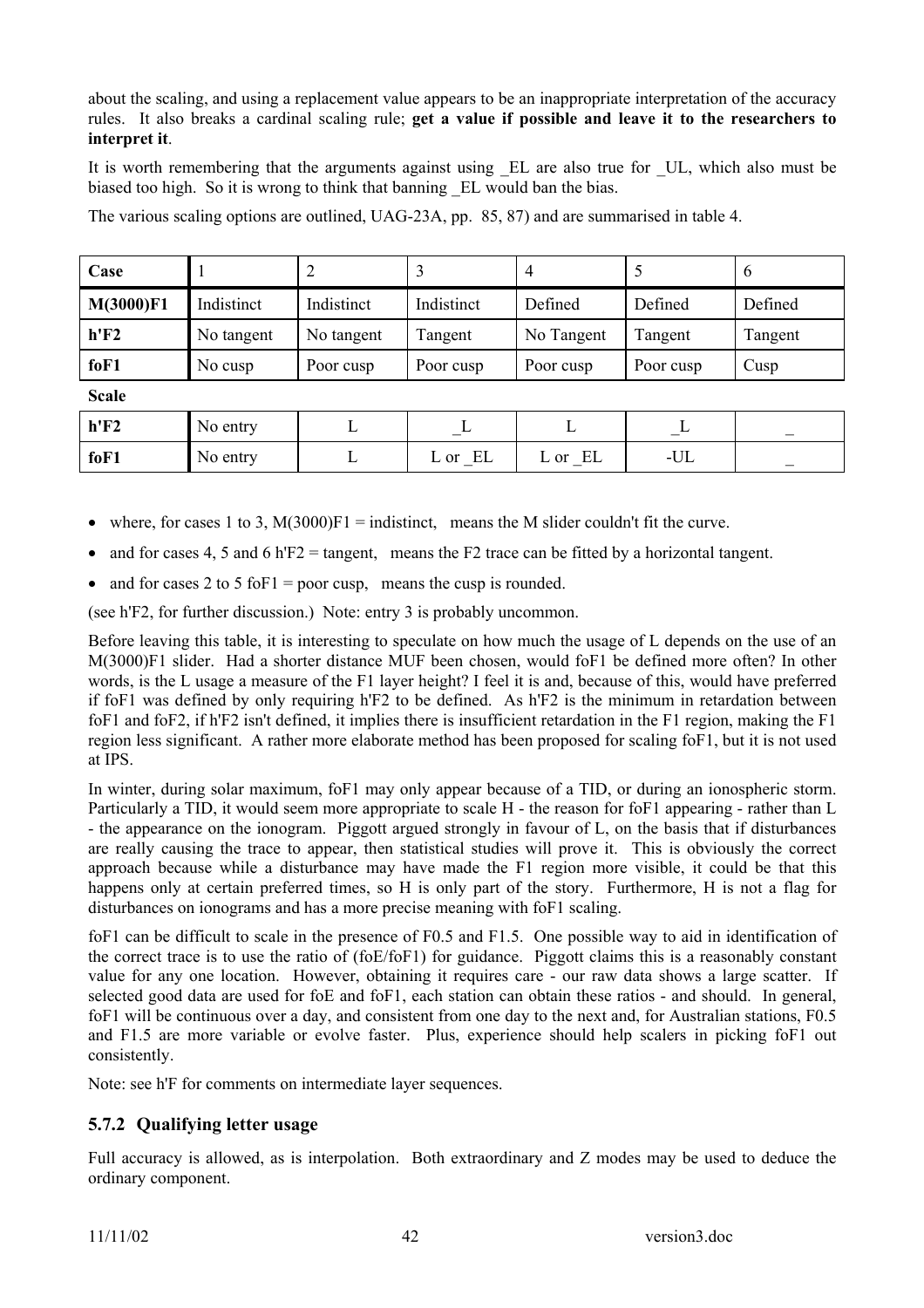about the scaling, and using a replacement value appears to be an inappropriate interpretation of the accuracy rules. It also breaks a cardinal scaling rule; **get a value if possible and leave it to the researchers to interpret it**.

It is worth remembering that the arguments against using _EL are also true for _UL, which also must be biased too high. So it is wrong to think that banning _EL would ban the bias.

The various scaling options are outlined, UAG-23A, pp. 85, 87) and are summarised in table 4.

| **Case** | 1 | 2 | 3 | 4 | 5 | 6 |
|---|---|---|---|---|---|---|
| **M(3000)F1** | Indistinct | Indistinct | Indistinct | Defined | Defined | Defined |
| **h'F2** | No tangent | No tangent | Tangent | No Tangent | Tangent | Tangent |
| **foF1** | No cusp | Poor cusp | Poor cusp | Poor cusp | Poor cusp | Cusp |
| **Scale** | | | | | | |
| **h'F2** | No entry | L | _L | L | _L | _ |
| **foF1** | No entry | L | L or _EL | L or _EL | -UL | _ |

- where, for cases 1 to 3, M(3000)F1 = indistinct, means the M slider couldn't fit the curve.
- and for cases 4, 5 and 6 h'F2 = tangent, means the F2 trace can be fitted by a horizontal tangent.
- and for cases 2 to 5 foF1 = poor cusp, means the cusp is rounded.

(see h'F2, for further discussion.) Note: entry 3 is probably uncommon.

Before leaving this table, it is interesting to speculate on how much the usage of L depends on the use of an M(3000)F1 slider. Had a shorter distance MUF been chosen, would foF1 be defined more often? In other words, is the L usage a measure of the F1 layer height? I feel it is and, because of this, would have preferred if foF1 was defined by only requiring h'F2 to be defined. As h'F2 is the minimum in retardation between foF1 and foF2, if h'F2 isn't defined, it implies there is insufficient retardation in the F1 region, making the F1 region less significant. A rather more elaborate method has been proposed for scaling foF1, but it is not used at IPS.

In winter, during solar maximum, foF1 may only appear because of a TID, or during an ionospheric storm. Particularly a TID, it would seem more appropriate to scale H - the reason for foF1 appearing - rather than L - the appearance on the ionogram. Piggott argued strongly in favour of L, on the basis that if disturbances are really causing the trace to appear, then statistical studies will prove it. This is obviously the correct approach because while a disturbance may have made the F1 region more visible, it could be that this happens only at certain preferred times, so H is only part of the story. Furthermore, H is not a flag for disturbances on ionograms and has a more precise meaning with foF1 scaling.

foF1 can be difficult to scale in the presence of F0.5 and F1.5. One possible way to aid in identification of the correct trace is to use the ratio of (foE/foF1) for guidance. Piggott claims this is a reasonably constant value for any one location. However, obtaining it requires care - our raw data shows a large scatter. If selected good data are used for foE and foF1, each station can obtain these ratios - and should. In general, foF1 will be continuous over a day, and consistent from one day to the next and, for Australian stations, F0.5 and F1.5 are more variable or evolve faster. Plus, experience should help scalers in picking foF1 out consistently.

Note: see h'F for comments on intermediate layer sequences.

### 5.7.2 Qualifying letter usage

Full accuracy is allowed, as is interpolation. Both extraordinary and Z modes may be used to deduce the ordinary component.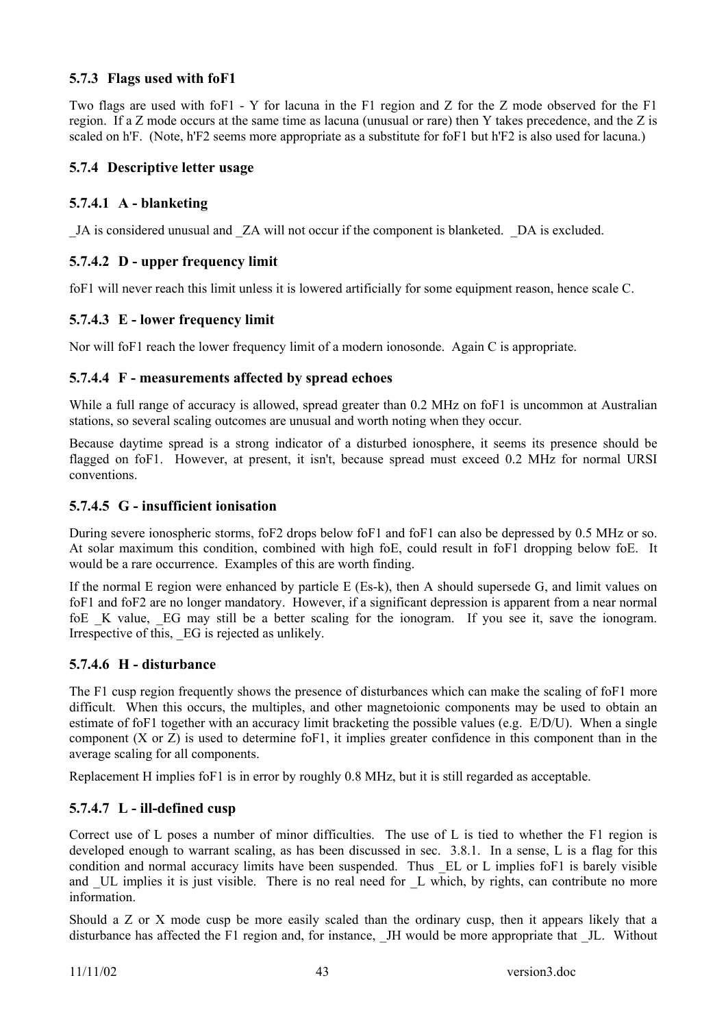### 5.7.3 Flags used with foF1

Two flags are used with foF1 - Y for lacuna in the F1 region and Z for the Z mode observed for the F1 region. If a Z mode occurs at the same time as lacuna (unusual or rare) then Y takes precedence, and the Z is scaled on h'F. (Note, h'F2 seems more appropriate as a substitute for foF1 but h'F2 is also used for lacuna.)

### 5.7.4 Descriptive letter usage

#### 5.7.4.1 A - blanketing

_JA is considered unusual and _ZA will not occur if the component is blanketed. _DA is excluded.

#### 5.7.4.2 D - upper frequency limit

foF1 will never reach this limit unless it is lowered artificially for some equipment reason, hence scale C.

#### 5.7.4.3 E - lower frequency limit

Nor will foF1 reach the lower frequency limit of a modern ionosonde. Again C is appropriate.

#### 5.7.4.4 F - measurements affected by spread echoes

While a full range of accuracy is allowed, spread greater than 0.2 MHz on foF1 is uncommon at Australian stations, so several scaling outcomes are unusual and worth noting when they occur.

Because daytime spread is a strong indicator of a disturbed ionosphere, it seems its presence should be flagged on foF1. However, at present, it isn't, because spread must exceed 0.2 MHz for normal URSI conventions.

#### 5.7.4.5 G - insufficient ionisation

During severe ionospheric storms, foF2 drops below foF1 and foF1 can also be depressed by 0.5 MHz or so. At solar maximum this condition, combined with high foE, could result in foF1 dropping below foE. It would be a rare occurrence. Examples of this are worth finding.

If the normal E region were enhanced by particle E (Es-k), then A should supersede G, and limit values on foF1 and foF2 are no longer mandatory. However, if a significant depression is apparent from a near normal foE _K value, _EG may still be a better scaling for the ionogram. If you see it, save the ionogram. Irrespective of this, _EG is rejected as unlikely.

#### 5.7.4.6 H - disturbance

The F1 cusp region frequently shows the presence of disturbances which can make the scaling of foF1 more difficult. When this occurs, the multiples, and other magnetoionic components may be used to obtain an estimate of foF1 together with an accuracy limit bracketing the possible values (e.g. E/D/U). When a single component (X or Z) is used to determine foF1, it implies greater confidence in this component than in the average scaling for all components.

Replacement H implies foF1 is in error by roughly 0.8 MHz, but it is still regarded as acceptable.

#### 5.7.4.7 L - ill-defined cusp

Correct use of L poses a number of minor difficulties. The use of L is tied to whether the F1 region is developed enough to warrant scaling, as has been discussed in sec. 3.8.1. In a sense, L is a flag for this condition and normal accuracy limits have been suspended. Thus _EL or L implies foF1 is barely visible and _UL implies it is just visible. There is no real need for _L which, by rights, can contribute no more information.

Should a Z or X mode cusp be more easily scaled than the ordinary cusp, then it appears likely that a disturbance has affected the F1 region and, for instance, _JH would be more appropriate that _JL. Without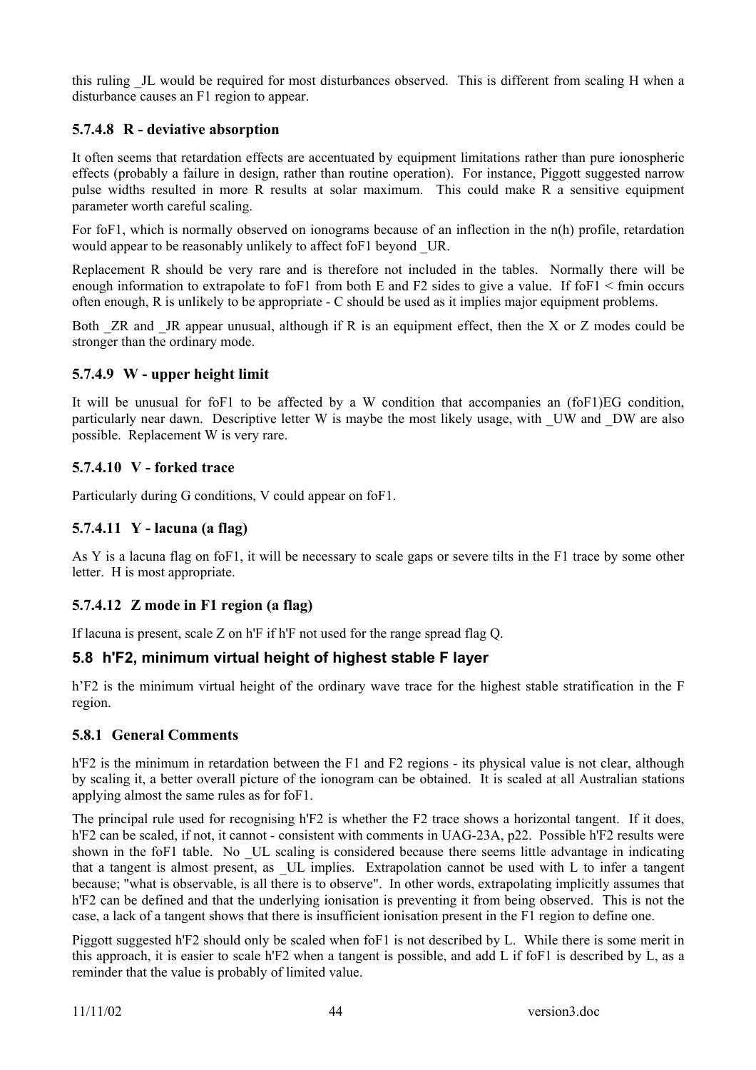this ruling _JL would be required for most disturbances observed. This is different from scaling H when a disturbance causes an F1 region to appear.

#### 5.7.4.8 R - deviative absorption

It often seems that retardation effects are accentuated by equipment limitations rather than pure ionospheric effects (probably a failure in design, rather than routine operation). For instance, Piggott suggested narrow pulse widths resulted in more R results at solar maximum. This could make R a sensitive equipment parameter worth careful scaling.

For foF1, which is normally observed on ionograms because of an inflection in the n(h) profile, retardation would appear to be reasonably unlikely to affect foF1 beyond _UR.

Replacement R should be very rare and is therefore not included in the tables. Normally there will be enough information to extrapolate to foF1 from both E and F2 sides to give a value. If foF1 < fmin occurs often enough, R is unlikely to be appropriate - C should be used as it implies major equipment problems.

Both _ZR and _JR appear unusual, although if R is an equipment effect, then the X or Z modes could be stronger than the ordinary mode.

#### 5.7.4.9 W - upper height limit

It will be unusual for foF1 to be affected by a W condition that accompanies an (foF1)EG condition, particularly near dawn. Descriptive letter W is maybe the most likely usage, with _UW and _DW are also possible. Replacement W is very rare.

#### 5.7.4.10 V - forked trace

Particularly during G conditions, V could appear on foF1.

#### 5.7.4.11 Y - lacuna (a flag)

As Y is a lacuna flag on foF1, it will be necessary to scale gaps or severe tilts in the F1 trace by some other letter. H is most appropriate.

#### 5.7.4.12 Z mode in F1 region (a flag)

If lacuna is present, scale Z on h'F if h'F not used for the range spread flag Q.

## 5.8 h'F2, minimum virtual height of highest stable F layer

h'F2 is the minimum virtual height of the ordinary wave trace for the highest stable stratification in the F region.

### 5.8.1 General Comments

h'F2 is the minimum in retardation between the F1 and F2 regions - its physical value is not clear, although by scaling it, a better overall picture of the ionogram can be obtained. It is scaled at all Australian stations applying almost the same rules as for foF1.

The principal rule used for recognising h'F2 is whether the F2 trace shows a horizontal tangent. If it does, h'F2 can be scaled, if not, it cannot - consistent with comments in UAG-23A, p22. Possible h'F2 results were shown in the foF1 table. No _UL scaling is considered because there seems little advantage in indicating that a tangent is almost present, as _UL implies. Extrapolation cannot be used with L to infer a tangent because; "what is observable, is all there is to observe". In other words, extrapolating implicitly assumes that h'F2 can be defined and that the underlying ionisation is preventing it from being observed. This is not the case, a lack of a tangent shows that there is insufficient ionisation present in the F1 region to define one.

Piggott suggested h'F2 should only be scaled when foF1 is not described by L. While there is some merit in this approach, it is easier to scale h'F2 when a tangent is possible, and add L if foF1 is described by L, as a reminder that the value is probably of limited value.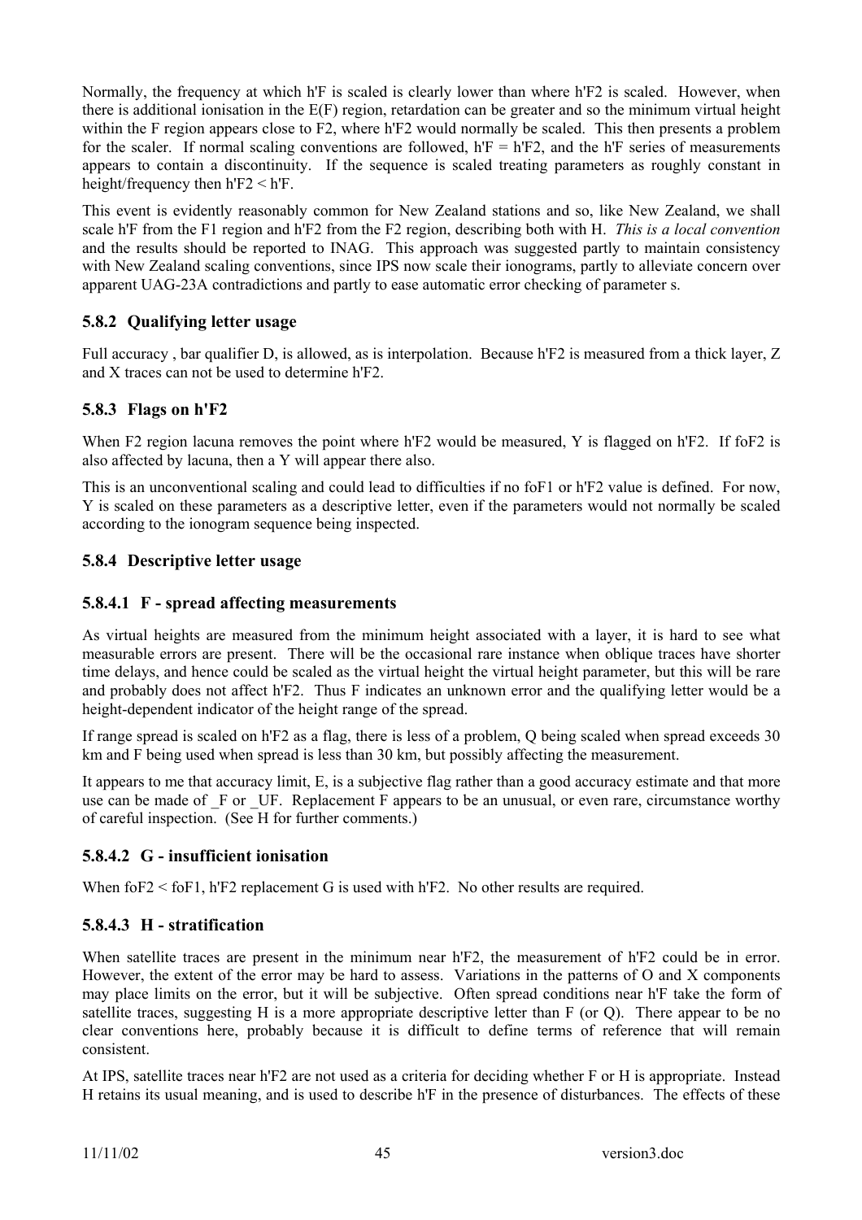Normally, the frequency at which h'F is scaled is clearly lower than where h'F2 is scaled. However, when there is additional ionisation in the E(F) region, retardation can be greater and so the minimum virtual height within the F region appears close to F2, where h'F2 would normally be scaled. This then presents a problem for the scaler. If normal scaling conventions are followed, h'F = h'F2, and the h'F series of measurements appears to contain a discontinuity. If the sequence is scaled treating parameters as roughly constant in height/frequency then h'F2 < h'F.

This event is evidently reasonably common for New Zealand stations and so, like New Zealand, we shall scale h'F from the F1 region and h'F2 from the F2 region, describing both with H. *This is a local convention* and the results should be reported to INAG. This approach was suggested partly to maintain consistency with New Zealand scaling conventions, since IPS now scale their ionograms, partly to alleviate concern over apparent UAG-23A contradictions and partly to ease automatic error checking of parameter s.

### 5.8.2 Qualifying letter usage

Full accuracy , bar qualifier D, is allowed, as is interpolation. Because h'F2 is measured from a thick layer, Z and X traces can not be used to determine h'F2.

### 5.8.3 Flags on h'F2

When F2 region lacuna removes the point where h'F2 would be measured, Y is flagged on h'F2. If foF2 is also affected by lacuna, then a Y will appear there also.

This is an unconventional scaling and could lead to difficulties if no foF1 or h'F2 value is defined. For now, Y is scaled on these parameters as a descriptive letter, even if the parameters would not normally be scaled according to the ionogram sequence being inspected.

### 5.8.4 Descriptive letter usage

#### 5.8.4.1 F - spread affecting measurements

As virtual heights are measured from the minimum height associated with a layer, it is hard to see what measurable errors are present. There will be the occasional rare instance when oblique traces have shorter time delays, and hence could be scaled as the virtual height the virtual height parameter, but this will be rare and probably does not affect h'F2. Thus F indicates an unknown error and the qualifying letter would be a height-dependent indicator of the height range of the spread.

If range spread is scaled on h'F2 as a flag, there is less of a problem, Q being scaled when spread exceeds 30 km and F being used when spread is less than 30 km, but possibly affecting the measurement.

It appears to me that accuracy limit, E, is a subjective flag rather than a good accuracy estimate and that more use can be made of _F or _UF. Replacement F appears to be an unusual, or even rare, circumstance worthy of careful inspection. (See H for further comments.)

#### 5.8.4.2 G - insufficient ionisation

When foF2 < foF1, h'F2 replacement G is used with h'F2. No other results are required.

#### 5.8.4.3 H - stratification

When satellite traces are present in the minimum near h'F2, the measurement of h'F2 could be in error. However, the extent of the error may be hard to assess. Variations in the patterns of O and X components may place limits on the error, but it will be subjective. Often spread conditions near h'F take the form of satellite traces, suggesting H is a more appropriate descriptive letter than F (or Q). There appear to be no clear conventions here, probably because it is difficult to define terms of reference that will remain consistent.

At IPS, satellite traces near h'F2 are not used as a criteria for deciding whether F or H is appropriate. Instead H retains its usual meaning, and is used to describe h'F in the presence of disturbances. The effects of these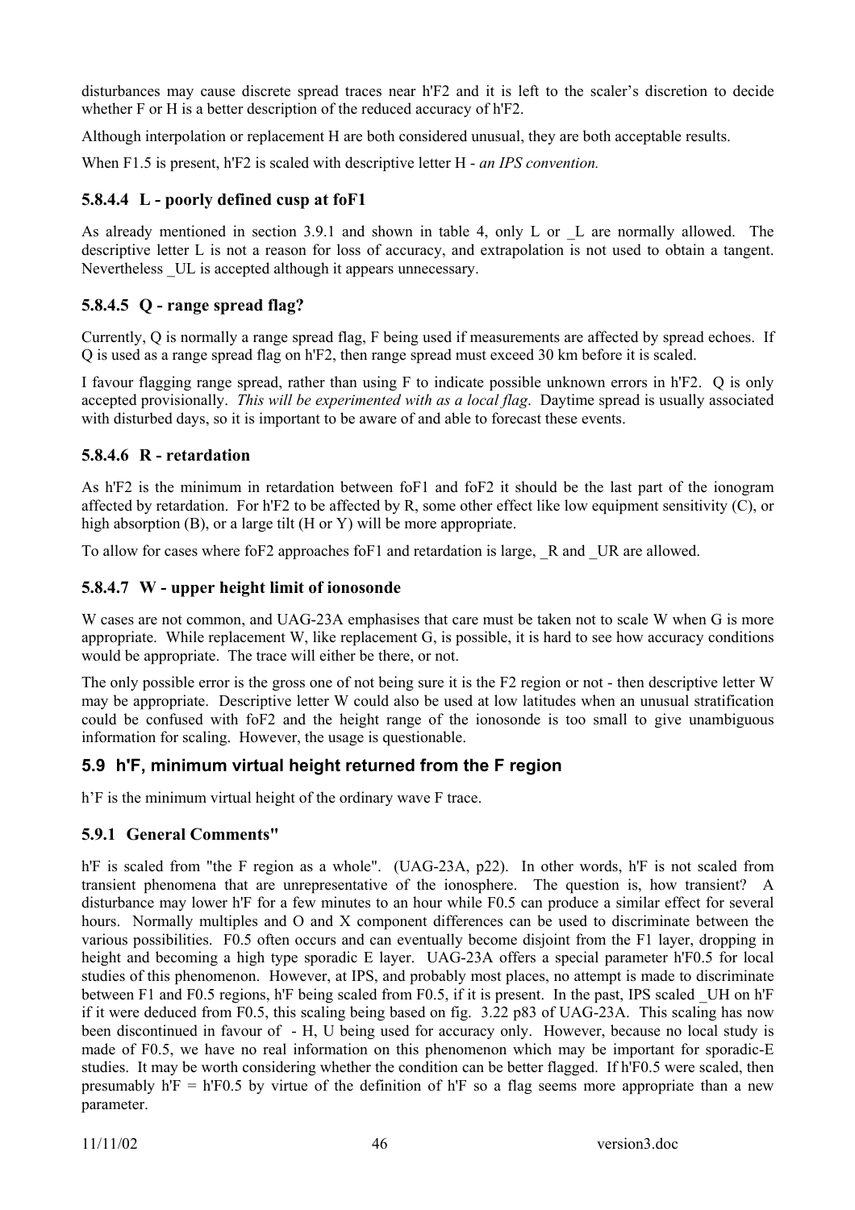disturbances may cause discrete spread traces near h'F2 and it is left to the scaler's discretion to decide whether F or H is a better description of the reduced accuracy of h'F2.

Although interpolation or replacement H are both considered unusual, they are both acceptable results.

When F1.5 is present, h'F2 is scaled with descriptive letter H - *an IPS convention.*

### 5.8.4.4 L - poorly defined cusp at foF1

As already mentioned in section 3.9.1 and shown in table 4, only L or _L are normally allowed. The descriptive letter L is not a reason for loss of accuracy, and extrapolation is not used to obtain a tangent. Nevertheless _UL is accepted although it appears unnecessary.

### 5.8.4.5 Q - range spread flag?

Currently, Q is normally a range spread flag, F being used if measurements are affected by spread echoes. If Q is used as a range spread flag on h'F2, then range spread must exceed 30 km before it is scaled.

I favour flagging range spread, rather than using F to indicate possible unknown errors in h'F2. Q is only accepted provisionally. *This will be experimented with as a local flag*. Daytime spread is usually associated with disturbed days, so it is important to be aware of and able to forecast these events.

### 5.8.4.6 R - retardation

As h'F2 is the minimum in retardation between foF1 and foF2 it should be the last part of the ionogram affected by retardation. For h'F2 to be affected by R, some other effect like low equipment sensitivity (C), or high absorption (B), or a large tilt (H or Y) will be more appropriate.

To allow for cases where foF2 approaches foF1 and retardation is large, _R and _UR are allowed.

### 5.8.4.7 W - upper height limit of ionosonde

W cases are not common, and UAG-23A emphasises that care must be taken not to scale W when G is more appropriate. While replacement W, like replacement G, is possible, it is hard to see how accuracy conditions would be appropriate. The trace will either be there, or not.

The only possible error is the gross one of not being sure it is the F2 region or not - then descriptive letter W may be appropriate. Descriptive letter W could also be used at low latitudes when an unusual stratification could be confused with foF2 and the height range of the ionosonde is too small to give unambiguous information for scaling. However, the usage is questionable.

## 5.9 h'F, minimum virtual height returned from the F region

h'F is the minimum virtual height of the ordinary wave F trace.

### 5.9.1 General Comments"

h'F is scaled from "the F region as a whole". (UAG-23A, p22). In other words, h'F is not scaled from transient phenomena that are unrepresentative of the ionosphere. The question is, how transient? A disturbance may lower h'F for a few minutes to an hour while F0.5 can produce a similar effect for several hours. Normally multiples and O and X component differences can be used to discriminate between the various possibilities. F0.5 often occurs and can eventually become disjoint from the F1 layer, dropping in height and becoming a high type sporadic E layer. UAG-23A offers a special parameter h'F0.5 for local studies of this phenomenon. However, at IPS, and probably most places, no attempt is made to discriminate between F1 and F0.5 regions, h'F being scaled from F0.5, if it is present. In the past, IPS scaled _UH on h'F if it were deduced from F0.5, this scaling being based on fig. 3.22 p83 of UAG-23A. This scaling has now been discontinued in favour of - H, U being used for accuracy only. However, because no local study is made of F0.5, we have no real information on this phenomenon which may be important for sporadic-E studies. It may be worth considering whether the condition can be better flagged. If h'F0.5 were scaled, then presumably h'F = h'F0.5 by virtue of the definition of h'F so a flag seems more appropriate than a new parameter.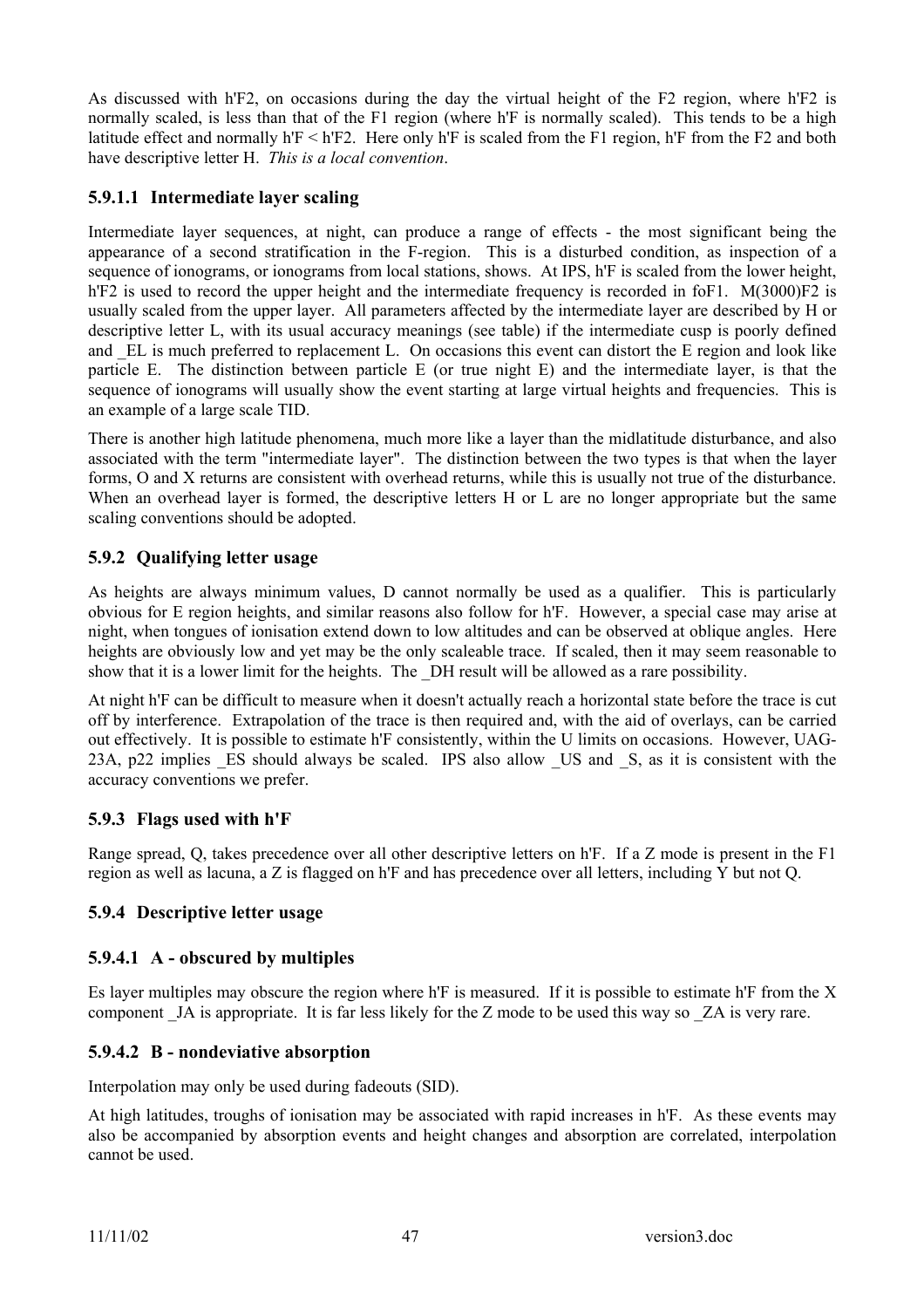As discussed with h'F2, on occasions during the day the virtual height of the F2 region, where h'F2 is normally scaled, is less than that of the F1 region (where h'F is normally scaled). This tends to be a high latitude effect and normally h'F < h'F2. Here only h'F is scaled from the F1 region, h'F from the F2 and both have descriptive letter H. *This is a local convention*.

#### 5.9.1.1 Intermediate layer scaling

Intermediate layer sequences, at night, can produce a range of effects - the most significant being the appearance of a second stratification in the F-region. This is a disturbed condition, as inspection of a sequence of ionograms, or ionograms from local stations, shows. At IPS, h'F is scaled from the lower height, h'F2 is used to record the upper height and the intermediate frequency is recorded in foF1. M(3000)F2 is usually scaled from the upper layer. All parameters affected by the intermediate layer are described by H or descriptive letter L, with its usual accuracy meanings (see table) if the intermediate cusp is poorly defined and _EL is much preferred to replacement L. On occasions this event can distort the E region and look like particle E. The distinction between particle E (or true night E) and the intermediate layer, is that the sequence of ionograms will usually show the event starting at large virtual heights and frequencies. This is an example of a large scale TID.

There is another high latitude phenomena, much more like a layer than the midlatitude disturbance, and also associated with the term "intermediate layer". The distinction between the two types is that when the layer forms, O and X returns are consistent with overhead returns, while this is usually not true of the disturbance. When an overhead layer is formed, the descriptive letters H or L are no longer appropriate but the same scaling conventions should be adopted.

### 5.9.2 Qualifying letter usage

As heights are always minimum values, D cannot normally be used as a qualifier. This is particularly obvious for E region heights, and similar reasons also follow for h'F. However, a special case may arise at night, when tongues of ionisation extend down to low altitudes and can be observed at oblique angles. Here heights are obviously low and yet may be the only scaleable trace. If scaled, then it may seem reasonable to show that it is a lower limit for the heights. The _DH result will be allowed as a rare possibility.

At night h'F can be difficult to measure when it doesn't actually reach a horizontal state before the trace is cut off by interference. Extrapolation of the trace is then required and, with the aid of overlays, can be carried out effectively. It is possible to estimate h'F consistently, within the U limits on occasions. However, UAG-23A, p22 implies _ES should always be scaled. IPS also allow _US and _S, as it is consistent with the accuracy conventions we prefer.

### 5.9.3 Flags used with h'F

Range spread, Q, takes precedence over all other descriptive letters on h'F. If a Z mode is present in the F1 region as well as lacuna, a Z is flagged on h'F and has precedence over all letters, including Y but not Q.

### 5.9.4 Descriptive letter usage

#### 5.9.4.1 A - obscured by multiples

Es layer multiples may obscure the region where h'F is measured. If it is possible to estimate h'F from the X component _JA is appropriate. It is far less likely for the Z mode to be used this way so _ZA is very rare.

#### 5.9.4.2 B - nondeviative absorption

Interpolation may only be used during fadeouts (SID).

At high latitudes, troughs of ionisation may be associated with rapid increases in h'F. As these events may also be accompanied by absorption events and height changes and absorption are correlated, interpolation cannot be used.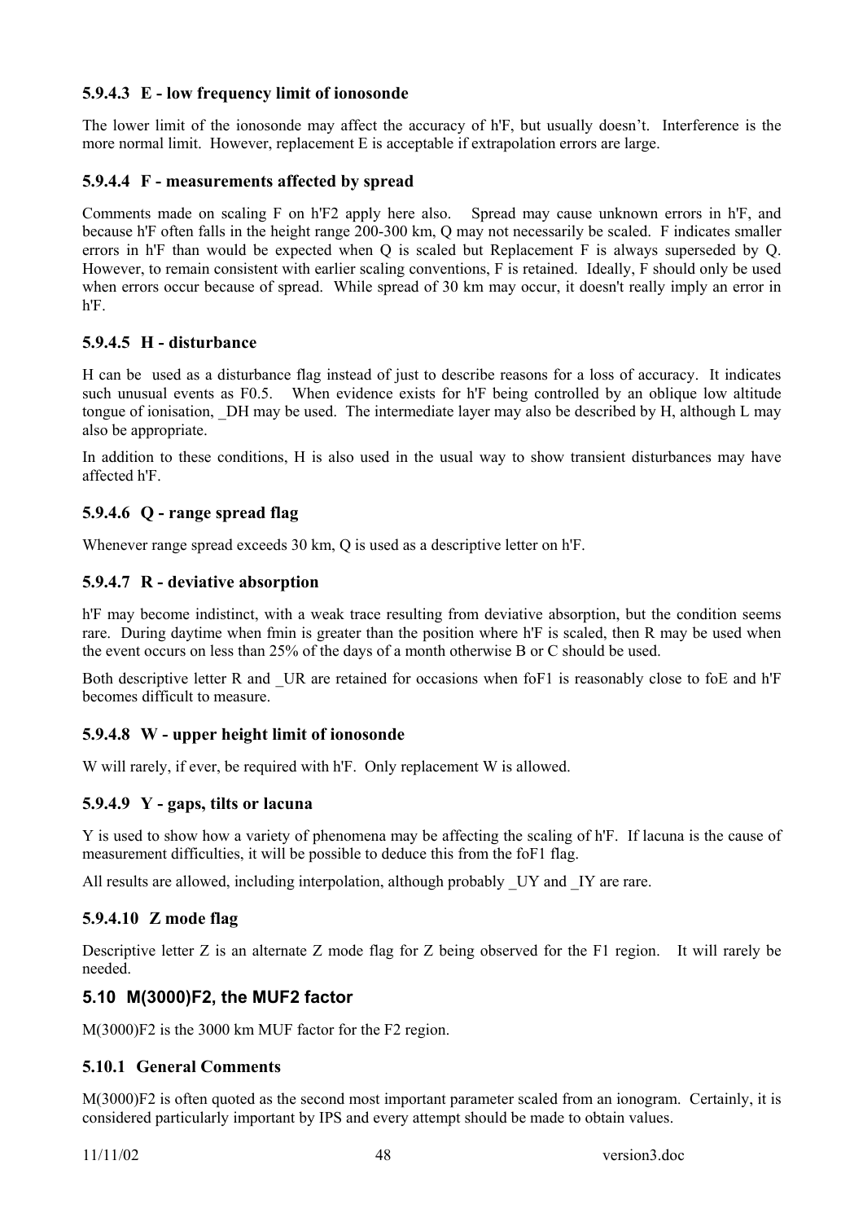#### 5.9.4.3 E - low frequency limit of ionosonde

The lower limit of the ionosonde may affect the accuracy of h'F, but usually doesn't. Interference is the more normal limit. However, replacement E is acceptable if extrapolation errors are large.

#### 5.9.4.4 F - measurements affected by spread

Comments made on scaling F on h'F2 apply here also. Spread may cause unknown errors in h'F, and because h'F often falls in the height range 200-300 km, Q may not necessarily be scaled. F indicates smaller errors in h'F than would be expected when Q is scaled but Replacement F is always superseded by Q. However, to remain consistent with earlier scaling conventions, F is retained. Ideally, F should only be used when errors occur because of spread. While spread of 30 km may occur, it doesn't really imply an error in h'F.

#### 5.9.4.5 H - disturbance

H can be used as a disturbance flag instead of just to describe reasons for a loss of accuracy. It indicates such unusual events as F0.5. When evidence exists for h'F being controlled by an oblique low altitude tongue of ionisation, _DH may be used. The intermediate layer may also be described by H, although L may also be appropriate.

In addition to these conditions, H is also used in the usual way to show transient disturbances may have affected h'F.

#### 5.9.4.6 Q - range spread flag

Whenever range spread exceeds 30 km, Q is used as a descriptive letter on h'F.

#### 5.9.4.7 R - deviative absorption

h'F may become indistinct, with a weak trace resulting from deviative absorption, but the condition seems rare. During daytime when fmin is greater than the position where h'F is scaled, then R may be used when the event occurs on less than 25% of the days of a month otherwise B or C should be used.

Both descriptive letter R and _UR are retained for occasions when foF1 is reasonably close to foE and h'F becomes difficult to measure.

#### 5.9.4.8 W - upper height limit of ionosonde

W will rarely, if ever, be required with h'F. Only replacement W is allowed.

#### 5.9.4.9 Y - gaps, tilts or lacuna

Y is used to show how a variety of phenomena may be affecting the scaling of h'F. If lacuna is the cause of measurement difficulties, it will be possible to deduce this from the foF1 flag.

All results are allowed, including interpolation, although probably _UY and _IY are rare.

#### 5.9.4.10 Z mode flag

Descriptive letter Z is an alternate Z mode flag for Z being observed for the F1 region. It will rarely be needed.

## 5.10 M(3000)F2, the MUF2 factor

M(3000)F2 is the 3000 km MUF factor for the F2 region.

### 5.10.1 General Comments

M(3000)F2 is often quoted as the second most important parameter scaled from an ionogram. Certainly, it is considered particularly important by IPS and every attempt should be made to obtain values.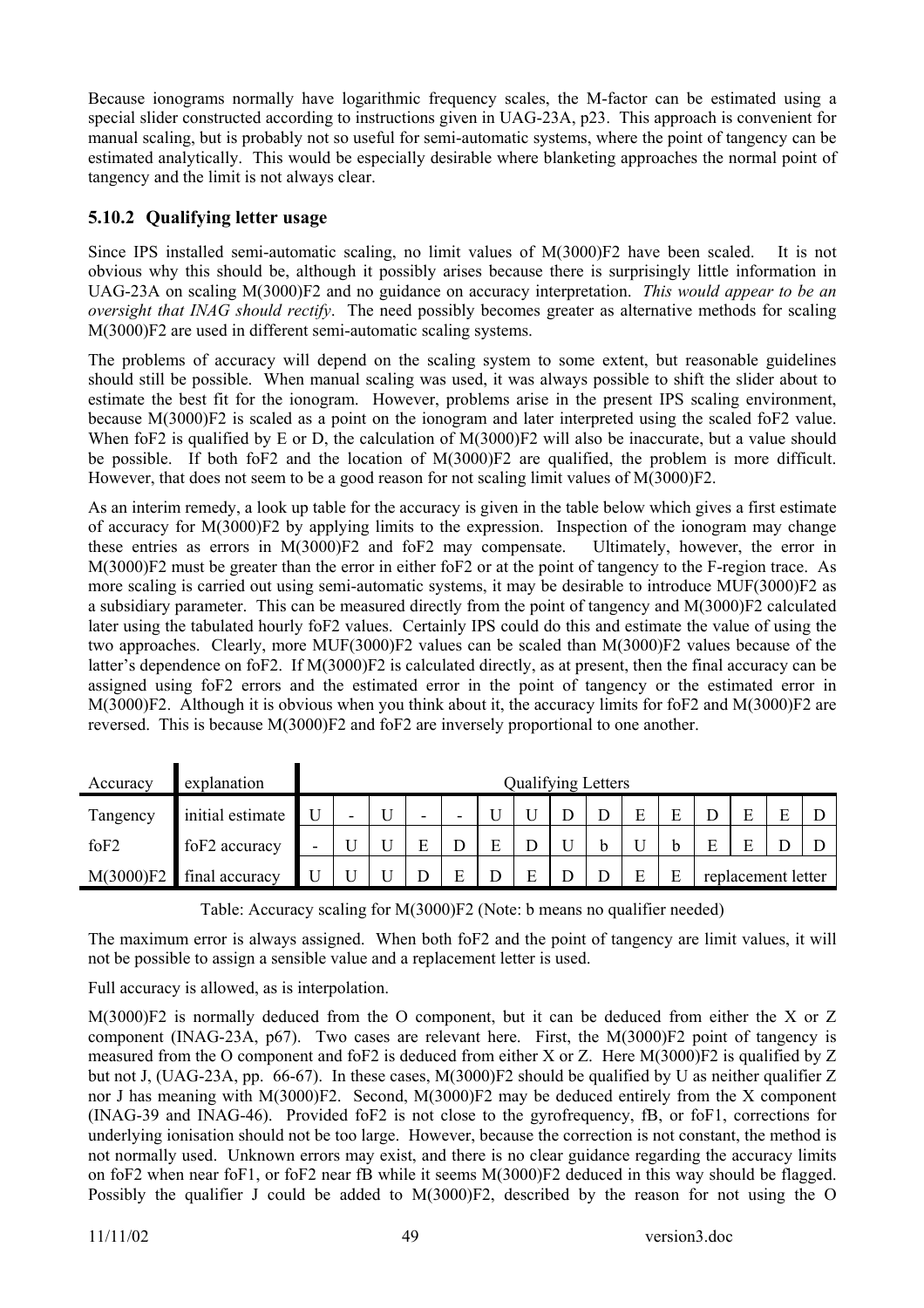Because ionograms normally have logarithmic frequency scales, the M-factor can be estimated using a special slider constructed according to instructions given in UAG-23A, p23. This approach is convenient for manual scaling, but is probably not so useful for semi-automatic systems, where the point of tangency can be estimated analytically. This would be especially desirable where blanketing approaches the normal point of tangency and the limit is not always clear.

### 5.10.2 Qualifying letter usage

Since IPS installed semi-automatic scaling, no limit values of M(3000)F2 have been scaled. It is not obvious why this should be, although it possibly arises because there is surprisingly little information in UAG-23A on scaling M(3000)F2 and no guidance on accuracy interpretation. *This would appear to be an oversight that INAG should rectify*. The need possibly becomes greater as alternative methods for scaling M(3000)F2 are used in different semi-automatic scaling systems.

The problems of accuracy will depend on the scaling system to some extent, but reasonable guidelines should still be possible. When manual scaling was used, it was always possible to shift the slider about to estimate the best fit for the ionogram. However, problems arise in the present IPS scaling environment, because M(3000)F2 is scaled as a point on the ionogram and later interpreted using the scaled foF2 value. When foF2 is qualified by E or D, the calculation of M(3000)F2 will also be inaccurate, but a value should be possible. If both foF2 and the location of M(3000)F2 are qualified, the problem is more difficult. However, that does not seem to be a good reason for not scaling limit values of M(3000)F2.

As an interim remedy, a look up table for the accuracy is given in the table below which gives a first estimate of accuracy for M(3000)F2 by applying limits to the expression. Inspection of the ionogram may change these entries as errors in M(3000)F2 and foF2 may compensate. Ultimately, however, the error in M(3000)F2 must be greater than the error in either foF2 or at the point of tangency to the F-region trace. As more scaling is carried out using semi-automatic systems, it may be desirable to introduce MUF(3000)F2 as a subsidiary parameter. This can be measured directly from the point of tangency and M(3000)F2 calculated later using the tabulated hourly foF2 values. Certainly IPS could do this and estimate the value of using the two approaches. Clearly, more MUF(3000)F2 values can be scaled than M(3000)F2 values because of the latter's dependence on foF2. If M(3000)F2 is calculated directly, as at present, then the final accuracy can be assigned using foF2 errors and the estimated error in the point of tangency or the estimated error in M(3000)F2. Although it is obvious when you think about it, the accuracy limits for foF2 and M(3000)F2 are reversed. This is because M(3000)F2 and foF2 are inversely proportional to one another.

| Accuracy | explanation | Qualifying Letters | | | | | | | | | | | | | | |
|---|---|---|---|---|---|---|---|---|---|---|---|---|---|---|---|---|
| Tangency | initial estimate | U | - | U | - | - | U | U | D | D | E | E | D | E | E | D |
| foF2 | foF2 accuracy | - | U | U | E | D | E | D | U | b | U | b | E | E | D | D |
| M(3000)F2 | final accuracy | U | U | U | D | E | D | E | D | D | E | E | replacement letter | | | |

Table: Accuracy scaling for M(3000)F2 (Note: b means no qualifier needed)

The maximum error is always assigned. When both foF2 and the point of tangency are limit values, it will not be possible to assign a sensible value and a replacement letter is used.

Full accuracy is allowed, as is interpolation.

M(3000)F2 is normally deduced from the O component, but it can be deduced from either the X or Z component (INAG-23A, p67). Two cases are relevant here. First, the M(3000)F2 point of tangency is measured from the O component and foF2 is deduced from either X or Z. Here M(3000)F2 is qualified by Z but not J, (UAG-23A, pp. 66-67). In these cases, M(3000)F2 should be qualified by U as neither qualifier Z nor J has meaning with M(3000)F2. Second, M(3000)F2 may be deduced entirely from the X component (INAG-39 and INAG-46). Provided foF2 is not close to the gyrofrequency, fB, or foF1, corrections for underlying ionisation should not be too large. However, because the correction is not constant, the method is not normally used. Unknown errors may exist, and there is no clear guidance regarding the accuracy limits on foF2 when near foF1, or foF2 near fB while it seems M(3000)F2 deduced in this way should be flagged. Possibly the qualifier J could be added to M(3000)F2, described by the reason for not using the O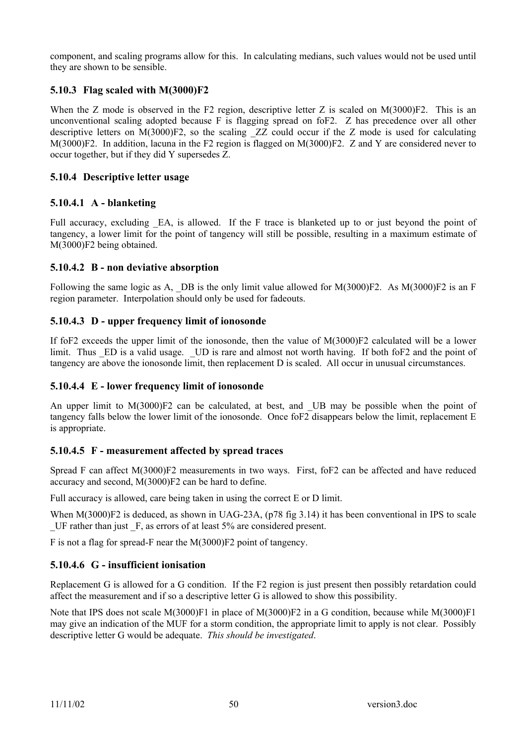component, and scaling programs allow for this. In calculating medians, such values would not be used until they are shown to be sensible.

### 5.10.3 Flag scaled with M(3000)F2

When the Z mode is observed in the F2 region, descriptive letter Z is scaled on M(3000)F2. This is an unconventional scaling adopted because F is flagging spread on foF2. Z has precedence over all other descriptive letters on M(3000)F2, so the scaling _ZZ could occur if the Z mode is used for calculating M(3000)F2. In addition, lacuna in the F2 region is flagged on M(3000)F2. Z and Y are considered never to occur together, but if they did Y supersedes Z.

### 5.10.4 Descriptive letter usage

#### 5.10.4.1 A - blanketing

Full accuracy, excluding _EA, is allowed. If the F trace is blanketed up to or just beyond the point of tangency, a lower limit for the point of tangency will still be possible, resulting in a maximum estimate of M(3000)F2 being obtained.

#### 5.10.4.2 B - non deviative absorption

Following the same logic as A, _DB is the only limit value allowed for M(3000)F2. As M(3000)F2 is an F region parameter. Interpolation should only be used for fadeouts.

#### 5.10.4.3 D - upper frequency limit of ionosonde

If foF2 exceeds the upper limit of the ionosonde, then the value of M(3000)F2 calculated will be a lower limit. Thus _ED is a valid usage. _UD is rare and almost not worth having. If both foF2 and the point of tangency are above the ionosonde limit, then replacement D is scaled. All occur in unusual circumstances.

#### 5.10.4.4 E - lower frequency limit of ionosonde

An upper limit to M(3000)F2 can be calculated, at best, and _UB may be possible when the point of tangency falls below the lower limit of the ionosonde. Once foF2 disappears below the limit, replacement E is appropriate.

#### 5.10.4.5 F - measurement affected by spread traces

Spread F can affect M(3000)F2 measurements in two ways. First, foF2 can be affected and have reduced accuracy and second, M(3000)F2 can be hard to define.

Full accuracy is allowed, care being taken in using the correct E or D limit.

When M(3000)F2 is deduced, as shown in UAG-23A, (p78 fig 3.14) it has been conventional in IPS to scale _UF rather than just _F, as errors of at least 5% are considered present.

F is not a flag for spread-F near the M(3000)F2 point of tangency.

#### 5.10.4.6 G - insufficient ionisation

Replacement G is allowed for a G condition. If the F2 region is just present then possibly retardation could affect the measurement and if so a descriptive letter G is allowed to show this possibility.

Note that IPS does not scale M(3000)F1 in place of M(3000)F2 in a G condition, because while M(3000)F1 may give an indication of the MUF for a storm condition, the appropriate limit to apply is not clear. Possibly descriptive letter G would be adequate. *This should be investigated*.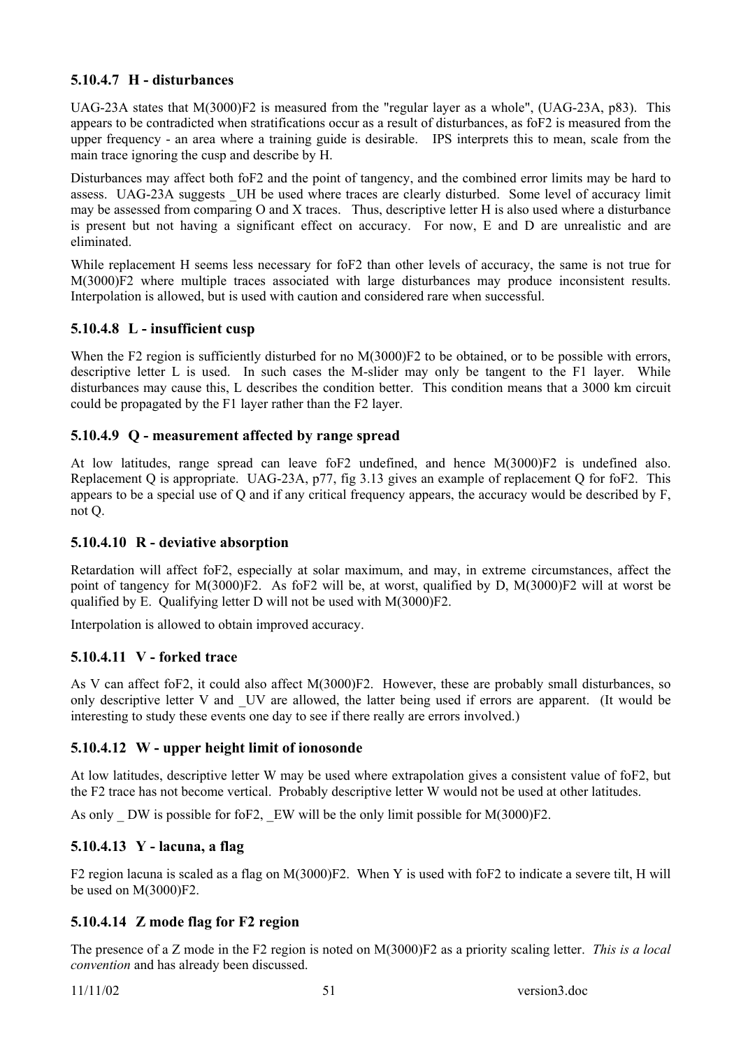#### 5.10.4.7 H - disturbances

UAG-23A states that M(3000)F2 is measured from the "regular layer as a whole", (UAG-23A, p83). This appears to be contradicted when stratifications occur as a result of disturbances, as foF2 is measured from the upper frequency - an area where a training guide is desirable. IPS interprets this to mean, scale from the main trace ignoring the cusp and describe by H.

Disturbances may affect both foF2 and the point of tangency, and the combined error limits may be hard to assess. UAG-23A suggests _UH be used where traces are clearly disturbed. Some level of accuracy limit may be assessed from comparing O and X traces. Thus, descriptive letter H is also used where a disturbance is present but not having a significant effect on accuracy. For now, E and D are unrealistic and are eliminated.

While replacement H seems less necessary for foF2 than other levels of accuracy, the same is not true for M(3000)F2 where multiple traces associated with large disturbances may produce inconsistent results. Interpolation is allowed, but is used with caution and considered rare when successful.

#### 5.10.4.8 L - insufficient cusp

When the F2 region is sufficiently disturbed for no M(3000)F2 to be obtained, or to be possible with errors, descriptive letter L is used. In such cases the M-slider may only be tangent to the F1 layer. While disturbances may cause this, L describes the condition better. This condition means that a 3000 km circuit could be propagated by the F1 layer rather than the F2 layer.

#### 5.10.4.9 Q - measurement affected by range spread

At low latitudes, range spread can leave foF2 undefined, and hence M(3000)F2 is undefined also. Replacement Q is appropriate. UAG-23A, p77, fig 3.13 gives an example of replacement Q for foF2. This appears to be a special use of Q and if any critical frequency appears, the accuracy would be described by F, not Q.

#### 5.10.4.10 R - deviative absorption

Retardation will affect foF2, especially at solar maximum, and may, in extreme circumstances, affect the point of tangency for M(3000)F2. As foF2 will be, at worst, qualified by D, M(3000)F2 will at worst be qualified by E. Qualifying letter D will not be used with M(3000)F2.

Interpolation is allowed to obtain improved accuracy.

#### 5.10.4.11 V - forked trace

As V can affect foF2, it could also affect M(3000)F2. However, these are probably small disturbances, so only descriptive letter V and _UV are allowed, the latter being used if errors are apparent. (It would be interesting to study these events one day to see if there really are errors involved.)

#### 5.10.4.12 W - upper height limit of ionosonde

At low latitudes, descriptive letter W may be used where extrapolation gives a consistent value of foF2, but the F2 trace has not become vertical. Probably descriptive letter W would not be used at other latitudes.

As only _ DW is possible for foF2, _EW will be the only limit possible for M(3000)F2.

#### 5.10.4.13 Y - lacuna, a flag

F2 region lacuna is scaled as a flag on M(3000)F2. When Y is used with foF2 to indicate a severe tilt, H will be used on M(3000)F2.

#### 5.10.4.14 Z mode flag for F2 region

The presence of a Z mode in the F2 region is noted on M(3000)F2 as a priority scaling letter. *This is a local convention* and has already been discussed.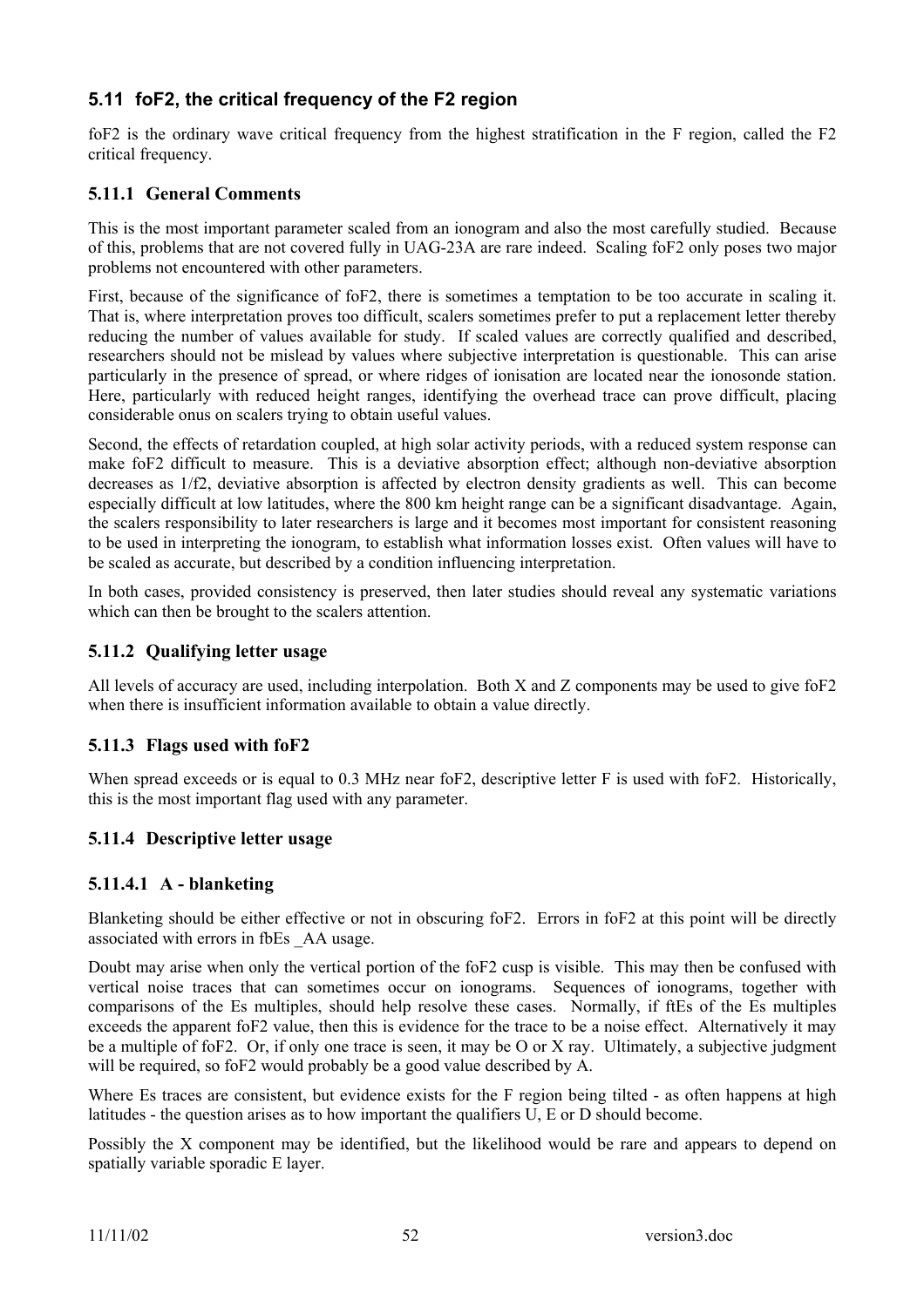## 5.11 foF2, the critical frequency of the F2 region

foF2 is the ordinary wave critical frequency from the highest stratification in the F region, called the F2 critical frequency.

### 5.11.1 General Comments

This is the most important parameter scaled from an ionogram and also the most carefully studied. Because of this, problems that are not covered fully in UAG-23A are rare indeed. Scaling foF2 only poses two major problems not encountered with other parameters.

First, because of the significance of foF2, there is sometimes a temptation to be too accurate in scaling it. That is, where interpretation proves too difficult, scalers sometimes prefer to put a replacement letter thereby reducing the number of values available for study. If scaled values are correctly qualified and described, researchers should not be mislead by values where subjective interpretation is questionable. This can arise particularly in the presence of spread, or where ridges of ionisation are located near the ionosonde station. Here, particularly with reduced height ranges, identifying the overhead trace can prove difficult, placing considerable onus on scalers trying to obtain useful values.

Second, the effects of retardation coupled, at high solar activity periods, with a reduced system response can make foF2 difficult to measure. This is a deviative absorption effect; although non-deviative absorption decreases as $1/f^2$, deviative absorption is affected by electron density gradients as well. This can become especially difficult at low latitudes, where the 800 km height range can be a significant disadvantage. Again, the scalers responsibility to later researchers is large and it becomes most important for consistent reasoning to be used in interpreting the ionogram, to establish what information losses exist. Often values will have to be scaled as accurate, but described by a condition influencing interpretation.

In both cases, provided consistency is preserved, then later studies should reveal any systematic variations which can then be brought to the scalers attention.

### 5.11.2 Qualifying letter usage

All levels of accuracy are used, including interpolation. Both X and Z components may be used to give foF2 when there is insufficient information available to obtain a value directly.

### 5.11.3 Flags used with foF2

When spread exceeds or is equal to 0.3 MHz near foF2, descriptive letter F is used with foF2. Historically, this is the most important flag used with any parameter.

### 5.11.4 Descriptive letter usage

#### 5.11.4.1 A - blanketing

Blanketing should be either effective or not in obscuring foF2. Errors in foF2 at this point will be directly associated with errors in fbEs _AA usage.

Doubt may arise when only the vertical portion of the foF2 cusp is visible. This may then be confused with vertical noise traces that can sometimes occur on ionograms. Sequences of ionograms, together with comparisons of the Es multiples, should help resolve these cases. Normally, if ftEs of the Es multiples exceeds the apparent foF2 value, then this is evidence for the trace to be a noise effect. Alternatively it may be a multiple of foF2. Or, if only one trace is seen, it may be O or X ray. Ultimately, a subjective judgment will be required, so foF2 would probably be a good value described by A.

Where Es traces are consistent, but evidence exists for the F region being tilted - as often happens at high latitudes - the question arises as to how important the qualifiers U, E or D should become.

Possibly the X component may be identified, but the likelihood would be rare and appears to depend on spatially variable sporadic E layer.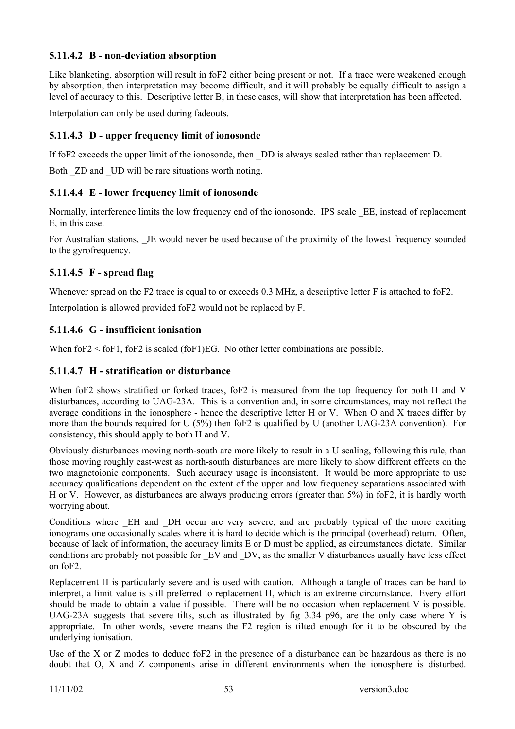### 5.11.4.2 B - non-deviation absorption

Like blanketing, absorption will result in foF2 either being present or not. If a trace were weakened enough by absorption, then interpretation may become difficult, and it will probably be equally difficult to assign a level of accuracy to this. Descriptive letter B, in these cases, will show that interpretation has been affected.

Interpolation can only be used during fadeouts.

### 5.11.4.3 D - upper frequency limit of ionosonde

If foF2 exceeds the upper limit of the ionosonde, then _DD is always scaled rather than replacement D.

Both _ZD and _UD will be rare situations worth noting.

### 5.11.4.4 E - lower frequency limit of ionosonde

Normally, interference limits the low frequency end of the ionosonde. IPS scale _EE, instead of replacement E, in this case.

For Australian stations, _JE would never be used because of the proximity of the lowest frequency sounded to the gyrofrequency.

### 5.11.4.5 F - spread flag

Whenever spread on the F2 trace is equal to or exceeds 0.3 MHz, a descriptive letter F is attached to foF2.

Interpolation is allowed provided foF2 would not be replaced by F.

### 5.11.4.6 G - insufficient ionisation

When foF2 < foF1, foF2 is scaled (foF1)EG. No other letter combinations are possible.

### 5.11.4.7 H - stratification or disturbance

When foF2 shows stratified or forked traces, foF2 is measured from the top frequency for both H and V disturbances, according to UAG-23A. This is a convention and, in some circumstances, may not reflect the average conditions in the ionosphere - hence the descriptive letter H or V. When O and X traces differ by more than the bounds required for U (5%) then foF2 is qualified by U (another UAG-23A convention). For consistency, this should apply to both H and V.

Obviously disturbances moving north-south are more likely to result in a U scaling, following this rule, than those moving roughly east-west as north-south disturbances are more likely to show different effects on the two magnetoionic components. Such accuracy usage is inconsistent. It would be more appropriate to use accuracy qualifications dependent on the extent of the upper and low frequency separations associated with H or V. However, as disturbances are always producing errors (greater than 5%) in foF2, it is hardly worth worrying about.

Conditions where _EH and _DH occur are very severe, and are probably typical of the more exciting ionograms one occasionally scales where it is hard to decide which is the principal (overhead) return. Often, because of lack of information, the accuracy limits E or D must be applied, as circumstances dictate. Similar conditions are probably not possible for _EV and _DV, as the smaller V disturbances usually have less effect on foF2.

Replacement H is particularly severe and is used with caution. Although a tangle of traces can be hard to interpret, a limit value is still preferred to replacement H, which is an extreme circumstance. Every effort should be made to obtain a value if possible. There will be no occasion when replacement V is possible. UAG-23A suggests that severe tilts, such as illustrated by fig 3.34 p96, are the only case where Y is appropriate. In other words, severe means the F2 region is tilted enough for it to be obscured by the underlying ionisation.

Use of the X or Z modes to deduce foF2 in the presence of a disturbance can be hazardous as there is no doubt that O, X and Z components arise in different environments when the ionosphere is disturbed.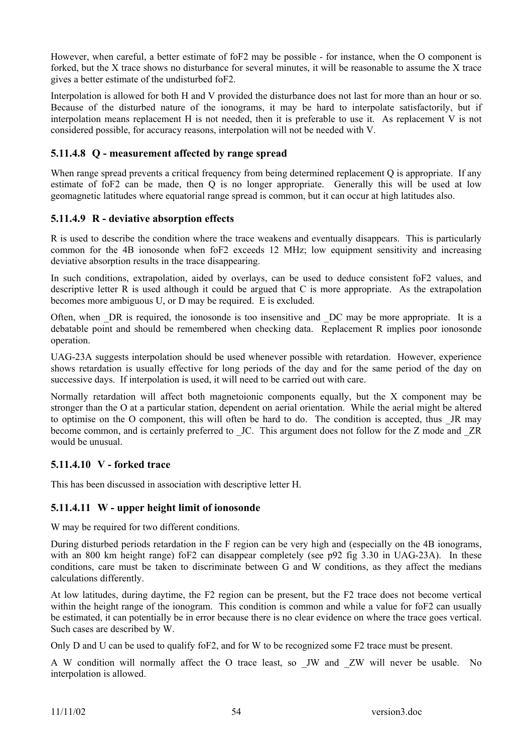However, when careful, a better estimate of foF2 may be possible - for instance, when the O component is forked, but the X trace shows no disturbance for several minutes, it will be reasonable to assume the X trace gives a better estimate of the undisturbed foF2.

Interpolation is allowed for both H and V provided the disturbance does not last for more than an hour or so. Because of the disturbed nature of the ionograms, it may be hard to interpolate satisfactorily, but if interpolation means replacement H is not needed, then it is preferable to use it. As replacement V is not considered possible, for accuracy reasons, interpolation will not be needed with V.

### 5.11.4.8 Q - measurement affected by range spread

When range spread prevents a critical frequency from being determined replacement Q is appropriate. If any estimate of foF2 can be made, then Q is no longer appropriate. Generally this will be used at low geomagnetic latitudes where equatorial range spread is common, but it can occur at high latitudes also.

### 5.11.4.9 R - deviative absorption effects

R is used to describe the condition where the trace weakens and eventually disappears. This is particularly common for the 4B ionosonde when foF2 exceeds 12 MHz; low equipment sensitivity and increasing deviative absorption results in the trace disappearing.

In such conditions, extrapolation, aided by overlays, can be used to deduce consistent foF2 values, and descriptive letter R is used although it could be argued that C is more appropriate. As the extrapolation becomes more ambiguous U, or D may be required. E is excluded.

Often, when _DR is required, the ionosonde is too insensitive and _DC may be more appropriate. It is a debatable point and should be remembered when checking data. Replacement R implies poor ionosonde operation.

UAG-23A suggests interpolation should be used whenever possible with retardation. However, experience shows retardation is usually effective for long periods of the day and for the same period of the day on successive days. If interpolation is used, it will need to be carried out with care.

Normally retardation will affect both magnetoionic components equally, but the X component may be stronger than the O at a particular station, dependent on aerial orientation. While the aerial might be altered to optimise on the O component, this will often be hard to do. The condition is accepted, thus _JR may become common, and is certainly preferred to _JC. This argument does not follow for the Z mode and _ZR would be unusual.

### 5.11.4.10 V - forked trace

This has been discussed in association with descriptive letter H.

### 5.11.4.11 W - upper height limit of ionosonde

W may be required for two different conditions.

During disturbed periods retardation in the F region can be very high and (especially on the 4B ionograms, with an 800 km height range) foF2 can disappear completely (see p92 fig 3.30 in UAG-23A). In these conditions, care must be taken to discriminate between G and W conditions, as they affect the medians calculations differently.

At low latitudes, during daytime, the F2 region can be present, but the F2 trace does not become vertical within the height range of the ionogram. This condition is common and while a value for foF2 can usually be estimated, it can potentially be in error because there is no clear evidence on where the trace goes vertical. Such cases are described by W.

Only D and U can be used to qualify foF2, and for W to be recognized some F2 trace must be present.

A W condition will normally affect the O trace least, so _JW and _ZW will never be usable. No interpolation is allowed.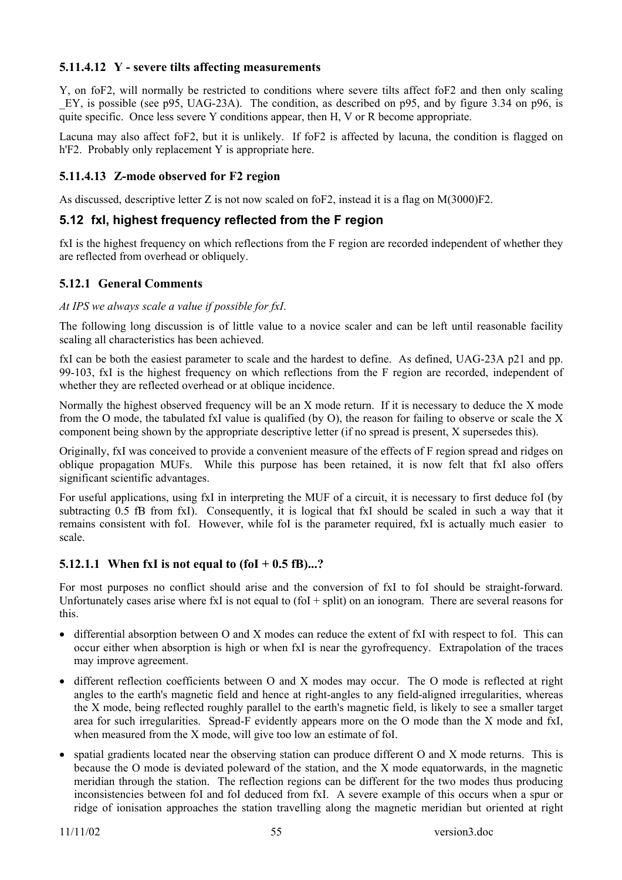#### 5.11.4.12 Y - severe tilts affecting measurements

Y, on foF2, will normally be restricted to conditions where severe tilts affect foF2 and then only scaling _EY, is possible (see p95, UAG-23A). The condition, as described on p95, and by figure 3.34 on p96, is quite specific. Once less severe Y conditions appear, then H, V or R become appropriate.

Lacuna may also affect foF2, but it is unlikely. If foF2 is affected by lacuna, the condition is flagged on h'F2. Probably only replacement Y is appropriate here.

#### 5.11.4.13 Z-mode observed for F2 region

As discussed, descriptive letter Z is not now scaled on foF2, instead it is a flag on M(3000)F2.

## 5.12 fxI, highest frequency reflected from the F region

fxI is the highest frequency on which reflections from the F region are recorded independent of whether they are reflected from overhead or obliquely.

### 5.12.1 General Comments

*At IPS we always scale a value if possible for fxI.*

The following long discussion is of little value to a novice scaler and can be left until reasonable facility scaling all characteristics has been achieved.

fxI can be both the easiest parameter to scale and the hardest to define. As defined, UAG-23A p21 and pp. 99-103, fxI is the highest frequency on which reflections from the F region are recorded, independent of whether they are reflected overhead or at oblique incidence.

Normally the highest observed frequency will be an X mode return. If it is necessary to deduce the X mode from the O mode, the tabulated fxI value is qualified (by O), the reason for failing to observe or scale the X component being shown by the appropriate descriptive letter (if no spread is present, X supersedes this).

Originally, fxI was conceived to provide a convenient measure of the effects of F region spread and ridges on oblique propagation MUFs. While this purpose has been retained, it is now felt that fxI also offers significant scientific advantages.

For useful applications, using fxI in interpreting the MUF of a circuit, it is necessary to first deduce foI (by subtracting 0.5 fB from fxI). Consequently, it is logical that fxI should be scaled in such a way that it remains consistent with foI. However, while foI is the parameter required, fxI is actually much easier to scale.

#### 5.12.1.1 When fxI is not equal to (foI + 0.5 fB)...?

For most purposes no conflict should arise and the conversion of fxI to foI should be straight-forward. Unfortunately cases arise where fxI is not equal to (foI + split) on an ionogram. There are several reasons for this.

- differential absorption between O and X modes can reduce the extent of fxI with respect to foI. This can occur either when absorption is high or when fxI is near the gyrofrequency. Extrapolation of the traces may improve agreement.
- different reflection coefficients between O and X modes may occur. The O mode is reflected at right angles to the earth's magnetic field and hence at right-angles to any field-aligned irregularities, whereas the X mode, being reflected roughly parallel to the earth's magnetic field, is likely to see a smaller target area for such irregularities. Spread-F evidently appears more on the O mode than the X mode and fxI, when measured from the X mode, will give too low an estimate of foI.
- spatial gradients located near the observing station can produce different O and X mode returns. This is because the O mode is deviated poleward of the station, and the X mode equatorwards, in the magnetic meridian through the station. The reflection regions can be different for the two modes thus producing inconsistencies between foI and foI deduced from fxI. A severe example of this occurs when a spur or ridge of ionisation approaches the station travelling along the magnetic meridian but oriented at right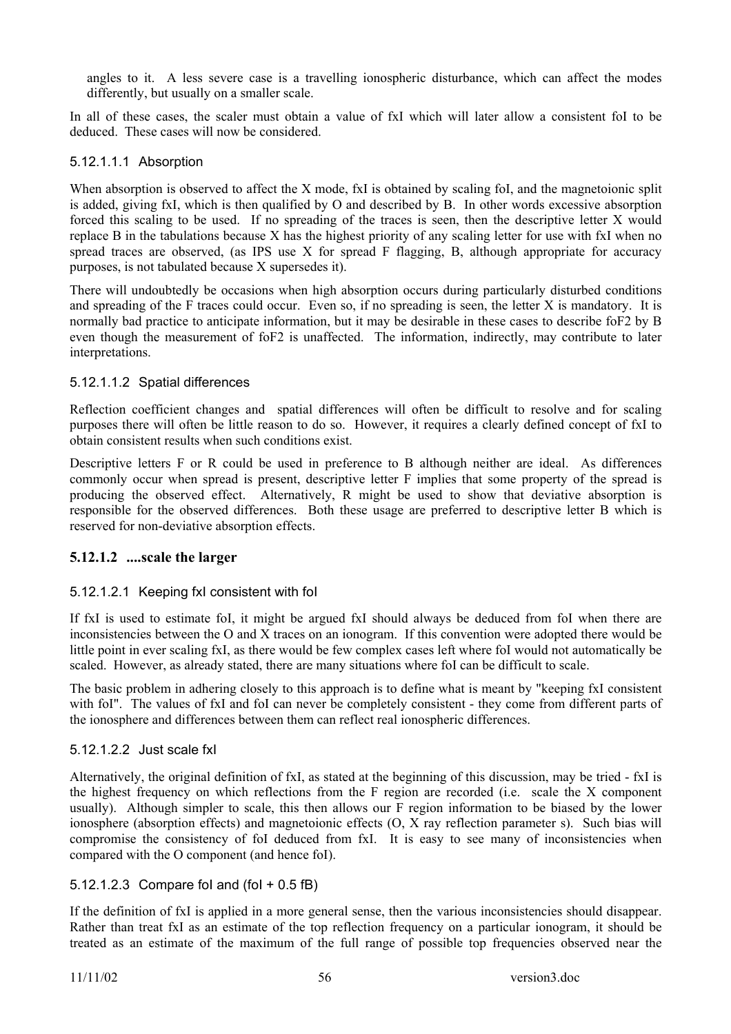angles to it. A less severe case is a travelling ionospheric disturbance, which can affect the modes differently, but usually on a smaller scale.

In all of these cases, the scaler must obtain a value of fxI which will later allow a consistent foI to be deduced. These cases will now be considered.

#### 5.12.1.1.1 Absorption

When absorption is observed to affect the X mode, fxI is obtained by scaling foI, and the magnetoionic split is added, giving fxI, which is then qualified by O and described by B. In other words excessive absorption forced this scaling to be used. If no spreading of the traces is seen, then the descriptive letter X would replace B in the tabulations because X has the highest priority of any scaling letter for use with fxI when no spread traces are observed, (as IPS use X for spread F flagging, B, although appropriate for accuracy purposes, is not tabulated because X supersedes it).

There will undoubtedly be occasions when high absorption occurs during particularly disturbed conditions and spreading of the F traces could occur. Even so, if no spreading is seen, the letter X is mandatory. It is normally bad practice to anticipate information, but it may be desirable in these cases to describe foF2 by B even though the measurement of foF2 is unaffected. The information, indirectly, may contribute to later interpretations.

#### 5.12.1.1.2 Spatial differences

Reflection coefficient changes and spatial differences will often be difficult to resolve and for scaling purposes there will often be little reason to do so. However, it requires a clearly defined concept of fxI to obtain consistent results when such conditions exist.

Descriptive letters F or R could be used in preference to B although neither are ideal. As differences commonly occur when spread is present, descriptive letter F implies that some property of the spread is producing the observed effect. Alternatively, R might be used to show that deviative absorption is responsible for the observed differences. Both these usage are preferred to descriptive letter B which is reserved for non-deviative absorption effects.

### 5.12.1.2 ....scale the larger

#### 5.12.1.2.1 Keeping fxI consistent with foI

If fxI is used to estimate foI, it might be argued fxI should always be deduced from foI when there are inconsistencies between the O and X traces on an ionogram. If this convention were adopted there would be little point in ever scaling fxI, as there would be few complex cases left where foI would not automatically be scaled. However, as already stated, there are many situations where foI can be difficult to scale.

The basic problem in adhering closely to this approach is to define what is meant by "keeping fxI consistent with foI". The values of fxI and foI can never be completely consistent - they come from different parts of the ionosphere and differences between them can reflect real ionospheric differences.

#### 5.12.1.2.2 Just scale fxI

Alternatively, the original definition of fxI, as stated at the beginning of this discussion, may be tried - fxI is the highest frequency on which reflections from the F region are recorded (i.e. scale the X component usually). Although simpler to scale, this then allows our F region information to be biased by the lower ionosphere (absorption effects) and magnetoionic effects (O, X ray reflection parameter s). Such bias will compromise the consistency of foI deduced from fxI. It is easy to see many of inconsistencies when compared with the O component (and hence foI).

#### 5.12.1.2.3 Compare foI and (foI + 0.5 fB)

If the definition of fxI is applied in a more general sense, then the various inconsistencies should disappear. Rather than treat fxI as an estimate of the top reflection frequency on a particular ionogram, it should be treated as an estimate of the maximum of the full range of possible top frequencies observed near the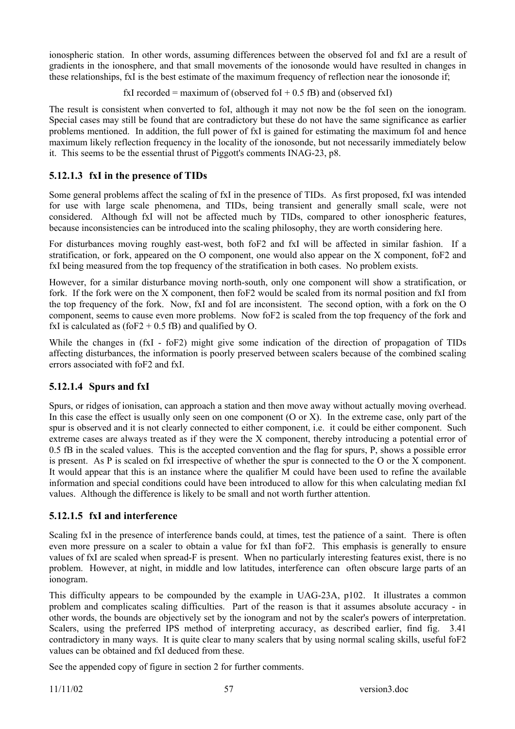ionospheric station. In other words, assuming differences between the observed foI and fxI are a result of gradients in the ionosphere, and that small movements of the ionosonde would have resulted in changes in these relationships, fxI is the best estimate of the maximum frequency of reflection near the ionosonde if;

fxI recorded = maximum of (observed foI + 0.5 fB) and (observed fxI)

The result is consistent when converted to foI, although it may not now be the foI seen on the ionogram. Special cases may still be found that are contradictory but these do not have the same significance as earlier problems mentioned. In addition, the full power of fxI is gained for estimating the maximum foI and hence maximum likely reflection frequency in the locality of the ionosonde, but not necessarily immediately below it. This seems to be the essential thrust of Piggott's comments INAG-23, p8.

### 5.12.1.3 fxI in the presence of TIDs

Some general problems affect the scaling of fxI in the presence of TIDs. As first proposed, fxI was intended for use with large scale phenomena, and TIDs, being transient and generally small scale, were not considered. Although fxI will not be affected much by TIDs, compared to other ionospheric features, because inconsistencies can be introduced into the scaling philosophy, they are worth considering here.

For disturbances moving roughly east-west, both foF2 and fxI will be affected in similar fashion. If a stratification, or fork, appeared on the O component, one would also appear on the X component, foF2 and fxI being measured from the top frequency of the stratification in both cases. No problem exists.

However, for a similar disturbance moving north-south, only one component will show a stratification, or fork. If the fork were on the X component, then foF2 would be scaled from its normal position and fxI from the top frequency of the fork. Now, fxI and foI are inconsistent. The second option, with a fork on the O component, seems to cause even more problems. Now foF2 is scaled from the top frequency of the fork and fxI is calculated as (foF2 + 0.5 fB) and qualified by O.

While the changes in (fxI - foF2) might give some indication of the direction of propagation of TIDs affecting disturbances, the information is poorly preserved between scalers because of the combined scaling errors associated with foF2 and fxI.

### 5.12.1.4 Spurs and fxI

Spurs, or ridges of ionisation, can approach a station and then move away without actually moving overhead. In this case the effect is usually only seen on one component (O or X). In the extreme case, only part of the spur is observed and it is not clearly connected to either component, i.e. it could be either component. Such extreme cases are always treated as if they were the X component, thereby introducing a potential error of 0.5 fB in the scaled values. This is the accepted convention and the flag for spurs, P, shows a possible error is present. As P is scaled on fxI irrespective of whether the spur is connected to the O or the X component. It would appear that this is an instance where the qualifier M could have been used to refine the available information and special conditions could have been introduced to allow for this when calculating median fxI values. Although the difference is likely to be small and not worth further attention.

### 5.12.1.5 fxI and interference

Scaling fxI in the presence of interference bands could, at times, test the patience of a saint. There is often even more pressure on a scaler to obtain a value for fxI than foF2. This emphasis is generally to ensure values of fxI are scaled when spread-F is present. When no particularly interesting features exist, there is no problem. However, at night, in middle and low latitudes, interference can often obscure large parts of an ionogram.

This difficulty appears to be compounded by the example in UAG-23A, p102. It illustrates a common problem and complicates scaling difficulties. Part of the reason is that it assumes absolute accuracy - in other words, the bounds are objectively set by the ionogram and not by the scaler's powers of interpretation. Scalers, using the preferred IPS method of interpreting accuracy, as described earlier, find fig. 3.41 contradictory in many ways. It is quite clear to many scalers that by using normal scaling skills, useful foF2 values can be obtained and fxI deduced from these.

See the appended copy of figure in section 2 for further comments.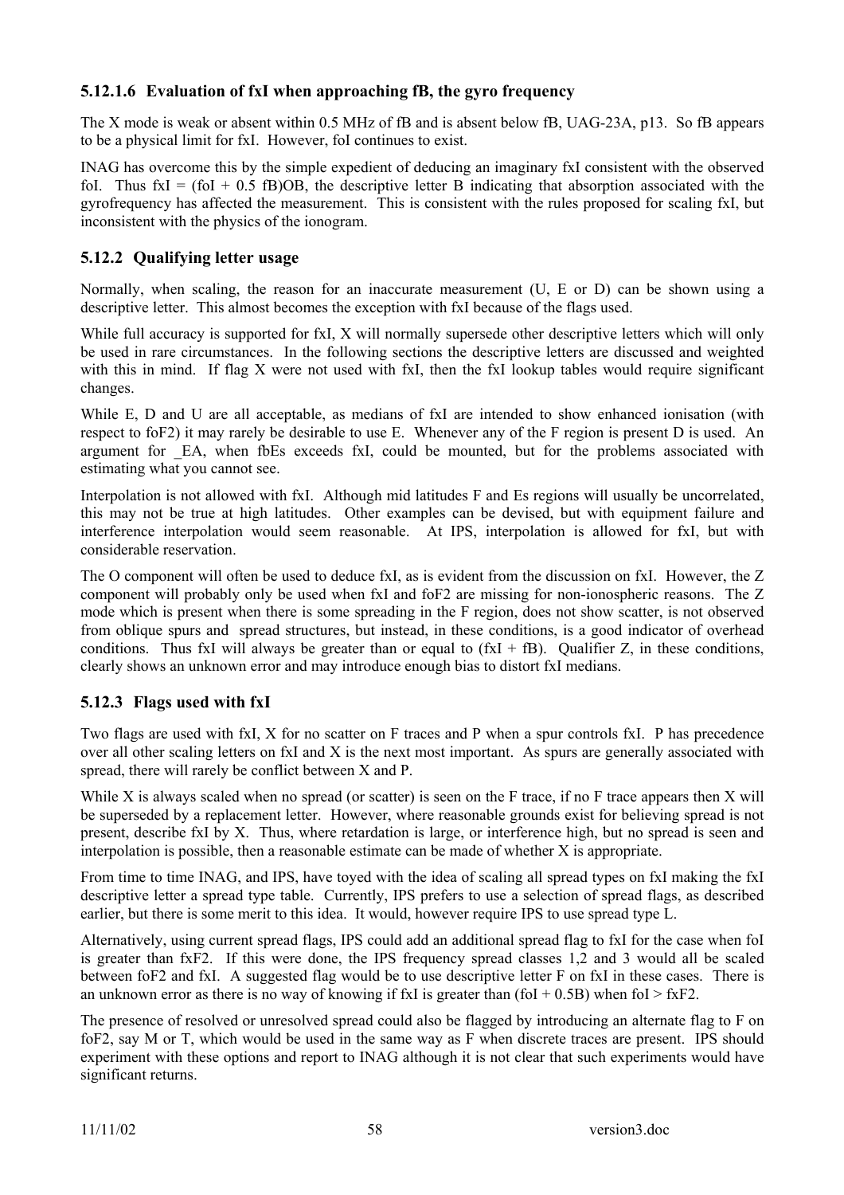### 5.12.1.6 Evaluation of fxI when approaching fB, the gyro frequency

The X mode is weak or absent within 0.5 MHz of fB and is absent below fB, UAG-23A, p13. So fB appears to be a physical limit for fxI. However, foI continues to exist.

INAG has overcome this by the simple expedient of deducing an imaginary fxI consistent with the observed foI. Thus fxI = (foI + 0.5 fB)OB, the descriptive letter B indicating that absorption associated with the gyrofrequency has affected the measurement. This is consistent with the rules proposed for scaling fxI, but inconsistent with the physics of the ionogram.

## 5.12.2 Qualifying letter usage

Normally, when scaling, the reason for an inaccurate measurement (U, E or D) can be shown using a descriptive letter. This almost becomes the exception with fxI because of the flags used.

While full accuracy is supported for fxI, X will normally supersede other descriptive letters which will only be used in rare circumstances. In the following sections the descriptive letters are discussed and weighted with this in mind. If flag X were not used with fxI, then the fxI lookup tables would require significant changes.

While E, D and U are all acceptable, as medians of fxI are intended to show enhanced ionisation (with respect to foF2) it may rarely be desirable to use E. Whenever any of the F region is present D is used. An argument for _EA, when fbEs exceeds fxI, could be mounted, but for the problems associated with estimating what you cannot see.

Interpolation is not allowed with fxI. Although mid latitudes F and Es regions will usually be uncorrelated, this may not be true at high latitudes. Other examples can be devised, but with equipment failure and interference interpolation would seem reasonable. At IPS, interpolation is allowed for fxI, but with considerable reservation.

The O component will often be used to deduce fxI, as is evident from the discussion on fxI. However, the Z component will probably only be used when fxI and foF2 are missing for non-ionospheric reasons. The Z mode which is present when there is some spreading in the F region, does not show scatter, is not observed from oblique spurs and spread structures, but instead, in these conditions, is a good indicator of overhead conditions. Thus fxI will always be greater than or equal to (fxI + fB). Qualifier Z, in these conditions, clearly shows an unknown error and may introduce enough bias to distort fxI medians.

## 5.12.3 Flags used with fxI

Two flags are used with fxI, X for no scatter on F traces and P when a spur controls fxI. P has precedence over all other scaling letters on fxI and X is the next most important. As spurs are generally associated with spread, there will rarely be conflict between X and P.

While X is always scaled when no spread (or scatter) is seen on the F trace, if no F trace appears then X will be superseded by a replacement letter. However, where reasonable grounds exist for believing spread is not present, describe fxI by X. Thus, where retardation is large, or interference high, but no spread is seen and interpolation is possible, then a reasonable estimate can be made of whether X is appropriate.

From time to time INAG, and IPS, have toyed with the idea of scaling all spread types on fxI making the fxI descriptive letter a spread type table. Currently, IPS prefers to use a selection of spread flags, as described earlier, but there is some merit to this idea. It would, however require IPS to use spread type L.

Alternatively, using current spread flags, IPS could add an additional spread flag to fxI for the case when foI is greater than fxF2. If this were done, the IPS frequency spread classes 1,2 and 3 would all be scaled between foF2 and fxI. A suggested flag would be to use descriptive letter F on fxI in these cases. There is an unknown error as there is no way of knowing if fxI is greater than (foI + 0.5B) when foI > fxF2.

The presence of resolved or unresolved spread could also be flagged by introducing an alternate flag to F on foF2, say M or T, which would be used in the same way as F when discrete traces are present. IPS should experiment with these options and report to INAG although it is not clear that such experiments would have significant returns.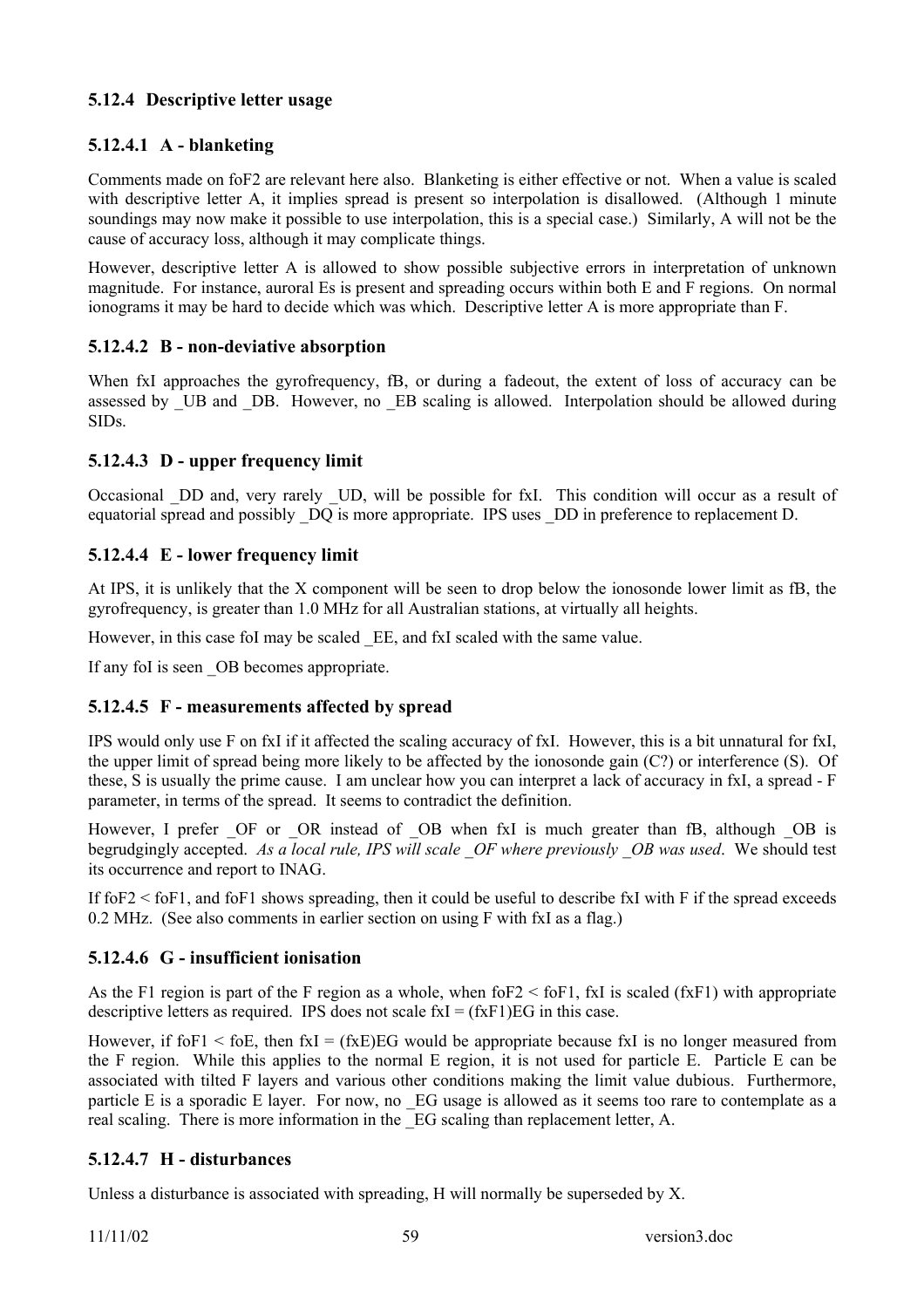### 5.12.4 Descriptive letter usage

#### 5.12.4.1 A - blanketing

Comments made on foF2 are relevant here also. Blanketing is either effective or not. When a value is scaled with descriptive letter A, it implies spread is present so interpolation is disallowed. (Although 1 minute soundings may now make it possible to use interpolation, this is a special case.) Similarly, A will not be the cause of accuracy loss, although it may complicate things.

However, descriptive letter A is allowed to show possible subjective errors in interpretation of unknown magnitude. For instance, auroral Es is present and spreading occurs within both E and F regions. On normal ionograms it may be hard to decide which was which. Descriptive letter A is more appropriate than F.

#### 5.12.4.2 B - non-deviative absorption

When fxI approaches the gyrofrequency, fB, or during a fadeout, the extent of loss of accuracy can be assessed by _UB and _DB. However, no _EB scaling is allowed. Interpolation should be allowed during SIDs.

#### 5.12.4.3 D - upper frequency limit

Occasional _DD and, very rarely _UD, will be possible for fxI. This condition will occur as a result of equatorial spread and possibly _DQ is more appropriate. IPS uses _DD in preference to replacement D.

#### 5.12.4.4 E - lower frequency limit

At IPS, it is unlikely that the X component will be seen to drop below the ionosonde lower limit as fB, the gyrofrequency, is greater than 1.0 MHz for all Australian stations, at virtually all heights.

However, in this case foI may be scaled _EE, and fxI scaled with the same value.

If any foI is seen _OB becomes appropriate.

#### 5.12.4.5 F - measurements affected by spread

IPS would only use F on fxI if it affected the scaling accuracy of fxI. However, this is a bit unnatural for fxI, the upper limit of spread being more likely to be affected by the ionosonde gain (C?) or interference (S). Of these, S is usually the prime cause. I am unclear how you can interpret a lack of accuracy in fxI, a spread - F parameter, in terms of the spread. It seems to contradict the definition.

However, I prefer _OF or _OR instead of _OB when fxI is much greater than fB, although _OB is begrudgingly accepted. *As a local rule, IPS will scale _OF where previously _OB was used*. We should test its occurrence and report to INAG.

If foF2 < foF1, and foF1 shows spreading, then it could be useful to describe fxI with F if the spread exceeds 0.2 MHz. (See also comments in earlier section on using F with fxI as a flag.)

#### 5.12.4.6 G - insufficient ionisation

As the F1 region is part of the F region as a whole, when foF2 < foF1, fxI is scaled (fxF1) with appropriate descriptive letters as required. IPS does not scale fxI = (fxF1)EG in this case.

However, if foF1 < foE, then fxI = (fxE)EG would be appropriate because fxI is no longer measured from the F region. While this applies to the normal E region, it is not used for particle E. Particle E can be associated with tilted F layers and various other conditions making the limit value dubious. Furthermore, particle E is a sporadic E layer. For now, no _EG usage is allowed as it seems too rare to contemplate as a real scaling. There is more information in the _EG scaling than replacement letter, A.

#### 5.12.4.7 H - disturbances

Unless a disturbance is associated with spreading, H will normally be superseded by X.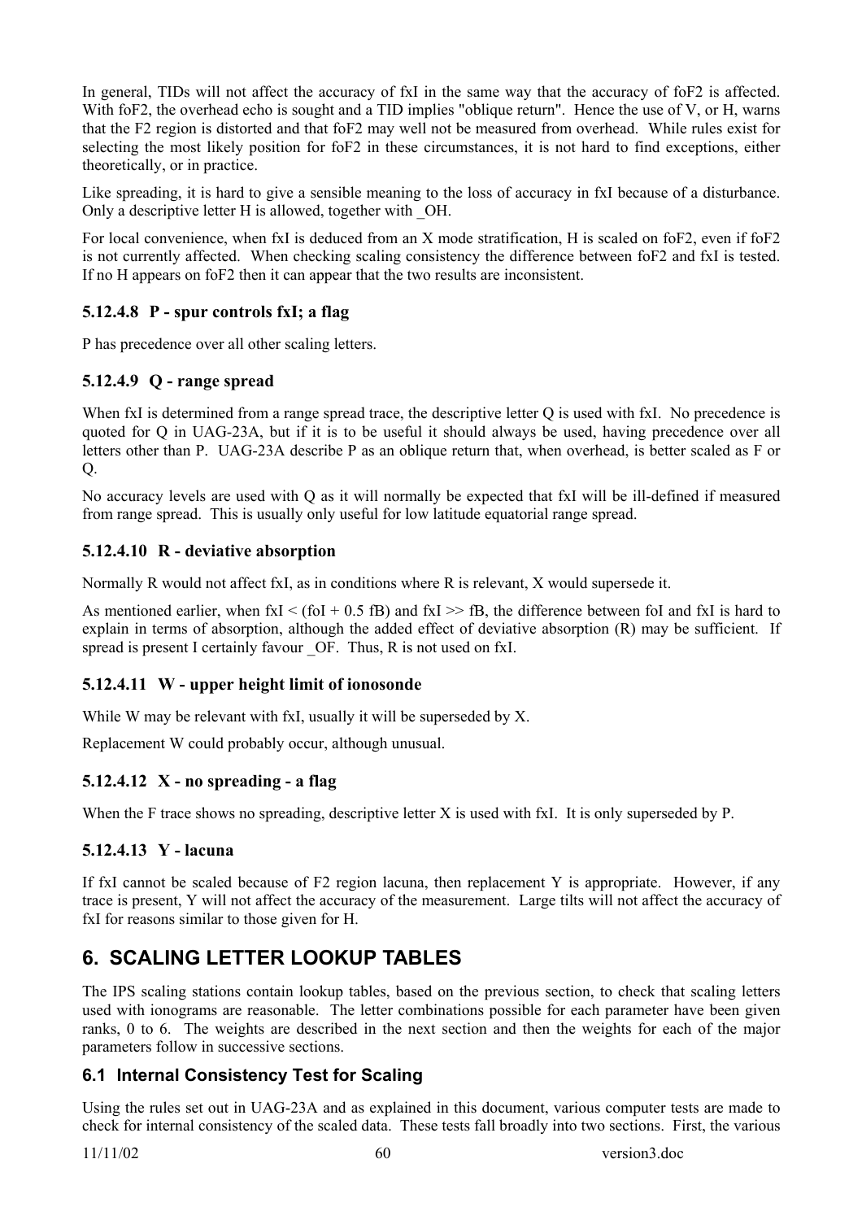In general, TIDs will not affect the accuracy of fxI in the same way that the accuracy of foF2 is affected. With foF2, the overhead echo is sought and a TID implies "oblique return". Hence the use of V, or H, warns that the F2 region is distorted and that foF2 may well not be measured from overhead. While rules exist for selecting the most likely position for foF2 in these circumstances, it is not hard to find exceptions, either theoretically, or in practice.

Like spreading, it is hard to give a sensible meaning to the loss of accuracy in fxI because of a disturbance. Only a descriptive letter H is allowed, together with _OH.

For local convenience, when fxI is deduced from an X mode stratification, H is scaled on foF2, even if foF2 is not currently affected. When checking scaling consistency the difference between foF2 and fxI is tested. If no H appears on foF2 then it can appear that the two results are inconsistent.

#### 5.12.4.8 P - spur controls fxI; a flag

P has precedence over all other scaling letters.

#### 5.12.4.9 Q - range spread

When fxI is determined from a range spread trace, the descriptive letter Q is used with fxI. No precedence is quoted for Q in UAG-23A, but if it is to be useful it should always be used, having precedence over all letters other than P. UAG-23A describe P as an oblique return that, when overhead, is better scaled as F or Q.

No accuracy levels are used with Q as it will normally be expected that fxI will be ill-defined if measured from range spread. This is usually only useful for low latitude equatorial range spread.

#### 5.12.4.10 R - deviative absorption

Normally R would not affect fxI, as in conditions where R is relevant, X would supersede it.

As mentioned earlier, when fxI < (foI + 0.5 fB) and fxI >> fB, the difference between foI and fxI is hard to explain in terms of absorption, although the added effect of deviative absorption (R) may be sufficient. If spread is present I certainly favour _OF. Thus, R is not used on fxI.

#### 5.12.4.11 W - upper height limit of ionosonde

While W may be relevant with fxI, usually it will be superseded by X.

Replacement W could probably occur, although unusual.

#### 5.12.4.12 X - no spreading - a flag

When the F trace shows no spreading, descriptive letter X is used with fxI. It is only superseded by P.

#### 5.12.4.13 Y - lacuna

If fxI cannot be scaled because of F2 region lacuna, then replacement Y is appropriate. However, if any trace is present, Y will not affect the accuracy of the measurement. Large tilts will not affect the accuracy of fxI for reasons similar to those given for H.

# 6. SCALING LETTER LOOKUP TABLES

The IPS scaling stations contain lookup tables, based on the previous section, to check that scaling letters used with ionograms are reasonable. The letter combinations possible for each parameter have been given ranks, 0 to 6. The weights are described in the next section and then the weights for each of the major parameters follow in successive sections.

## 6.1 Internal Consistency Test for Scaling

Using the rules set out in UAG-23A and as explained in this document, various computer tests are made to check for internal consistency of the scaled data. These tests fall broadly into two sections. First, the various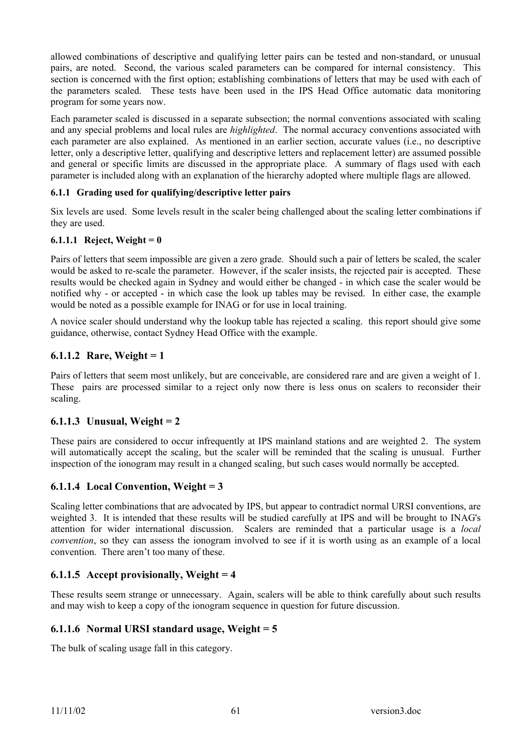allowed combinations of descriptive and qualifying letter pairs can be tested and non-standard, or unusual pairs, are noted. Second, the various scaled parameters can be compared for internal consistency. This section is concerned with the first option; establishing combinations of letters that may be used with each of the parameters scaled. These tests have been used in the IPS Head Office automatic data monitoring program for some years now.

Each parameter scaled is discussed in a separate subsection; the normal conventions associated with scaling and any special problems and local rules are *highlighted*. The normal accuracy conventions associated with each parameter are also explained. As mentioned in an earlier section, accurate values (i.e., no descriptive letter, only a descriptive letter, qualifying and descriptive letters and replacement letter) are assumed possible and general or specific limits are discussed in the appropriate place. A summary of flags used with each parameter is included along with an explanation of the hierarchy adopted where multiple flags are allowed.

#### 6.1.1 Grading used for qualifying/descriptive letter pairs

Six levels are used. Some levels result in the scaler being challenged about the scaling letter combinations if they are used.

##### 6.1.1.1 Reject, Weight = 0

Pairs of letters that seem impossible are given a zero grade. Should such a pair of letters be scaled, the scaler would be asked to re-scale the parameter. However, if the scaler insists, the rejected pair is accepted. These results would be checked again in Sydney and would either be changed - in which case the scaler would be notified why - or accepted - in which case the look up tables may be revised. In either case, the example would be noted as a possible example for INAG or for use in local training.

A novice scaler should understand why the lookup table has rejected a scaling. this report should give some guidance, otherwise, contact Sydney Head Office with the example.

### 6.1.1.2 Rare, Weight = 1

Pairs of letters that seem most unlikely, but are conceivable, are considered rare and are given a weight of 1. These pairs are processed similar to a reject only now there is less onus on scalers to reconsider their scaling.

### 6.1.1.3 Unusual, Weight = 2

These pairs are considered to occur infrequently at IPS mainland stations and are weighted 2. The system will automatically accept the scaling, but the scaler will be reminded that the scaling is unusual. Further inspection of the ionogram may result in a changed scaling, but such cases would normally be accepted.

### 6.1.1.4 Local Convention, Weight = 3

Scaling letter combinations that are advocated by IPS, but appear to contradict normal URSI conventions, are weighted 3. It is intended that these results will be studied carefully at IPS and will be brought to INAG's attention for wider international discussion. Scalers are reminded that a particular usage is a *local convention*, so they can assess the ionogram involved to see if it is worth using as an example of a local convention. There aren't too many of these.

### 6.1.1.5 Accept provisionally, Weight = 4

These results seem strange or unnecessary. Again, scalers will be able to think carefully about such results and may wish to keep a copy of the ionogram sequence in question for future discussion.

### 6.1.1.6 Normal URSI standard usage, Weight = 5

The bulk of scaling usage fall in this category.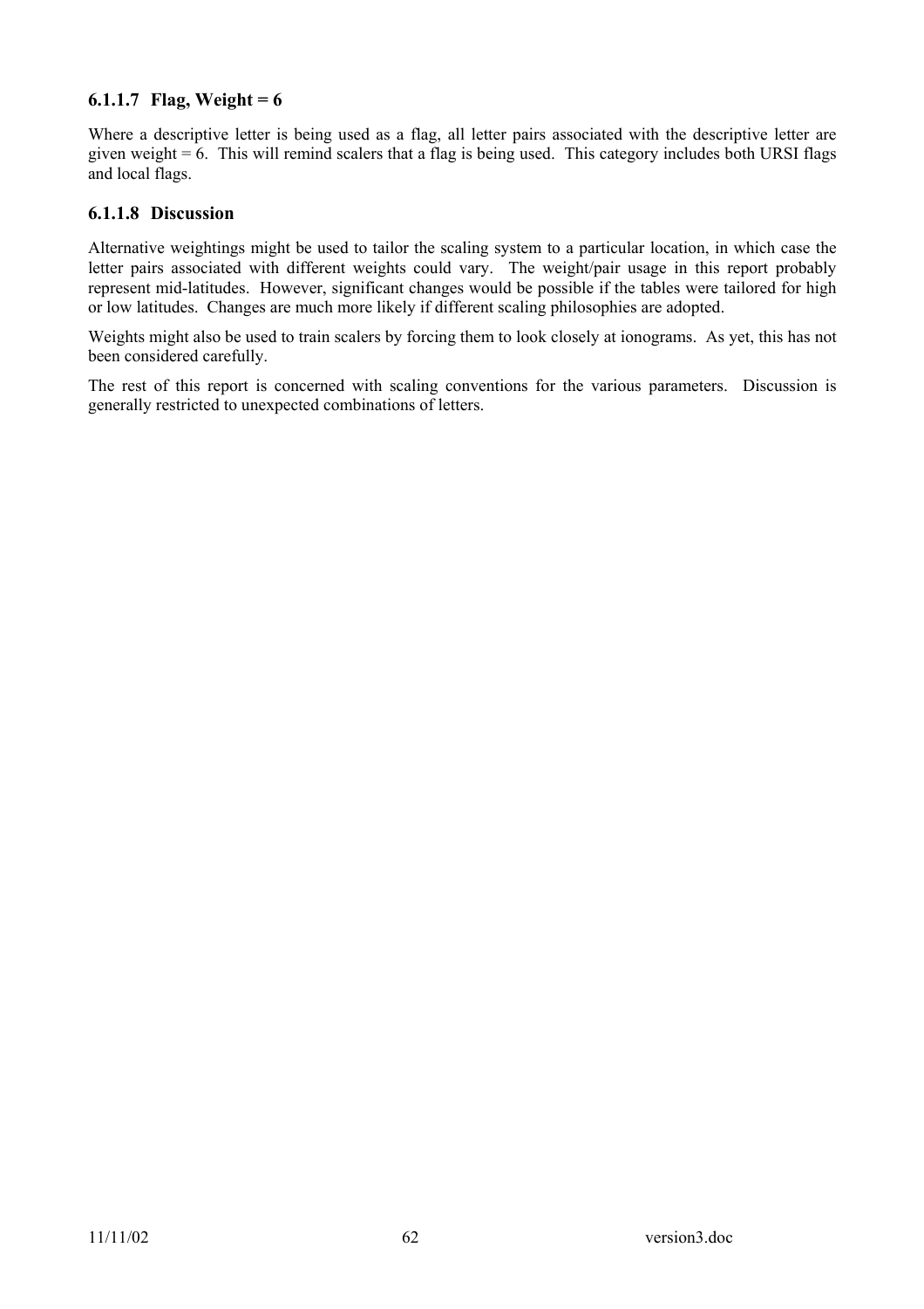#### 6.1.1.7 Flag, Weight = 6

Where a descriptive letter is being used as a flag, all letter pairs associated with the descriptive letter are given weight = 6. This will remind scalers that a flag is being used. This category includes both URSI flags and local flags.

#### 6.1.1.8 Discussion

Alternative weightings might be used to tailor the scaling system to a particular location, in which case the letter pairs associated with different weights could vary. The weight/pair usage in this report probably represent mid-latitudes. However, significant changes would be possible if the tables were tailored for high or low latitudes. Changes are much more likely if different scaling philosophies are adopted.

Weights might also be used to train scalers by forcing them to look closely at ionograms. As yet, this has not been considered carefully.

The rest of this report is concerned with scaling conventions for the various parameters. Discussion is generally restricted to unexpected combinations of letters.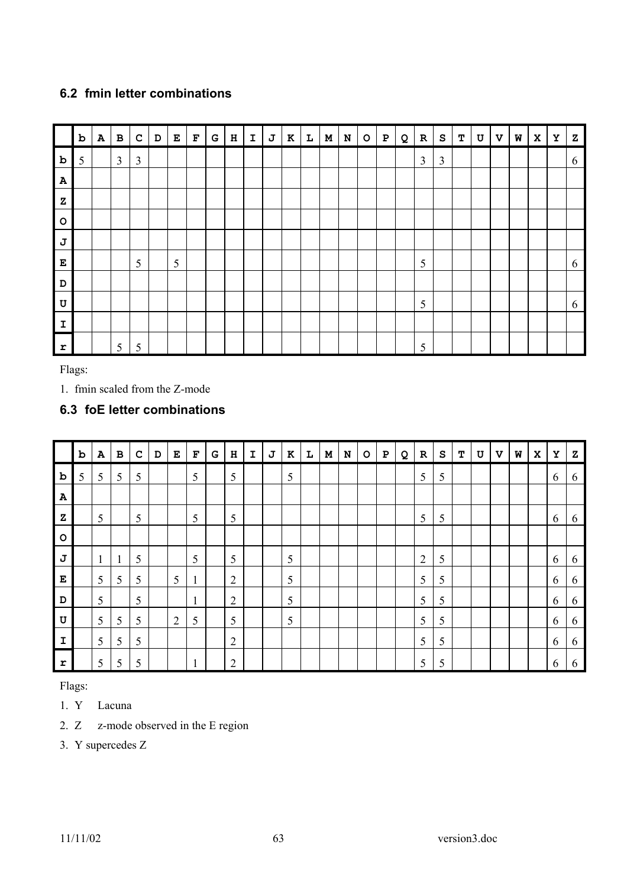## 6.2 fmin letter combinations

| | b | A | B | C | D | E | F | G | H | I | J | K | L | M | N | O | P | Q | R | S | T | U | V | W | X | Y | Z |
|---|---|---|---|---|---|---|---|---|---|---|---|---|---|---|---|---|---|---|---|---|---|---|---|---|---|---|---|
| b | 5 | | 3 | 3 | | | | | | | | | | | | | | | 3 | 3 | | | | | | | 6 |
| A | | | | | | | | | | | | | | | | | | | | | | | | | | | |
| Z | | | | | | | | | | | | | | | | | | | | | | | | | | | |
| O | | | | | | | | | | | | | | | | | | | | | | | | | | | |
| J | | | | | | | | | | | | | | | | | | | | | | | | | | | |
| E | | | | 5 | | 5 | | | | | | | | | | | | | 5 | | | | | | | | 6 |
| D | | | | | | | | | | | | | | | | | | | | | | | | | | | |
| U | | | | | | | | | | | | | | | | | | | 5 | | | | | | | | 6 |
| I | | | | | | | | | | | | | | | | | | | | | | | | | | | |
| r | | | 5 | 5 | | | | | | | | | | | | | | | 5 | | | | | | | | |

Flags:

1. fmin scaled from the Z-mode

## 6.3 foE letter combinations

| | b | A | B | C | D | E | F | G | H | I | J | K | L | M | N | O | P | Q | R | S | T | U | V | W | X | Y | Z |
|---|---|---|---|---|---|---|---|---|---|---|---|---|---|---|---|---|---|---|---|---|---|---|---|---|---|---|---|
| b | 5 | 5 | 5 | 5 | | | 5 | | 5 | | | 5 | | | | | | | 5 | 5 | | | | | | 6 | 6 |
| A | | | | | | | | | | | | | | | | | | | | | | | | | | | |
| Z | | 5 | | 5 | | | 5 | | 5 | | | | | | | | | | 5 | 5 | | | | | | 6 | 6 |
| O | | | | | | | | | | | | | | | | | | | | | | | | | | | |
| J | | 1 | 1 | 5 | | | 5 | | 5 | | | 5 | | | | | | | 2 | 5 | | | | | | 6 | 6 |
| E | | 5 | 5 | 5 | | 5 | 1 | | 2 | | | 5 | | | | | | | 5 | 5 | | | | | | 6 | 6 |
| D | | 5 | | 5 | | | 1 | | 2 | | | 5 | | | | | | | 5 | 5 | | | | | | 6 | 6 |
| U | | 5 | 5 | 5 | | 2 | 5 | | 5 | | | 5 | | | | | | | 5 | 5 | | | | | | 6 | 6 |
| I | | 5 | 5 | 5 | | | | | 2 | | | | | | | | | | 5 | 5 | | | | | | 6 | 6 |
| r | | 5 | 5 | 5 | | | 1 | | 2 | | | | | | | | | | 5 | 5 | | | | | | 6 | 6 |

Flags:

1. Y Lacuna
2. Z z-mode observed in the E region
3. Y supercedes Z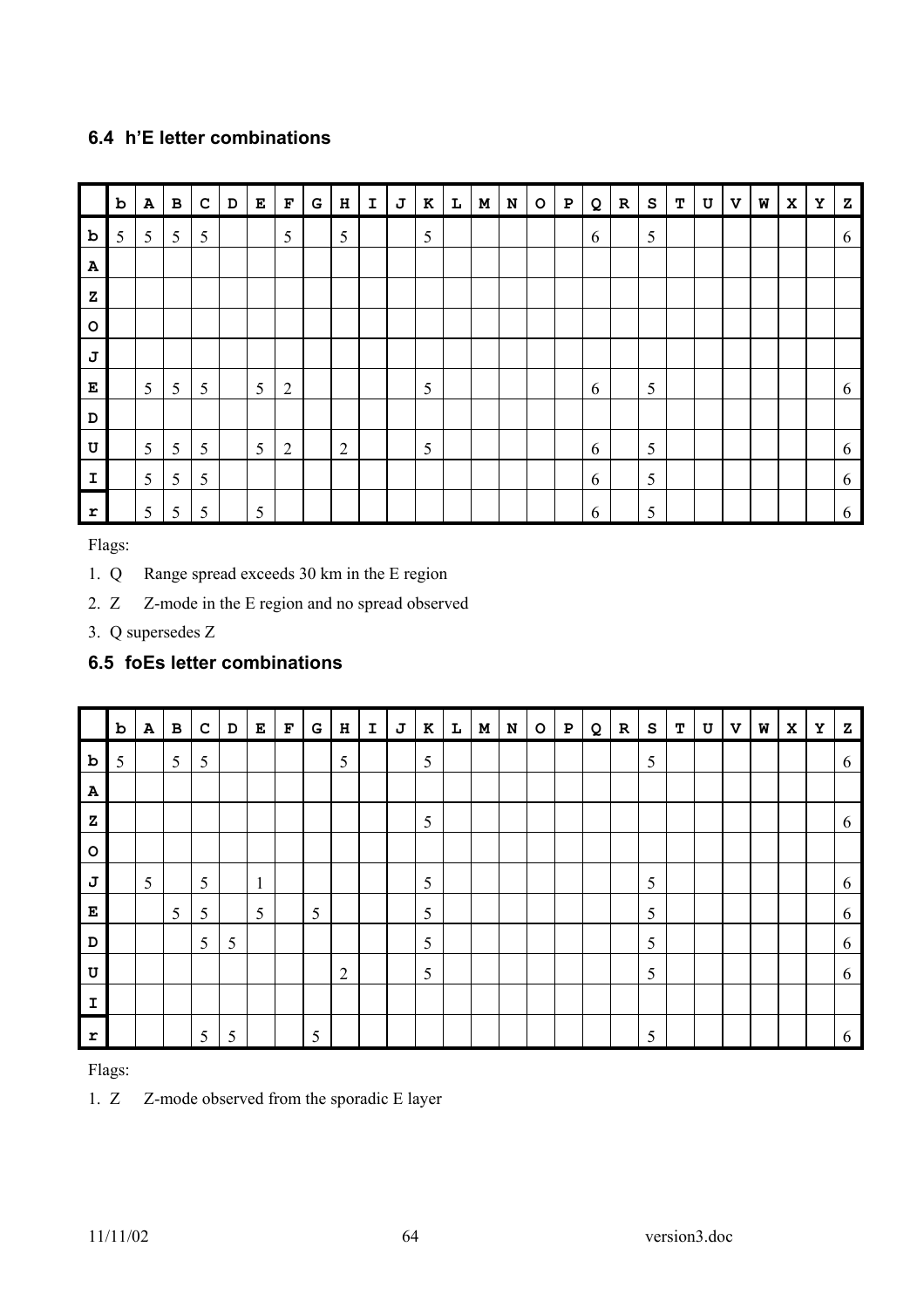### 6.4 h'E letter combinations

| | b | A | B | C | D | E | F | G | H | I | J | K | L | M | N | O | P | Q | R | S | T | U | V | W | X | Y | Z |
|---|---|---|---|---|---|---|---|---|---|---|---|---|---|---|---|---|---|---|---|---|---|---|---|---|---|---|---|
| **b** | 5 | 5 | 5 | 5 | | | 5 | | 5 | | | 5 | | | | | | 6 | | 5 | | | | | | | 6 |
| **A** | | | | | | | | | | | | | | | | | | | | | | | | | | | |
| **Z** | | | | | | | | | | | | | | | | | | | | | | | | | | | |
| **O** | | | | | | | | | | | | | | | | | | | | | | | | | | | |
| **J** | | | | | | | | | | | | | | | | | | | | | | | | | | | |
| **E** | | 5 | 5 | 5 | | 5 | 2 | | | | | 5 | | | | | | 6 | | 5 | | | | | | | 6 |
| **D** | | | | | | | | | | | | | | | | | | | | | | | | | | | |
| **U** | | 5 | 5 | 5 | | 5 | 2 | | 2 | | | 5 | | | | | | 6 | | 5 | | | | | | | 6 |
| **I** | | 5 | 5 | 5 | | | | | | | | | | | | | | 6 | | 5 | | | | | | | 6 |
| **r** | | 5 | 5 | 5 | | 5 | | | | | | | | | | | | 6 | | 5 | | | | | | | 6 |

Flags:

1. Q   Range spread exceeds 30 km in the E region
2. Z   Z-mode in the E region and no spread observed
3. Q supersedes Z

### 6.5 foEs letter combinations

| | b | A | B | C | D | E | F | G | H | I | J | K | L | M | N | O | P | Q | R | S | T | U | V | W | X | Y | Z |
|---|---|---|---|---|---|---|---|---|---|---|---|---|---|---|---|---|---|---|---|---|---|---|---|---|---|---|---|
| **b** | 5 | | 5 | 5 | | | | | 5 | | | 5 | | | | | | | | 5 | | | | | | | 6 |
| **A** | | | | | | | | | | | | | | | | | | | | | | | | | | | |
| **Z** | | | | | | | | | | | | 5 | | | | | | | | | | | | | | | 6 |
| **O** | | | | | | | | | | | | | | | | | | | | | | | | | | | |
| **J** | | 5 | | 5 | | 1 | | | | | | 5 | | | | | | | | 5 | | | | | | | 6 |
| **E** | | | 5 | 5 | | 5 | | 5 | | | | 5 | | | | | | | | 5 | | | | | | | 6 |
| **D** | | | | 5 | 5 | | | | | | | 5 | | | | | | | | 5 | | | | | | | 6 |
| **U** | | | | | | | | | 2 | | | 5 | | | | | | | | 5 | | | | | | | 6 |
| **I** | | | | | | | | | | | | | | | | | | | | | | | | | | | |
| **r** | | | | 5 | 5 | | | 5 | | | | | | | | | | | | 5 | | | | | | | 6 |

Flags:

1. Z   Z-mode observed from the sporadic E layer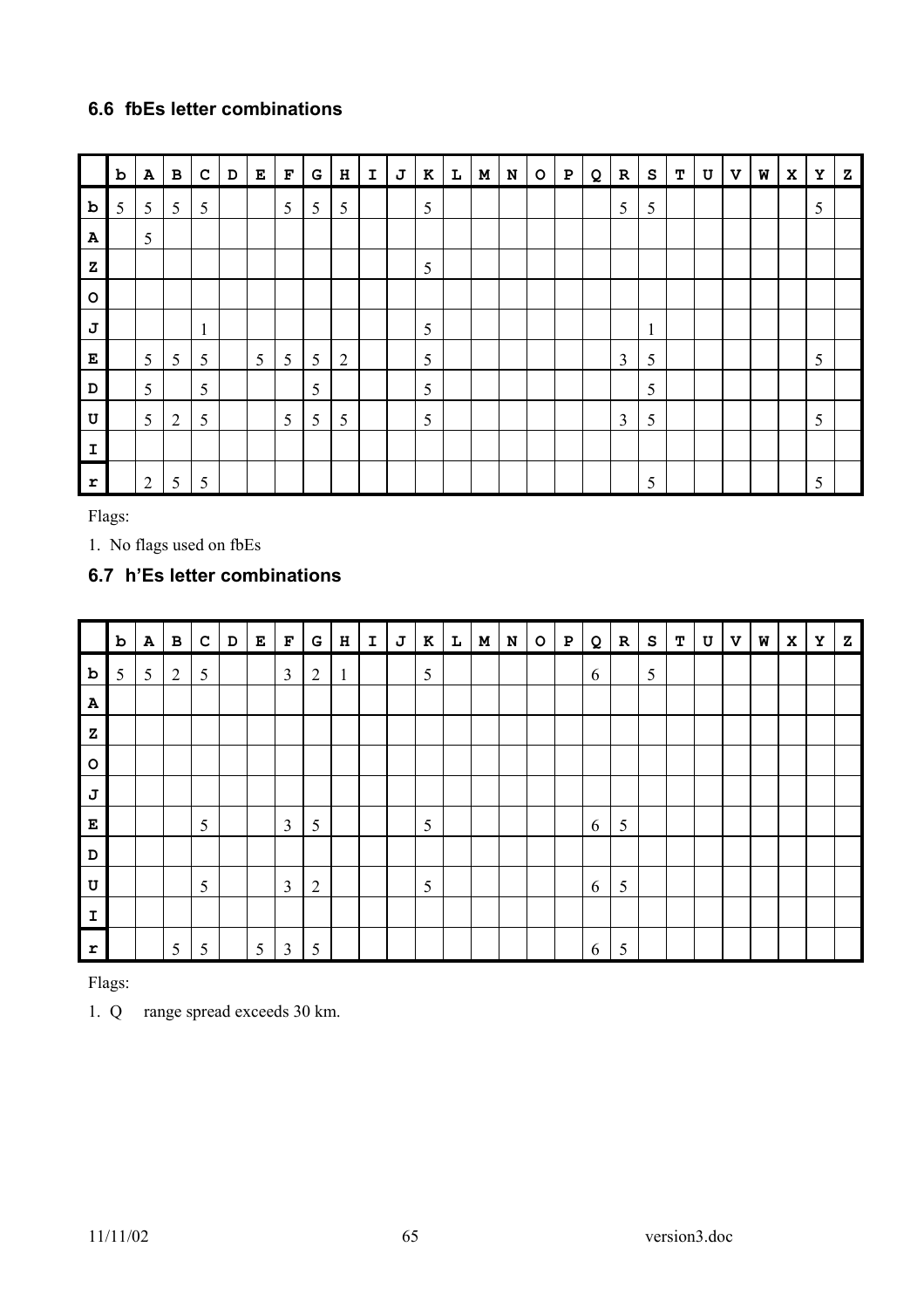### 6.6 fbEs letter combinations

| | b | A | B | C | D | E | F | G | H | I | J | K | L | M | N | O | P | Q | R | S | T | U | V | W | X | Y | Z |
|---|---|---|---|---|---|---|---|---|---|---|---|---|---|---|---|---|---|---|---|---|---|---|---|---|---|---|---|
| **b** | 5 | 5 | 5 | 5 | | | 5 | 5 | 5 | | | 5 | | | | | | | 5 | 5 | | | | | | 5 | |
| **A** | | 5 | | | | | | | | | | | | | | | | | | | | | | | | | |
| **Z** | | | | | | | | | | | | 5 | | | | | | | | | | | | | | | |
| **O** | | | | | | | | | | | | | | | | | | | | | | | | | | | |
| **J** | | | | 1 | | | | | | | | 5 | | | | | | | | 1 | | | | | | | |
| **E** | | 5 | 5 | 5 | | 5 | 5 | 5 | 2 | | | 5 | | | | | | | 3 | 5 | | | | | | 5 | |
| **D** | | 5 | | 5 | | | | 5 | | | | 5 | | | | | | | | 5 | | | | | | | |
| **U** | | 5 | 2 | 5 | | | 5 | 5 | 5 | | | 5 | | | | | | | 3 | 5 | | | | | | 5 | |
| **I** | | | | | | | | | | | | | | | | | | | | | | | | | | | |
| **r** | | 2 | 5 | 5 | | | | | | | | | | | | | | | | 5 | | | | | | 5 | |

Flags:

1. No flags used on fbEs

### 6.7 h'Es letter combinations

| | b | A | B | C | D | E | F | G | H | I | J | K | L | M | N | O | P | Q | R | S | T | U | V | W | X | Y | Z |
|---|---|---|---|---|---|---|---|---|---|---|---|---|---|---|---|---|---|---|---|---|---|---|---|---|---|---|---|
| **b** | 5 | 5 | 2 | 5 | | | 3 | 2 | 1 | | | 5 | | | | | | 6 | | 5 | | | | | | | |
| **A** | | | | | | | | | | | | | | | | | | | | | | | | | | | |
| **Z** | | | | | | | | | | | | | | | | | | | | | | | | | | | |
| **O** | | | | | | | | | | | | | | | | | | | | | | | | | | | |
| **J** | | | | | | | | | | | | | | | | | | | | | | | | | | | |
| **E** | | | | 5 | | | 3 | 5 | | | | 5 | | | | | | 6 | 5 | | | | | | | | |
| **D** | | | | | | | | | | | | | | | | | | | | | | | | | | | |
| **U** | | | | 5 | | | 3 | 2 | | | | 5 | | | | | | 6 | 5 | | | | | | | | |
| **I** | | | | | | | | | | | | | | | | | | | | | | | | | | | |
| **r** | | | 5 | 5 | | 5 | 3 | 5 | | | | | | | | | | 6 | 5 | | | | | | | | |

Flags:

1. Q range spread exceeds 30 km.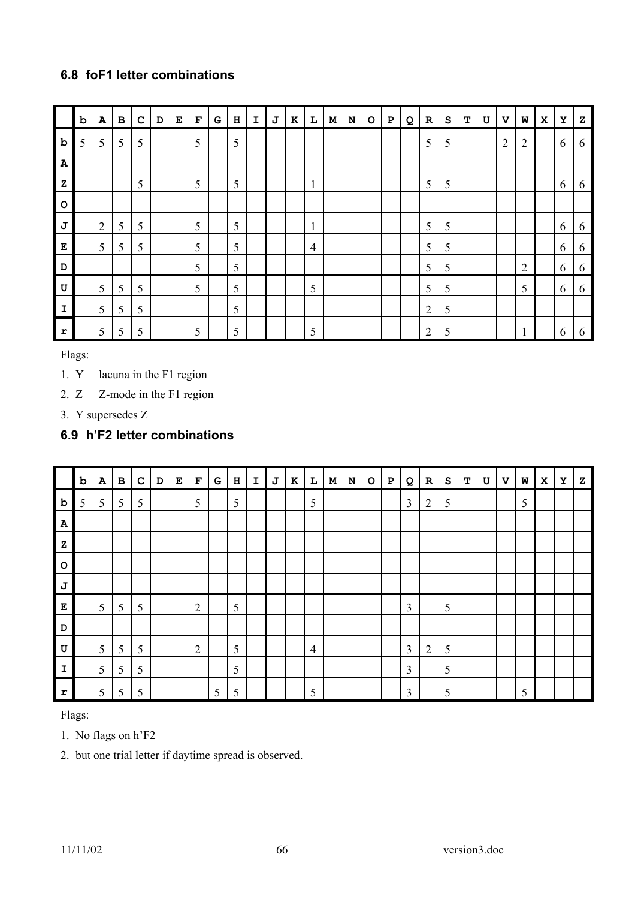## 6.8 foF1 letter combinations

| | b | A | B | C | D | E | F | G | H | I | J | K | L | M | N | O | P | Q | R | S | T | U | V | W | X | Y | Z |
|---|---|---|---|---|---|---|---|---|---|---|---|---|---|---|---|---|---|---|---|---|---|---|---|---|---|---|---|
| **b** | 5 | 5 | 5 | 5 | | | 5 | | 5 | | | | | | | | | | 5 | 5 | | | 2 | 2 | | 6 | 6 |
| **A** | | | | | | | | | | | | | | | | | | | | | | | | | | | |
| **Z** | | | | 5 | | | 5 | | 5 | | | | 1 | | | | | | 5 | 5 | | | | | | 6 | 6 |
| **O** | | | | | | | | | | | | | | | | | | | | | | | | | | | |
| **J** | | 2 | 5 | 5 | | | 5 | | 5 | | | | 1 | | | | | | 5 | 5 | | | | | | 6 | 6 |
| **E** | | 5 | 5 | 5 | | | 5 | | 5 | | | | 4 | | | | | | 5 | 5 | | | | | | 6 | 6 |
| **D** | | | | | | | 5 | | 5 | | | | | | | | | | 5 | 5 | | | | 2 | | 6 | 6 |
| **U** | | 5 | 5 | 5 | | | 5 | | 5 | | | | 5 | | | | | | 5 | 5 | | | | 5 | | 6 | 6 |
| **I** | | 5 | 5 | 5 | | | | | 5 | | | | | | | | | | 2 | 5 | | | | | | | |
| **r** | | 5 | 5 | 5 | | | 5 | | 5 | | | | 5 | | | | | | 2 | 5 | | | | 1 | | 6 | 6 |

Flags:

1. Y lacuna in the F1 region
2. Z Z-mode in the F1 region
3. Y supersedes Z

## 6.9 h'F2 letter combinations

| | b | A | B | C | D | E | F | G | H | I | J | K | L | M | N | O | P | Q | R | S | T | U | V | W | X | Y | Z |
|---|---|---|---|---|---|---|---|---|---|---|---|---|---|---|---|---|---|---|---|---|---|---|---|---|---|---|---|
| **b** | 5 | 5 | 5 | 5 | | | 5 | | 5 | | | | 5 | | | | | 3 | 2 | 5 | | | | 5 | | | |
| **A** | | | | | | | | | | | | | | | | | | | | | | | | | | | |
| **Z** | | | | | | | | | | | | | | | | | | | | | | | | | | | |
| **O** | | | | | | | | | | | | | | | | | | | | | | | | | | | |
| **J** | | | | | | | | | | | | | | | | | | | | | | | | | | | |
| **E** | | 5 | 5 | 5 | | | 2 | | 5 | | | | | | | | | 3 | | 5 | | | | | | | |
| **D** | | | | | | | | | | | | | | | | | | | | | | | | | | | |
| **U** | | 5 | 5 | 5 | | | 2 | | 5 | | | | 4 | | | | | 3 | 2 | 5 | | | | | | | |
| **I** | | 5 | 5 | 5 | | | | | 5 | | | | | | | | | 3 | | 5 | | | | | | | |
| **r** | | 5 | 5 | 5 | | | | 5 | 5 | | | | 5 | | | | | 3 | | 5 | | | | 5 | | | |

Flags:

1. No flags on h'F2
2. but one trial letter if daytime spread is observed.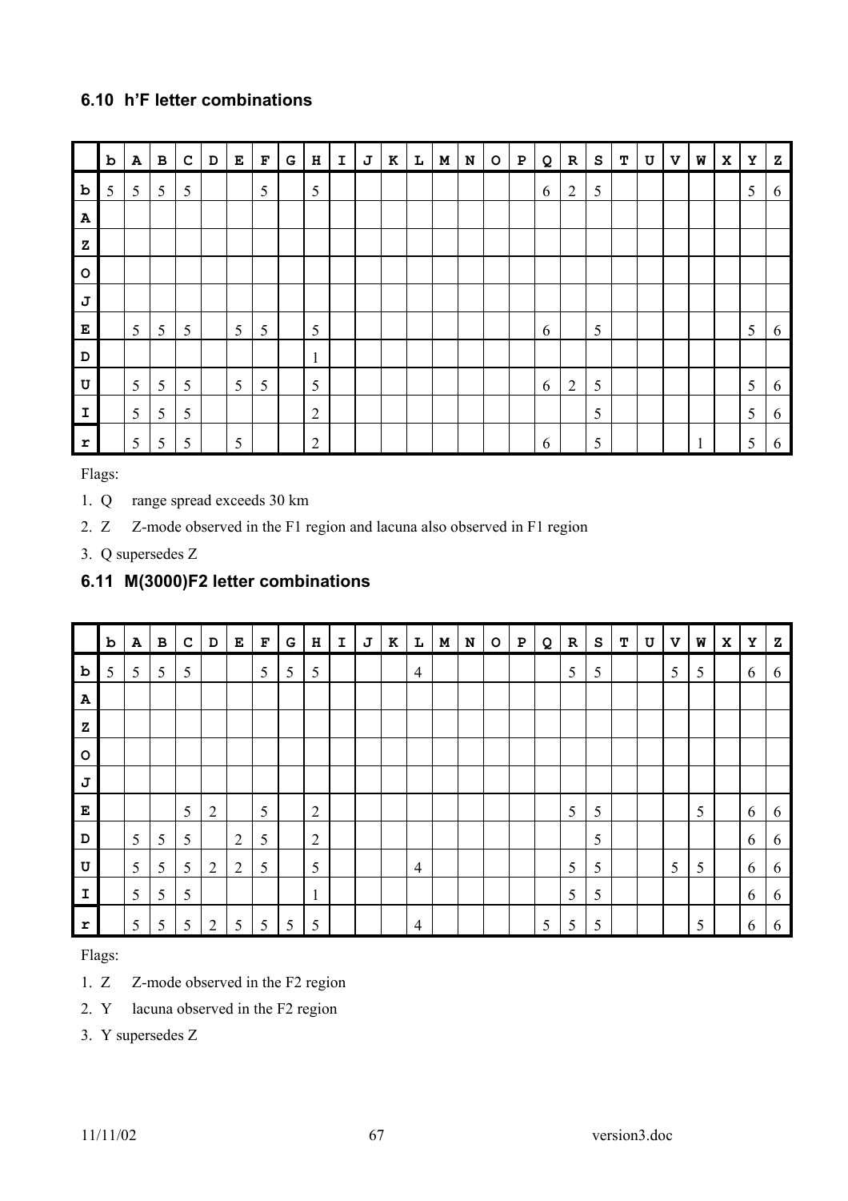### 6.10 h'F letter combinations

| | b | A | B | C | D | E | F | G | H | I | J | K | L | M | N | O | P | Q | R | S | T | U | V | W | X | Y | Z |
|---|---|---|---|---|---|---|---|---|---|---|---|---|---|---|---|---|---|---|---|---|---|---|---|---|---|---|---|
| **b** | 5 | 5 | 5 | 5 | | | 5 | | 5 | | | | | | | | | 6 | 2 | 5 | | | | | | 5 | 6 |
| **A** | | | | | | | | | | | | | | | | | | | | | | | | | | | |
| **Z** | | | | | | | | | | | | | | | | | | | | | | | | | | | |
| **O** | | | | | | | | | | | | | | | | | | | | | | | | | | | |
| **J** | | | | | | | | | | | | | | | | | | | | | | | | | | | |
| **E** | | 5 | 5 | 5 | | 5 | 5 | | 5 | | | | | | | | | 6 | | 5 | | | | | | 5 | 6 |
| **D** | | | | | | | | | 1 | | | | | | | | | | | | | | | | | | |
| **U** | | 5 | 5 | 5 | | 5 | 5 | | 5 | | | | | | | | | 6 | 2 | 5 | | | | | | 5 | 6 |
| **I** | | 5 | 5 | 5 | | | | | 2 | | | | | | | | | | | 5 | | | | | | 5 | 6 |
| **r** | | 5 | 5 | 5 | | 5 | | | 2 | | | | | | | | | 6 | | 5 | | | | 1 | | 5 | 6 |

Flags:

1. Q range spread exceeds 30 km
2. Z Z-mode observed in the F1 region and lacuna also observed in F1 region
3. Q supersedes Z

### 6.11 M(3000)F2 letter combinations

| | b | A | B | C | D | E | F | G | H | I | J | K | L | M | N | O | P | Q | R | S | T | U | V | W | X | Y | Z |
|---|---|---|---|---|---|---|---|---|---|---|---|---|---|---|---|---|---|---|---|---|---|---|---|---|---|---|---|
| **b** | 5 | 5 | 5 | 5 | | | 5 | 5 | 5 | | | | 4 | | | | | | 5 | 5 | | | 5 | 5 | | 6 | 6 |
| **A** | | | | | | | | | | | | | | | | | | | | | | | | | | | |
| **Z** | | | | | | | | | | | | | | | | | | | | | | | | | | | |
| **O** | | | | | | | | | | | | | | | | | | | | | | | | | | | |
| **J** | | | | | | | | | | | | | | | | | | | | | | | | | | | |
| **E** | | | | 5 | 2 | | 5 | | 2 | | | | | | | | | | 5 | 5 | | | | 5 | | 6 | 6 |
| **D** | | 5 | 5 | 5 | | 2 | 5 | | 2 | | | | | | | | | | | 5 | | | | | | 6 | 6 |
| **U** | | 5 | 5 | 5 | 2 | 2 | 5 | | 5 | | | | 4 | | | | | | 5 | 5 | | | 5 | 5 | | 6 | 6 |
| **I** | | 5 | 5 | 5 | | | | | 1 | | | | | | | | | | 5 | 5 | | | | | | 6 | 6 |
| **r** | | 5 | 5 | 5 | 2 | 5 | 5 | 5 | 5 | | | | 4 | | | | | 5 | 5 | 5 | | | | 5 | | 6 | 6 |

Flags:

1. Z Z-mode observed in the F2 region
2. Y lacuna observed in the F2 region
3. Y supersedes Z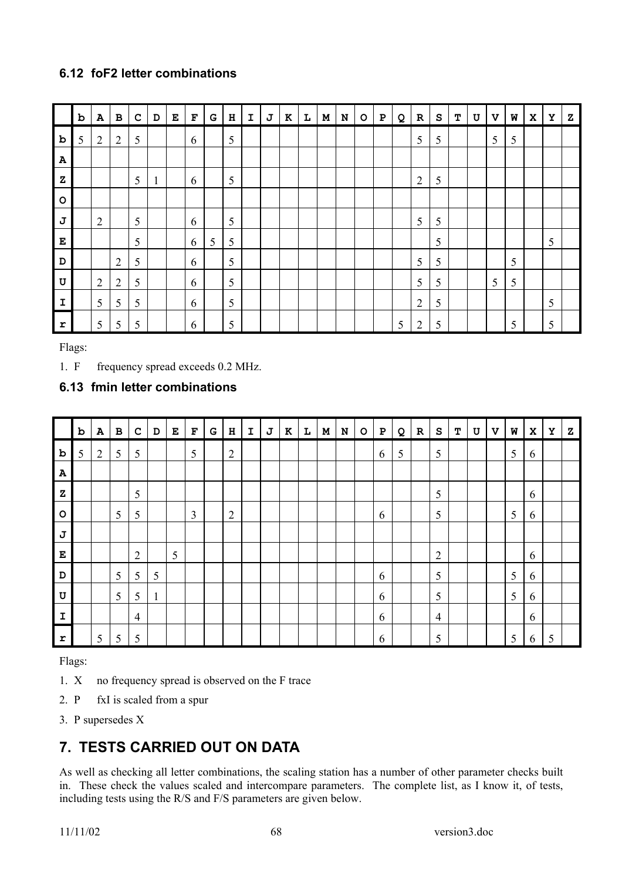### 6.12 foF2 letter combinations

| | b | A | B | C | D | E | F | G | H | I | J | K | L | M | N | O | P | Q | R | S | T | U | V | W | X | Y | Z |
|---|---|---|---|---|---|---|---|---|---|---|---|---|---|---|---|---|---|---|---|---|---|---|---|---|---|---|---|
| **b** | 5 | 2 | 2 | 5 | | | 6 | | 5 | | | | | | | | | | 5 | 5 | | | 5 | 5 | | | |
| **A** | | | | | | | | | | | | | | | | | | | | | | | | | | | |
| **Z** | | | | 5 | 1 | | 6 | | 5 | | | | | | | | | | 2 | 5 | | | | | | | |
| **O** | | | | | | | | | | | | | | | | | | | | | | | | | | | |
| **J** | | 2 | | 5 | | | 6 | | 5 | | | | | | | | | | 5 | 5 | | | | | | | |
| **E** | | | | 5 | | | 6 | 5 | 5 | | | | | | | | | | | 5 | | | | | | 5 | |
| **D** | | | 2 | 5 | | | 6 | | 5 | | | | | | | | | | 5 | 5 | | | | 5 | | | |
| **U** | | 2 | 2 | 5 | | | 6 | | 5 | | | | | | | | | | 5 | 5 | | | 5 | 5 | | | |
| **I** | | 5 | 5 | 5 | | | 6 | | 5 | | | | | | | | | | 2 | 5 | | | | | | 5 | |
| **r** | | 5 | 5 | 5 | | | 6 | | 5 | | | | | | | | | 5 | 2 | 5 | | | | 5 | | 5 | |

Flags:

1. F frequency spread exceeds 0.2 MHz.

### 6.13 fmin letter combinations

| | b | A | B | C | D | E | F | G | H | I | J | K | L | M | N | O | P | Q | R | S | T | U | V | W | X | Y | Z |
|---|---|---|---|---|---|---|---|---|---|---|---|---|---|---|---|---|---|---|---|---|---|---|---|---|---|---|---|
| **b** | 5 | 2 | 5 | 5 | | | 5 | | 2 | | | | | | | | 6 | 5 | | 5 | | | | 5 | 6 | | |
| **A** | | | | | | | | | | | | | | | | | | | | | | | | | | | |
| **Z** | | | | 5 | | | | | | | | | | | | | | | | 5 | | | | | 6 | | |
| **O** | | | 5 | 5 | | | 3 | | 2 | | | | | | | | 6 | | | 5 | | | | 5 | 6 | | |
| **J** | | | | | | | | | | | | | | | | | | | | | | | | | | | |
| **E** | | | | 2 | | 5 | | | | | | | | | | | | | | 2 | | | | | 6 | | |
| **D** | | | 5 | 5 | 5 | | | | | | | | | | | | 6 | | | 5 | | | | 5 | 6 | | |
| **U** | | | 5 | 5 | 1 | | | | | | | | | | | | 6 | | | 5 | | | | 5 | 6 | | |
| **I** | | | | 4 | | | | | | | | | | | | | 6 | | | 4 | | | | | 6 | | |
| **r** | | 5 | 5 | 5 | | | | | | | | | | | | | 6 | | | 5 | | | | 5 | 6 | 5 | |

Flags:

1. X no frequency spread is observed on the F trace
2. P fxI is scaled from a spur
3. P supersedes X

## 7. TESTS CARRIED OUT ON DATA

As well as checking all letter combinations, the scaling station has a number of other parameter checks built in. These check the values scaled and intercompare parameters. The complete list, as I know it, of tests, including tests using the R/S and F/S parameters are given below.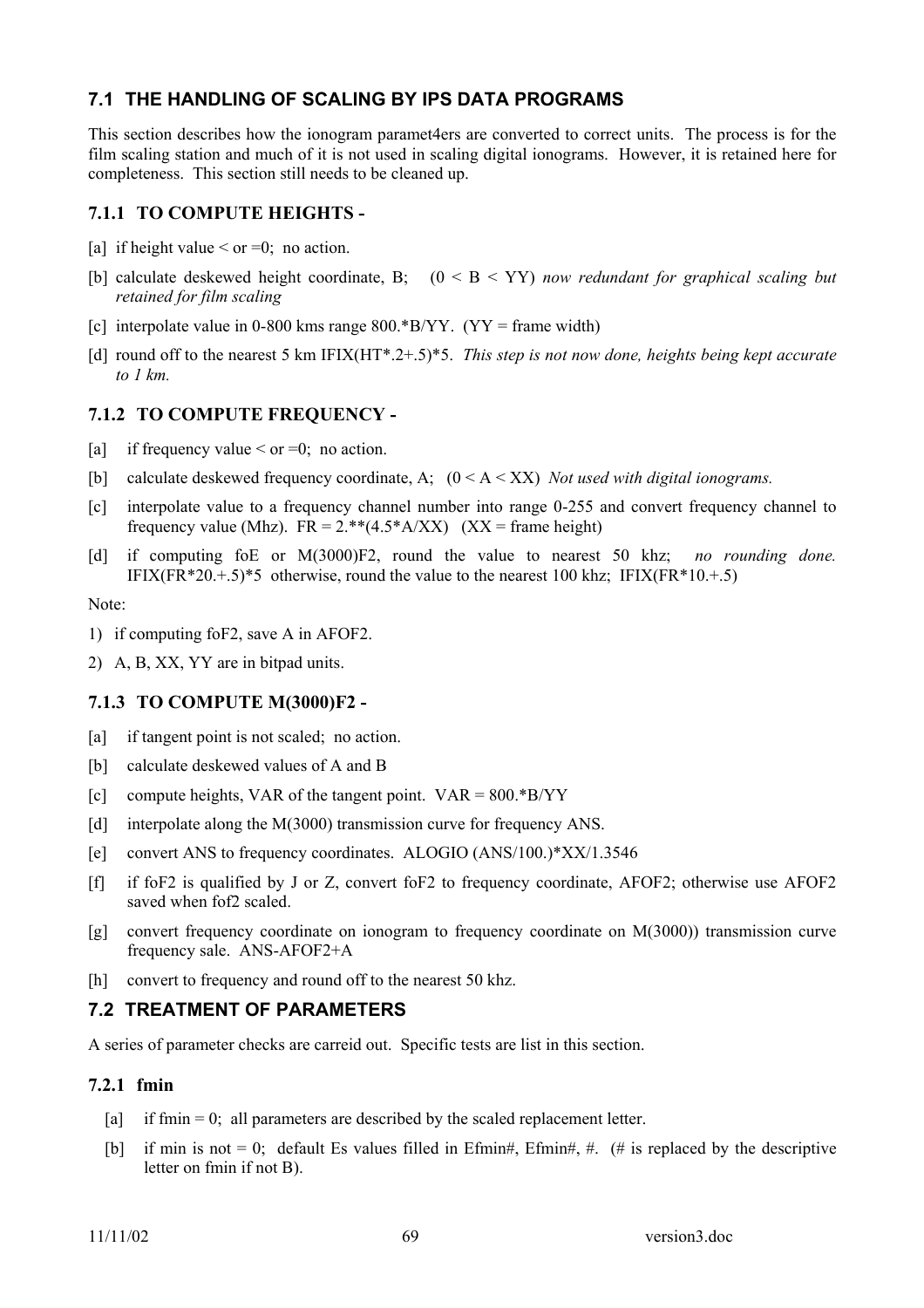## 7.1 THE HANDLING OF SCALING BY IPS DATA PROGRAMS

This section describes how the ionogram paramet4ers are converted to correct units. The process is for the film scaling station and much of it is not used in scaling digital ionograms. However, it is retained here for completeness. This section still needs to be cleaned up.

### 7.1.1 TO COMPUTE HEIGHTS -

[a] if height value < or =0; no action.

[b] calculate deskewed height coordinate, B; (0 < B < YY) *now redundant for graphical scaling but retained for film scaling*

[c] interpolate value in 0-800 kms range 800.*B/YY. (YY = frame width)

[d] round off to the nearest 5 km IFIX(HT*.2+.5)*5. *This step is not now done, heights being kept accurate to 1 km.*

### 7.1.2 TO COMPUTE FREQUENCY -

[a] if frequency value < or =0; no action.

[b] calculate deskewed frequency coordinate, A; (0 < A < XX) *Not used with digital ionograms.*

[c] interpolate value to a frequency channel number into range 0-255 and convert frequency channel to frequency value (Mhz). FR = 2.**(4.5*A/XX) (XX = frame height)

[d] if computing foE or M(3000)F2, round the value to nearest 50 khz; *no rounding done.* IFIX(FR*20.+.5)*5 otherwise, round the value to the nearest 100 khz; IFIX(FR*10.+.5)

Note:

1) if computing foF2, save A in AFOF2.
2) A, B, XX, YY are in bitpad units.

### 7.1.3 TO COMPUTE M(3000)F2 -

[a] if tangent point is not scaled; no action.

[b] calculate deskewed values of A and B

[c] compute heights, VAR of the tangent point. VAR = 800.*B/YY

[d] interpolate along the M(3000) transmission curve for frequency ANS.

[e] convert ANS to frequency coordinates. ALOGIO (ANS/100.)*XX/1.3546

[f] if foF2 is qualified by J or Z, convert foF2 to frequency coordinate, AFOF2; otherwise use AFOF2 saved when fof2 scaled.

[g] convert frequency coordinate on ionogram to frequency coordinate on M(3000)) transmission curve frequency sale. ANS-AFOF2+A

[h] convert to frequency and round off to the nearest 50 khz.

## 7.2 TREATMENT OF PARAMETERS

A series of parameter checks are carreid out. Specific tests are list in this section.

### 7.2.1 fmin

[a] if fmin = 0; all parameters are described by the scaled replacement letter.

[b] if min is not = 0; default Es values filled in Efmin#, Efmin#, #. (# is replaced by the descriptive letter on fmin if not B).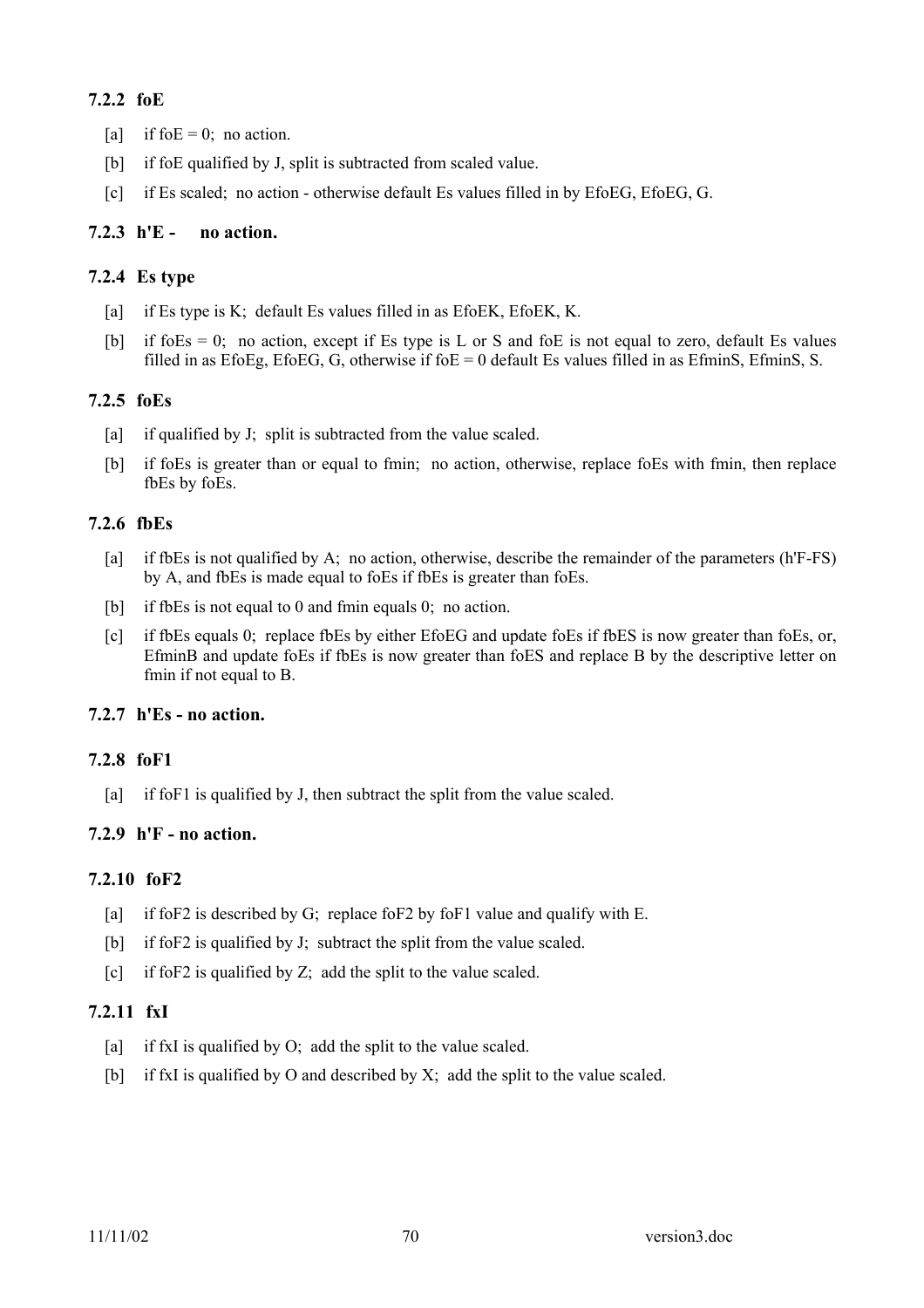### 7.2.2 foE

[a] if foE = 0; no action.

[b] if foE qualified by J, split is subtracted from scaled value.

[c] if Es scaled; no action - otherwise default Es values filled in by EfoEG, EfoEG, G.

### 7.2.3 h'E - no action.

### 7.2.4 Es type

[a] if Es type is K; default Es values filled in as EfoEK, EfoEK, K.

[b] if foEs = 0; no action, except if Es type is L or S and foE is not equal to zero, default Es values filled in as EfoEg, EfoEG, G, otherwise if foE = 0 default Es values filled in as EfminS, EfminS, S.

### 7.2.5 foEs

[a] if qualified by J; split is subtracted from the value scaled.

[b] if foEs is greater than or equal to fmin; no action, otherwise, replace foEs with fmin, then replace fbEs by foEs.

### 7.2.6 fbEs

[a] if fbEs is not qualified by A; no action, otherwise, describe the remainder of the parameters (h'F-FS) by A, and fbEs is made equal to foEs if fbEs is greater than foEs.

[b] if fbEs is not equal to 0 and fmin equals 0; no action.

[c] if fbEs equals 0; replace fbEs by either EfoEG and update foEs if fbES is now greater than foEs, or, EfminB and update foEs if fbEs is now greater than foES and replace B by the descriptive letter on fmin if not equal to B.

### 7.2.7 h'Es - no action.

### 7.2.8 foF1

[a] if foF1 is qualified by J, then subtract the split from the value scaled.

### 7.2.9 h'F - no action.

### 7.2.10 foF2

[a] if foF2 is described by G; replace foF2 by foF1 value and qualify with E.

[b] if foF2 is qualified by J; subtract the split from the value scaled.

[c] if foF2 is qualified by Z; add the split to the value scaled.

### 7.2.11 fxI

[a] if fxI is qualified by O; add the split to the value scaled.

[b] if fxI is qualified by O and described by X; add the split to the value scaled.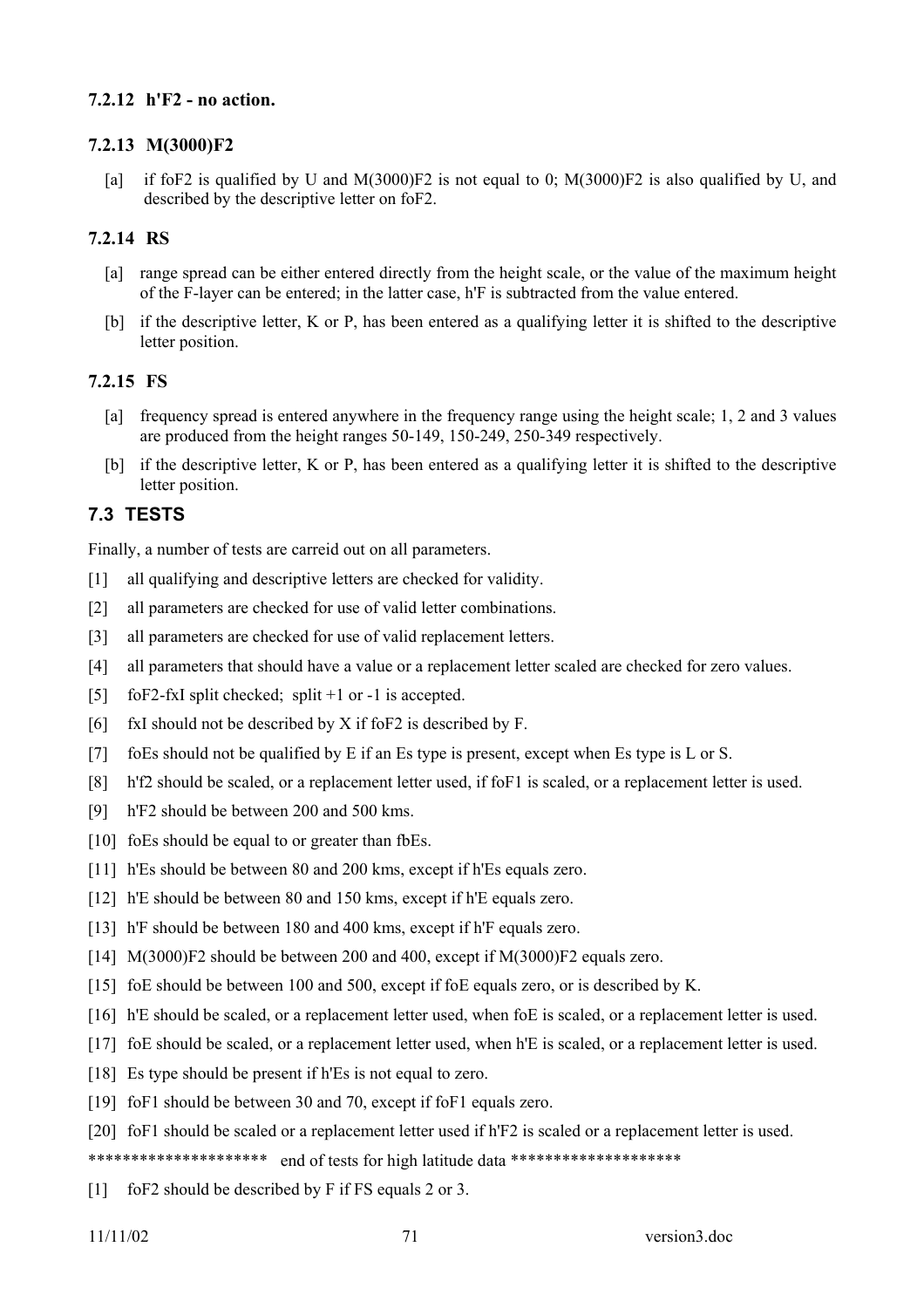### 7.2.12 h'F2 - no action.

### 7.2.13 M(3000)F2

[a] if foF2 is qualified by U and M(3000)F2 is not equal to 0; M(3000)F2 is also qualified by U, and described by the descriptive letter on foF2.

### 7.2.14 RS

[a] range spread can be either entered directly from the height scale, or the value of the maximum height of the F-layer can be entered; in the latter case, h'F is subtracted from the value entered.

[b] if the descriptive letter, K or P, has been entered as a qualifying letter it is shifted to the descriptive letter position.

### 7.2.15 FS

[a] frequency spread is entered anywhere in the frequency range using the height scale; 1, 2 and 3 values are produced from the height ranges 50-149, 150-249, 250-349 respectively.

[b] if the descriptive letter, K or P, has been entered as a qualifying letter it is shifted to the descriptive letter position.

## 7.3 TESTS

Finally, a number of tests are carreid out on all parameters.

[1] all qualifying and descriptive letters are checked for validity.

[2] all parameters are checked for use of valid letter combinations.

[3] all parameters are checked for use of valid replacement letters.

[4] all parameters that should have a value or a replacement letter scaled are checked for zero values.

[5] foF2-fxI split checked; split +1 or -1 is accepted.

[6] fxI should not be described by X if foF2 is described by F.

[7] foEs should not be qualified by E if an Es type is present, except when Es type is L or S.

[8] h'f2 should be scaled, or a replacement letter used, if foF1 is scaled, or a replacement letter is used.

[9] h'F2 should be between 200 and 500 kms.

[10] foEs should be equal to or greater than fbEs.

[11] h'Es should be between 80 and 200 kms, except if h'Es equals zero.

[12] h'E should be between 80 and 150 kms, except if h'E equals zero.

[13] h'F should be between 180 and 400 kms, except if h'F equals zero.

[14] M(3000)F2 should be between 200 and 400, except if M(3000)F2 equals zero.

[15] foE should be between 100 and 500, except if foE equals zero, or is described by K.

[16] h'E should be scaled, or a replacement letter used, when foE is scaled, or a replacement letter is used.

[17] foE should be scaled, or a replacement letter used, when h'E is scaled, or a replacement letter is used.

[18] Es type should be present if h'Es is not equal to zero.

[19] foF1 should be between 30 and 70, except if foF1 equals zero.

[20] foF1 should be scaled or a replacement letter used if h'F2 is scaled or a replacement letter is used.

********************* end of tests for high latitude data ********************

[1] foF2 should be described by F if FS equals 2 or 3.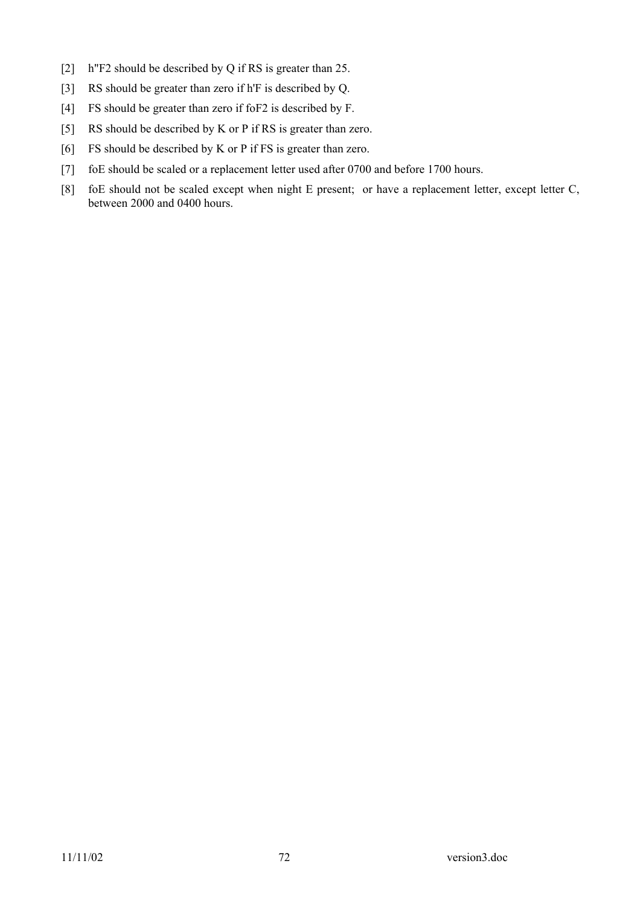[2] h"F2 should be described by Q if RS is greater than 25.

[3] RS should be greater than zero if h'F is described by Q.

[4] FS should be greater than zero if foF2 is described by F.

[5] RS should be described by K or P if RS is greater than zero.

[6] FS should be described by K or P if FS is greater than zero.

[7] foE should be scaled or a replacement letter used after 0700 and before 1700 hours.

[8] foE should not be scaled except when night E present; or have a replacement letter, except letter C, between 2000 and 0400 hours.